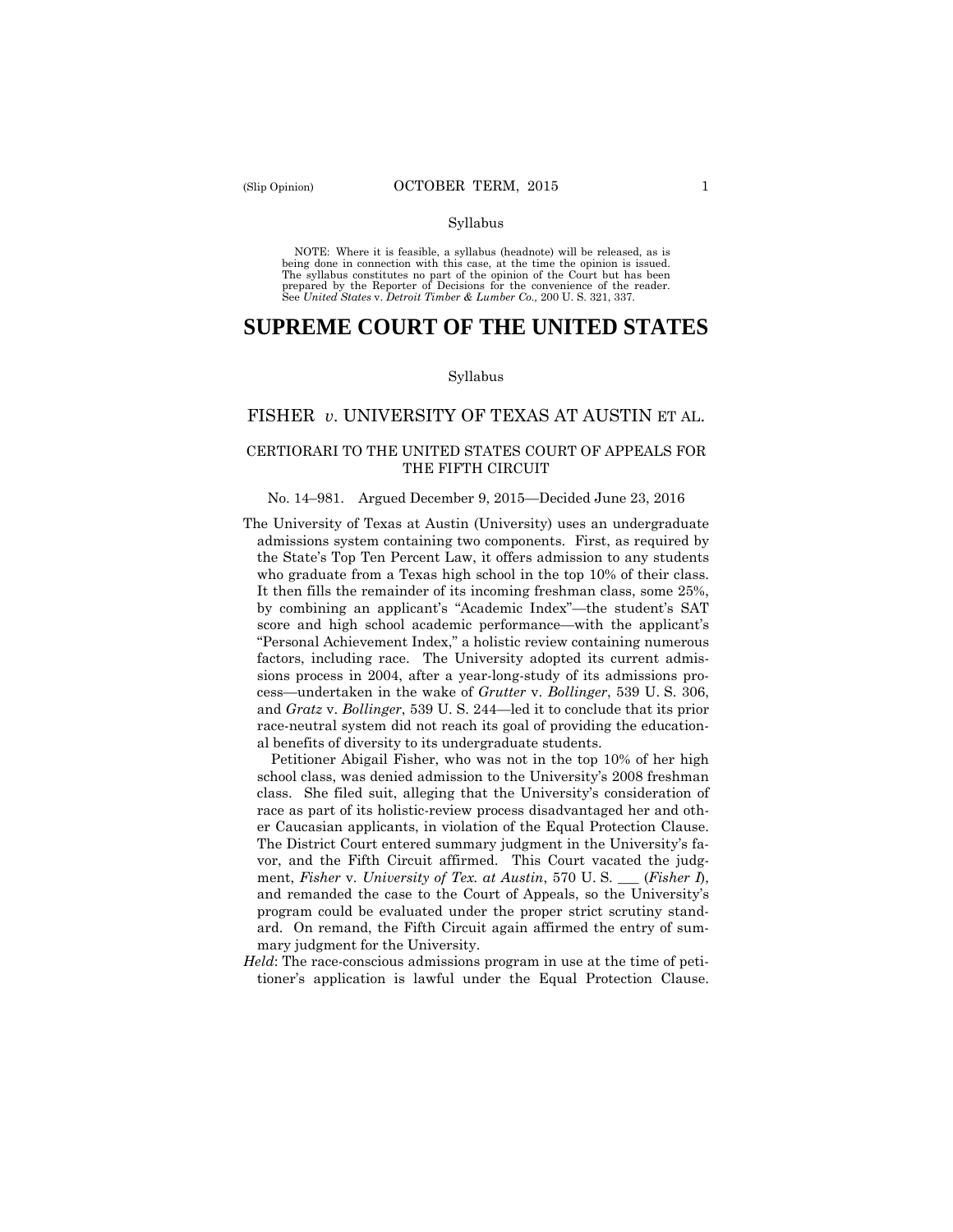Syllabus

NOTE: Where it is feasible, a syllabus (headnote) will be released, as is being done in connection with this case, at the time the opinion is issued. The syllabus constitutes no part of the opinion of the Court but has been prepared by the Reporter of Decisions for the convenience of the reader. See *United States* v. *Detroit Timber & Lumber Co.,* 200 U. S. 321, 337.

# SUPREME COURT OF THE UNITED STATES

Syllabus

## FISHER *v*. UNIVERSITY OF TEXAS AT AUSTIN ET AL.

### CERTIORARI TO THE UNITED STATES COURT OF APPEALS FOR THE FIFTH CIRCUIT

No. 14–981. Argued December 9, 2015—Decided June 23, 2016

The University of Texas at Austin (University) uses an undergraduate admissions system containing two components. First, as required by the State's Top Ten Percent Law, it offers admission to any students who graduate from a Texas high school in the top 10% of their class. It then fills the remainder of its incoming freshman class, some 25%, by combining an applicant's "Academic Index"—the student's SAT score and high school academic performance—with the applicant's "Personal Achievement Index," a holistic review containing numerous factors, including race. The University adopted its current admissions process in 2004, after a year-long-study of its admissions process—undertaken in the wake of *Grutter* v. *Bollinger*, 539 U. S. 306, and *Gratz* v. *Bollinger*, 539 U. S. 244—led it to conclude that its prior race-neutral system did not reach its goal of providing the educational benefits of diversity to its undergraduate students.

Petitioner Abigail Fisher, who was not in the top 10% of her high school class, was denied admission to the University's 2008 freshman class. She filed suit, alleging that the University's consideration of race as part of its holistic-review process disadvantaged her and other Caucasian applicants, in violation of the Equal Protection Clause. The District Court entered summary judgment in the University's favor, and the Fifth Circuit affirmed. This Court vacated the judgment, *Fisher* v. *University of Tex. at Austin*, 570 U. S. ___ (*Fisher I*), and remanded the case to the Court of Appeals, so the University's program could be evaluated under the proper strict scrutiny standard. On remand, the Fifth Circuit again affirmed the entry of summary judgment for the University.

*Held*: The race-conscious admissions program in use at the time of petitioner's application is lawful under the Equal Protection Clause.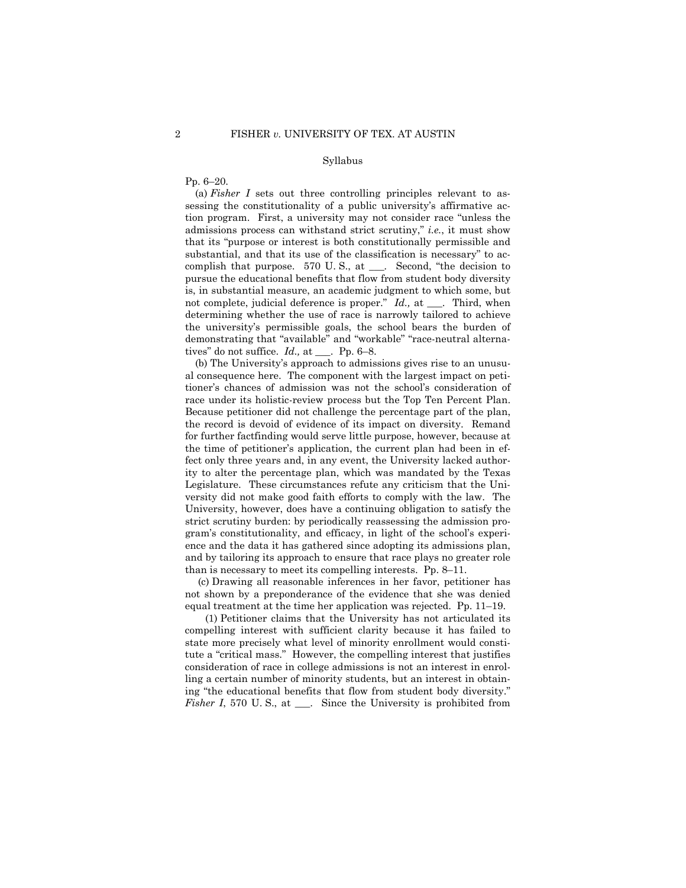Syllabus

Pp. 6–20.

(a) *Fisher I* sets out three controlling principles relevant to assessing the constitutionality of a public university's affirmative action program. First, a university may not consider race "unless the admissions process can withstand strict scrutiny," *i.e.*, it must show that its "purpose or interest is both constitutionally permissible and substantial, and that its use of the classification is necessary" to accomplish that purpose. 570 U. S., at ___. Second, "the decision to pursue the educational benefits that flow from student body diversity is, in substantial measure, an academic judgment to which some, but not complete, judicial deference is proper." *Id.,* at ___. Third, when determining whether the use of race is narrowly tailored to achieve the university's permissible goals, the school bears the burden of demonstrating that "available" and "workable" "race-neutral alternatives" do not suffice. *Id.,* at ___. Pp. 6–8.

(b) The University's approach to admissions gives rise to an unusual consequence here. The component with the largest impact on petitioner's chances of admission was not the school's consideration of race under its holistic-review process but the Top Ten Percent Plan. Because petitioner did not challenge the percentage part of the plan, the record is devoid of evidence of its impact on diversity. Remand for further factfinding would serve little purpose, however, because at the time of petitioner's application, the current plan had been in effect only three years and, in any event, the University lacked authority to alter the percentage plan, which was mandated by the Texas Legislature. These circumstances refute any criticism that the University did not make good faith efforts to comply with the law. The University, however, does have a continuing obligation to satisfy the strict scrutiny burden: by periodically reassessing the admission program's constitutionality, and efficacy, in light of the school's experience and the data it has gathered since adopting its admissions plan, and by tailoring its approach to ensure that race plays no greater role than is necessary to meet its compelling interests. Pp. 8–11.

(c) Drawing all reasonable inferences in her favor, petitioner has not shown by a preponderance of the evidence that she was denied equal treatment at the time her application was rejected. Pp. 11–19.

(1) Petitioner claims that the University has not articulated its compelling interest with sufficient clarity because it has failed to state more precisely what level of minority enrollment would constitute a "critical mass." However, the compelling interest that justifies consideration of race in college admissions is not an interest in enrolling a certain number of minority students, but an interest in obtaining "the educational benefits that flow from student body diversity." *Fisher I*, 570 U. S., at ___. Since the University is prohibited from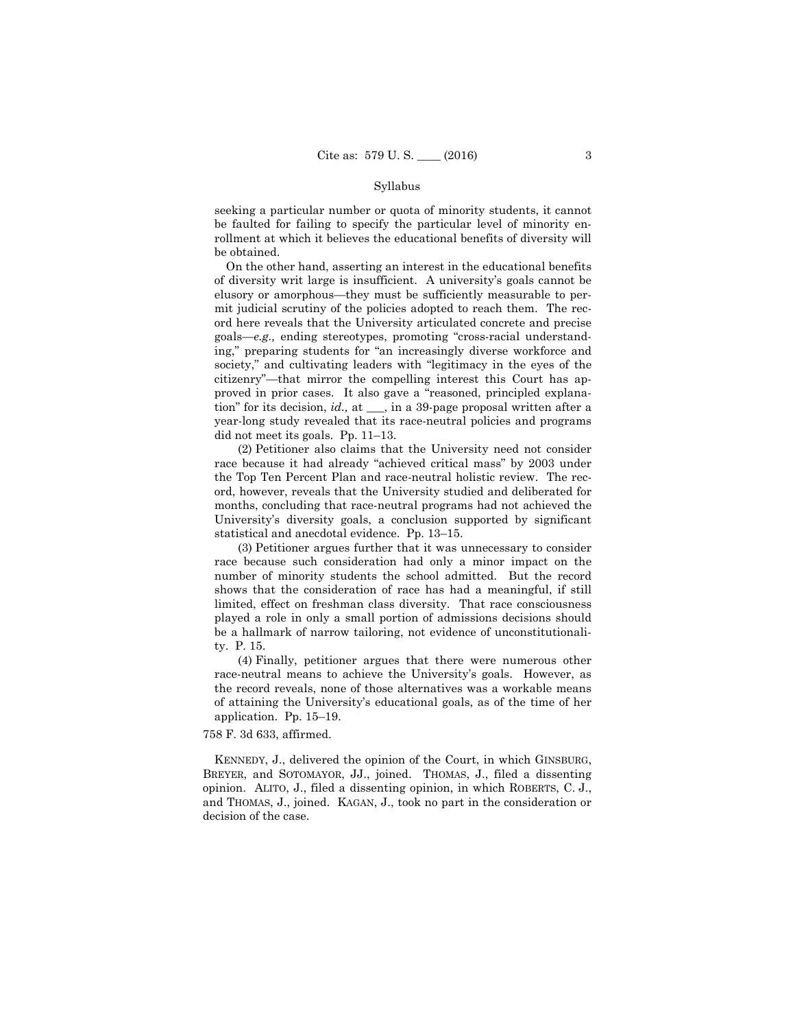seeking a particular number or quota of minority students, it cannot be faulted for failing to specify the particular level of minority enrollment at which it believes the educational benefits of diversity will be obtained.

On the other hand, asserting an interest in the educational benefits of diversity writ large is insufficient. A university's goals cannot be elusory or amorphous—they must be sufficiently measurable to permit judicial scrutiny of the policies adopted to reach them. The record here reveals that the University articulated concrete and precise goals—*e.g.,* ending stereotypes, promoting "cross-racial understanding," preparing students for "an increasingly diverse workforce and society," and cultivating leaders with "legitimacy in the eyes of the citizenry"—that mirror the compelling interest this Court has approved in prior cases. It also gave a "reasoned, principled explanation" for its decision, *id.,* at ___, in a 39-page proposal written after a year-long study revealed that its race-neutral policies and programs did not meet its goals. Pp. 11–13.

(2) Petitioner also claims that the University need not consider race because it had already "achieved critical mass" by 2003 under the Top Ten Percent Plan and race-neutral holistic review. The record, however, reveals that the University studied and deliberated for months, concluding that race-neutral programs had not achieved the University's diversity goals, a conclusion supported by significant statistical and anecdotal evidence. Pp. 13–15.

(3) Petitioner argues further that it was unnecessary to consider race because such consideration had only a minor impact on the number of minority students the school admitted. But the record shows that the consideration of race has had a meaningful, if still limited, effect on freshman class diversity. That race consciousness played a role in only a small portion of admissions decisions should be a hallmark of narrow tailoring, not evidence of unconstitutionality. P. 15.

(4) Finally, petitioner argues that there were numerous other race-neutral means to achieve the University's goals. However, as the record reveals, none of those alternatives was a workable means of attaining the University's educational goals, as of the time of her application. Pp. 15–19.

758 F. 3d 633, affirmed.

KENNEDY, J., delivered the opinion of the Court, in which GINSBURG, BREYER, and SOTOMAYOR, JJ., joined. THOMAS, J., filed a dissenting opinion. ALITO, J., filed a dissenting opinion, in which ROBERTS, C. J., and THOMAS, J., joined. KAGAN, J., took no part in the consideration or decision of the case.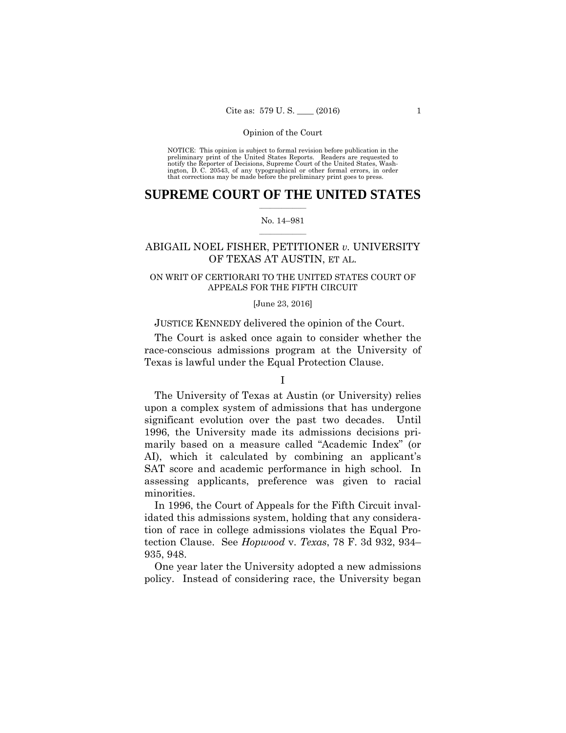NOTICE: This opinion is subject to formal revision before publication in the preliminary print of the United States Reports. Readers are requested to notify the Reporter of Decisions, Supreme Court of the United States, Washington, D. C. 20543, of any typographical or other formal errors, in order that corrections may be made before the preliminary print goes to press.

# SUPREME COURT OF THE UNITED STATES

No. 14–981

## ABIGAIL NOEL FISHER, PETITIONER *v.* UNIVERSITY OF TEXAS AT AUSTIN, ET AL.

ON WRIT OF CERTIORARI TO THE UNITED STATES COURT OF APPEALS FOR THE FIFTH CIRCUIT

[June 23, 2016]

JUSTICE KENNEDY delivered the opinion of the Court.

The Court is asked once again to consider whether the race-conscious admissions program at the University of Texas is lawful under the Equal Protection Clause.

I

The University of Texas at Austin (or University) relies upon a complex system of admissions that has undergone significant evolution over the past two decades. Until 1996, the University made its admissions decisions primarily based on a measure called "Academic Index" (or AI), which it calculated by combining an applicant's SAT score and academic performance in high school. In assessing applicants, preference was given to racial minorities.

In 1996, the Court of Appeals for the Fifth Circuit invalidated this admissions system, holding that any consideration of race in college admissions violates the Equal Protection Clause. See *Hopwood* v. *Texas*, 78 F. 3d 932, 934–935, 948.

One year later the University adopted a new admissions policy. Instead of considering race, the University began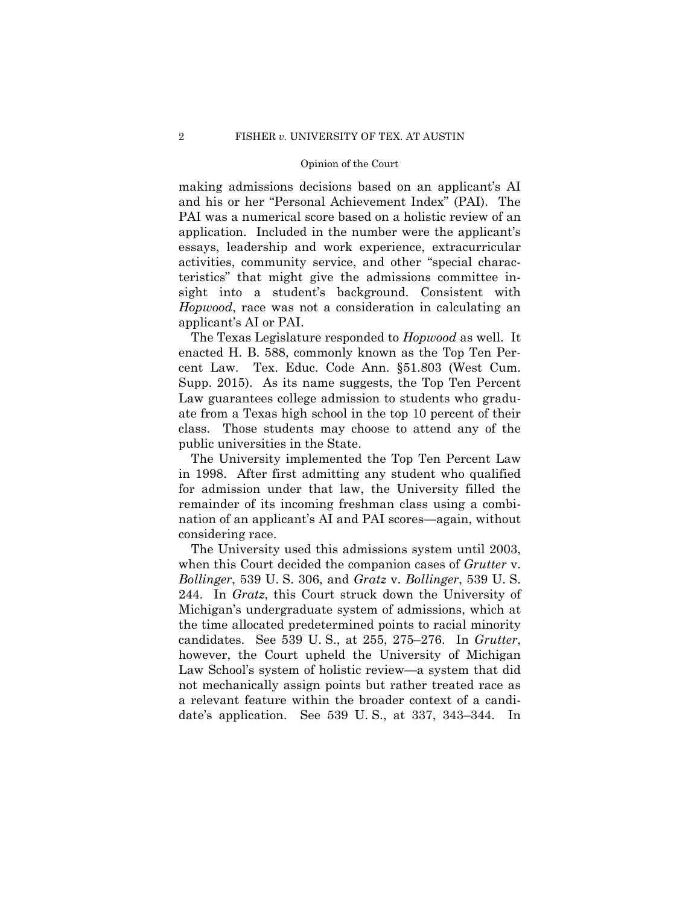making admissions decisions based on an applicant's AI and his or her "Personal Achievement Index" (PAI). The PAI was a numerical score based on a holistic review of an application. Included in the number were the applicant's essays, leadership and work experience, extracurricular activities, community service, and other "special characteristics" that might give the admissions committee insight into a student's background. Consistent with *Hopwood*, race was not a consideration in calculating an applicant's AI or PAI.

The Texas Legislature responded to *Hopwood* as well. It enacted H. B. 588, commonly known as the Top Ten Percent Law. Tex. Educ. Code Ann. §51.803 (West Cum. Supp. 2015). As its name suggests, the Top Ten Percent Law guarantees college admission to students who graduate from a Texas high school in the top 10 percent of their class. Those students may choose to attend any of the public universities in the State.

The University implemented the Top Ten Percent Law in 1998. After first admitting any student who qualified for admission under that law, the University filled the remainder of its incoming freshman class using a combination of an applicant's AI and PAI scores—again, without considering race.

The University used this admissions system until 2003, when this Court decided the companion cases of *Grutter* v. *Bollinger*, 539 U. S. 306, and *Gratz* v. *Bollinger*, 539 U. S. 244. In *Gratz*, this Court struck down the University of Michigan's undergraduate system of admissions, which at the time allocated predetermined points to racial minority candidates. See 539 U. S., at 255, 275–276. In *Grutter*, however, the Court upheld the University of Michigan Law School's system of holistic review—a system that did not mechanically assign points but rather treated race as a relevant feature within the broader context of a candidate's application. See 539 U. S., at 337, 343–344. In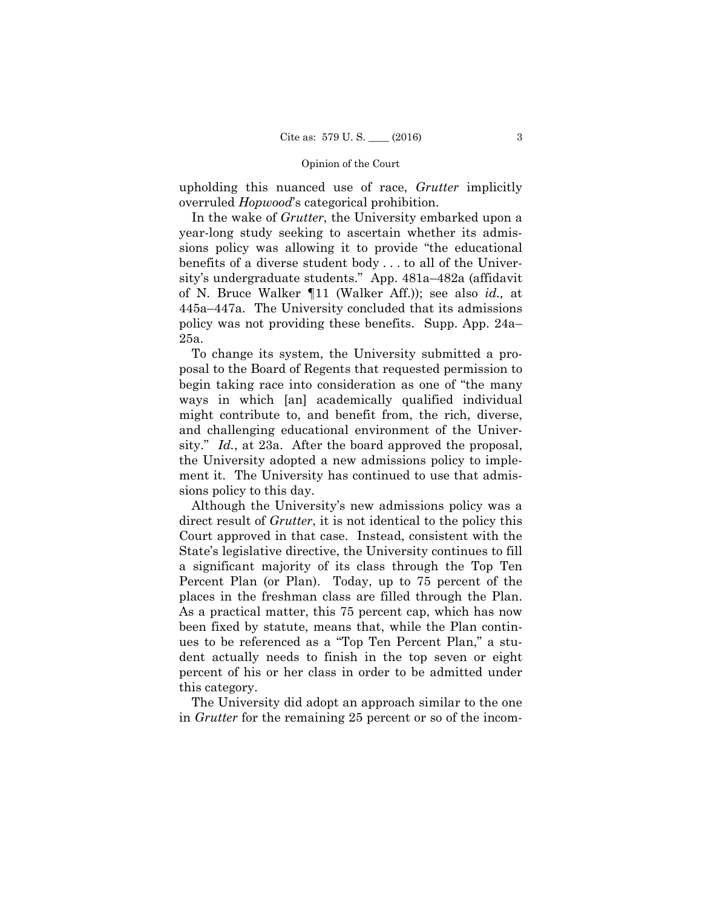upholding this nuanced use of race, *Grutter* implicitly overruled *Hopwood*'s categorical prohibition.

In the wake of *Grutter*, the University embarked upon a year-long study seeking to ascertain whether its admissions policy was allowing it to provide "the educational benefits of a diverse student body . . . to all of the University's undergraduate students." App. 481a–482a (affidavit of N. Bruce Walker ¶11 (Walker Aff.)); see also *id.,* at 445a–447a. The University concluded that its admissions policy was not providing these benefits. Supp. App. 24a–25a.

To change its system, the University submitted a proposal to the Board of Regents that requested permission to begin taking race into consideration as one of "the many ways in which [an] academically qualified individual might contribute to, and benefit from, the rich, diverse, and challenging educational environment of the University." *Id.*, at 23a. After the board approved the proposal, the University adopted a new admissions policy to implement it. The University has continued to use that admissions policy to this day.

Although the University's new admissions policy was a direct result of *Grutter*, it is not identical to the policy this Court approved in that case. Instead, consistent with the State's legislative directive, the University continues to fill a significant majority of its class through the Top Ten Percent Plan (or Plan). Today, up to 75 percent of the places in the freshman class are filled through the Plan. As a practical matter, this 75 percent cap, which has now been fixed by statute, means that, while the Plan continues to be referenced as a "Top Ten Percent Plan," a student actually needs to finish in the top seven or eight percent of his or her class in order to be admitted under this category.

The University did adopt an approach similar to the one in *Grutter* for the remaining 25 percent or so of the incom-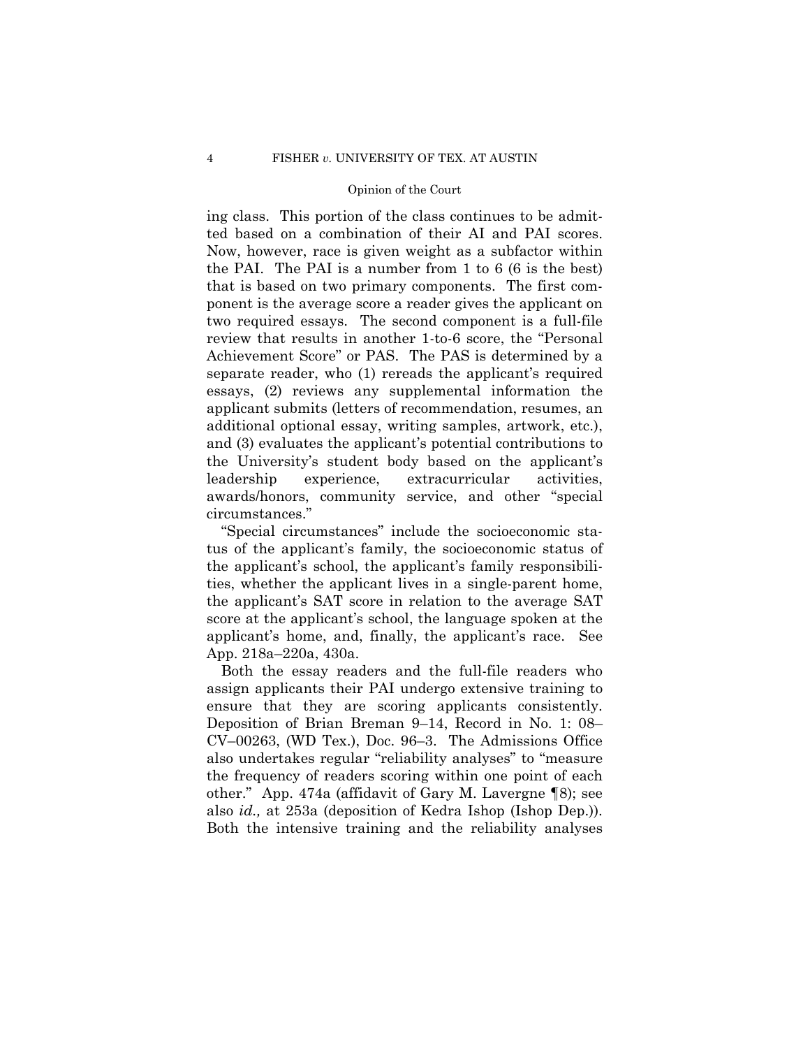ing class. This portion of the class continues to be admitted based on a combination of their AI and PAI scores. Now, however, race is given weight as a subfactor within the PAI. The PAI is a number from 1 to 6 (6 is the best) that is based on two primary components. The first component is the average score a reader gives the applicant on two required essays. The second component is a full-file review that results in another 1-to-6 score, the "Personal Achievement Score" or PAS. The PAS is determined by a separate reader, who (1) rereads the applicant's required essays, (2) reviews any supplemental information the applicant submits (letters of recommendation, resumes, an additional optional essay, writing samples, artwork, etc.), and (3) evaluates the applicant's potential contributions to the University's student body based on the applicant's leadership experience, extracurricular activities, awards/honors, community service, and other "special circumstances."

"Special circumstances" include the socioeconomic status of the applicant's family, the socioeconomic status of the applicant's school, the applicant's family responsibilities, whether the applicant lives in a single-parent home, the applicant's SAT score in relation to the average SAT score at the applicant's school, the language spoken at the applicant's home, and, finally, the applicant's race. See App. 218a–220a, 430a.

Both the essay readers and the full-file readers who assign applicants their PAI undergo extensive training to ensure that they are scoring applicants consistently. Deposition of Brian Breman 9–14, Record in No. 1: 08–CV–00263, (WD Tex.), Doc. 96–3. The Admissions Office also undertakes regular "reliability analyses" to "measure the frequency of readers scoring within one point of each other." App. 474a (affidavit of Gary M. Lavergne ¶8); see also *id.,* at 253a (deposition of Kedra Ishop (Ishop Dep.)). Both the intensive training and the reliability analyses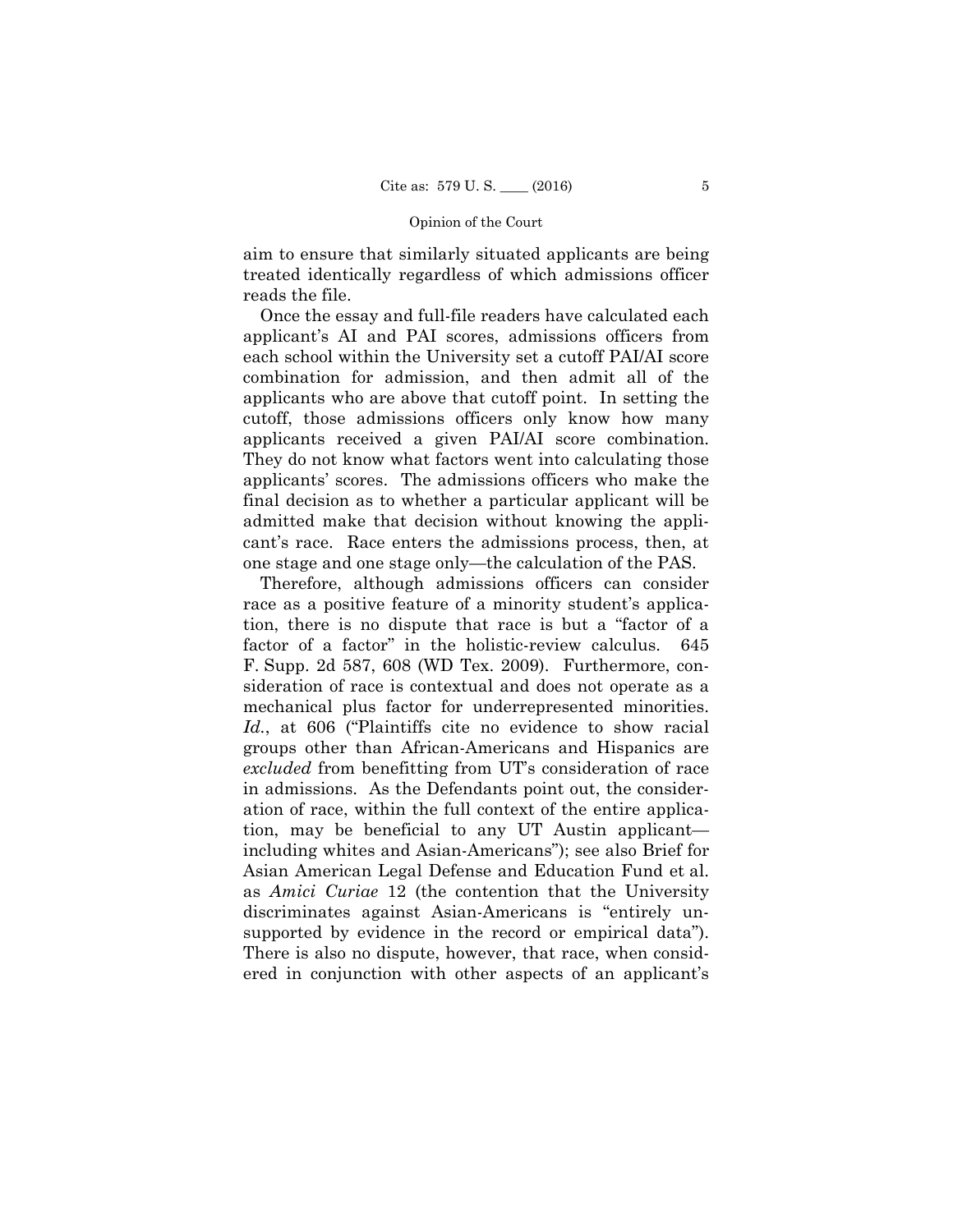aim to ensure that similarly situated applicants are being treated identically regardless of which admissions officer reads the file.

Once the essay and full-file readers have calculated each applicant's AI and PAI scores, admissions officers from each school within the University set a cutoff PAI/AI score combination for admission, and then admit all of the applicants who are above that cutoff point. In setting the cutoff, those admissions officers only know how many applicants received a given PAI/AI score combination. They do not know what factors went into calculating those applicants' scores. The admissions officers who make the final decision as to whether a particular applicant will be admitted make that decision without knowing the applicant's race. Race enters the admissions process, then, at one stage and one stage only—the calculation of the PAS.

Therefore, although admissions officers can consider race as a positive feature of a minority student's application, there is no dispute that race is but a "factor of a factor of a factor" in the holistic-review calculus. 645 F. Supp. 2d 587, 608 (WD Tex. 2009). Furthermore, consideration of race is contextual and does not operate as a mechanical plus factor for underrepresented minorities. *Id.*, at 606 ("Plaintiffs cite no evidence to show racial groups other than African-Americans and Hispanics are *excluded* from benefitting from UT's consideration of race in admissions. As the Defendants point out, the consideration of race, within the full context of the entire application, may be beneficial to any UT Austin applicant—including whites and Asian-Americans"); see also Brief for Asian American Legal Defense and Education Fund et al. as *Amici Curiae* 12 (the contention that the University discriminates against Asian-Americans is "entirely unsupported by evidence in the record or empirical data"). There is also no dispute, however, that race, when considered in conjunction with other aspects of an applicant's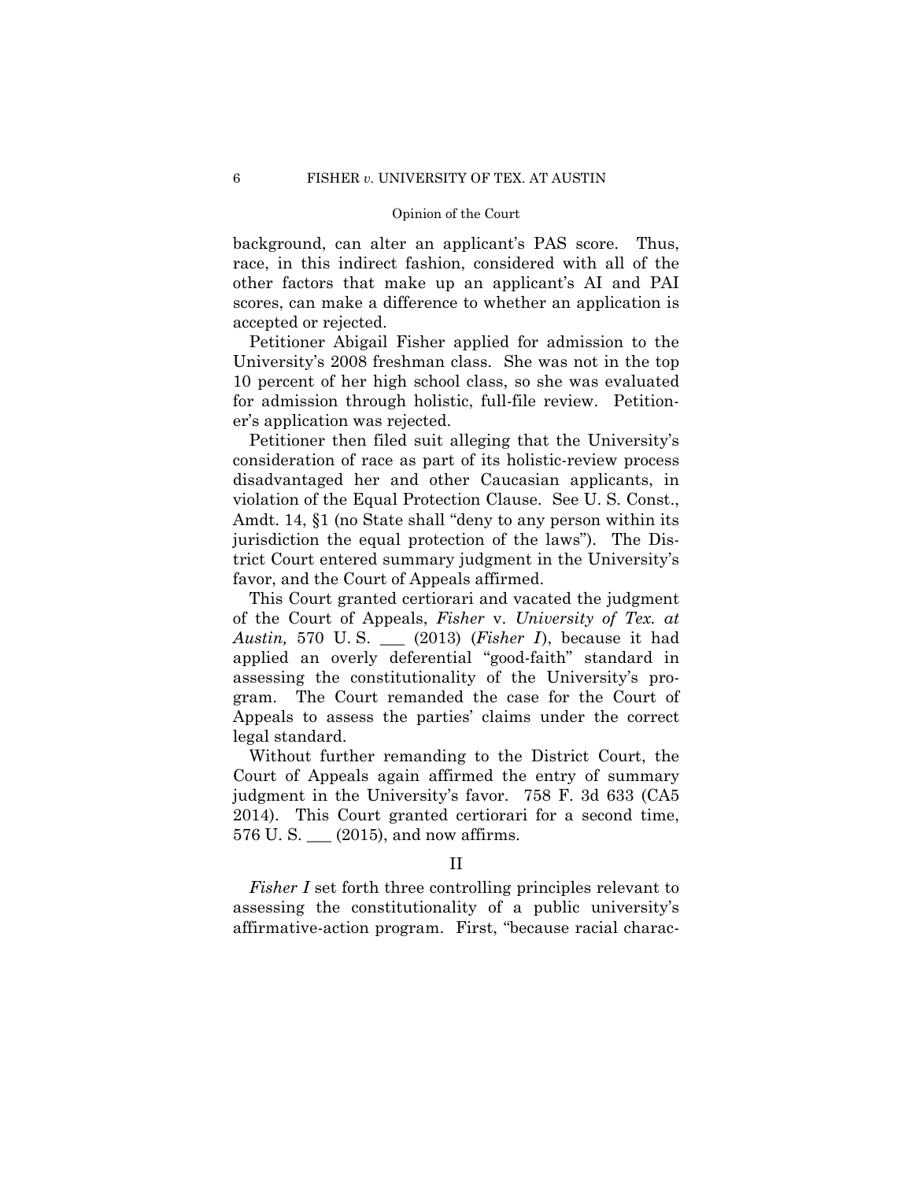background, can alter an applicant's PAS score. Thus, race, in this indirect fashion, considered with all of the other factors that make up an applicant's AI and PAI scores, can make a difference to whether an application is accepted or rejected.

Petitioner Abigail Fisher applied for admission to the University's 2008 freshman class. She was not in the top 10 percent of her high school class, so she was evaluated for admission through holistic, full-file review. Petitioner's application was rejected.

Petitioner then filed suit alleging that the University's consideration of race as part of its holistic-review process disadvantaged her and other Caucasian applicants, in violation of the Equal Protection Clause. See U. S. Const., Amdt. 14, §1 (no State shall "deny to any person within its jurisdiction the equal protection of the laws"). The District Court entered summary judgment in the University's favor, and the Court of Appeals affirmed.

This Court granted certiorari and vacated the judgment of the Court of Appeals, *Fisher* v. *University of Tex. at Austin,* 570 U. S. ___ (2013) (*Fisher I*), because it had applied an overly deferential "good-faith" standard in assessing the constitutionality of the University's program. The Court remanded the case for the Court of Appeals to assess the parties' claims under the correct legal standard.

Without further remanding to the District Court, the Court of Appeals again affirmed the entry of summary judgment in the University's favor. 758 F. 3d 633 (CA5 2014). This Court granted certiorari for a second time, 576 U. S. ___ (2015), and now affirms.

## II

*Fisher I* set forth three controlling principles relevant to assessing the constitutionality of a public university's affirmative-action program. First, "because racial charac-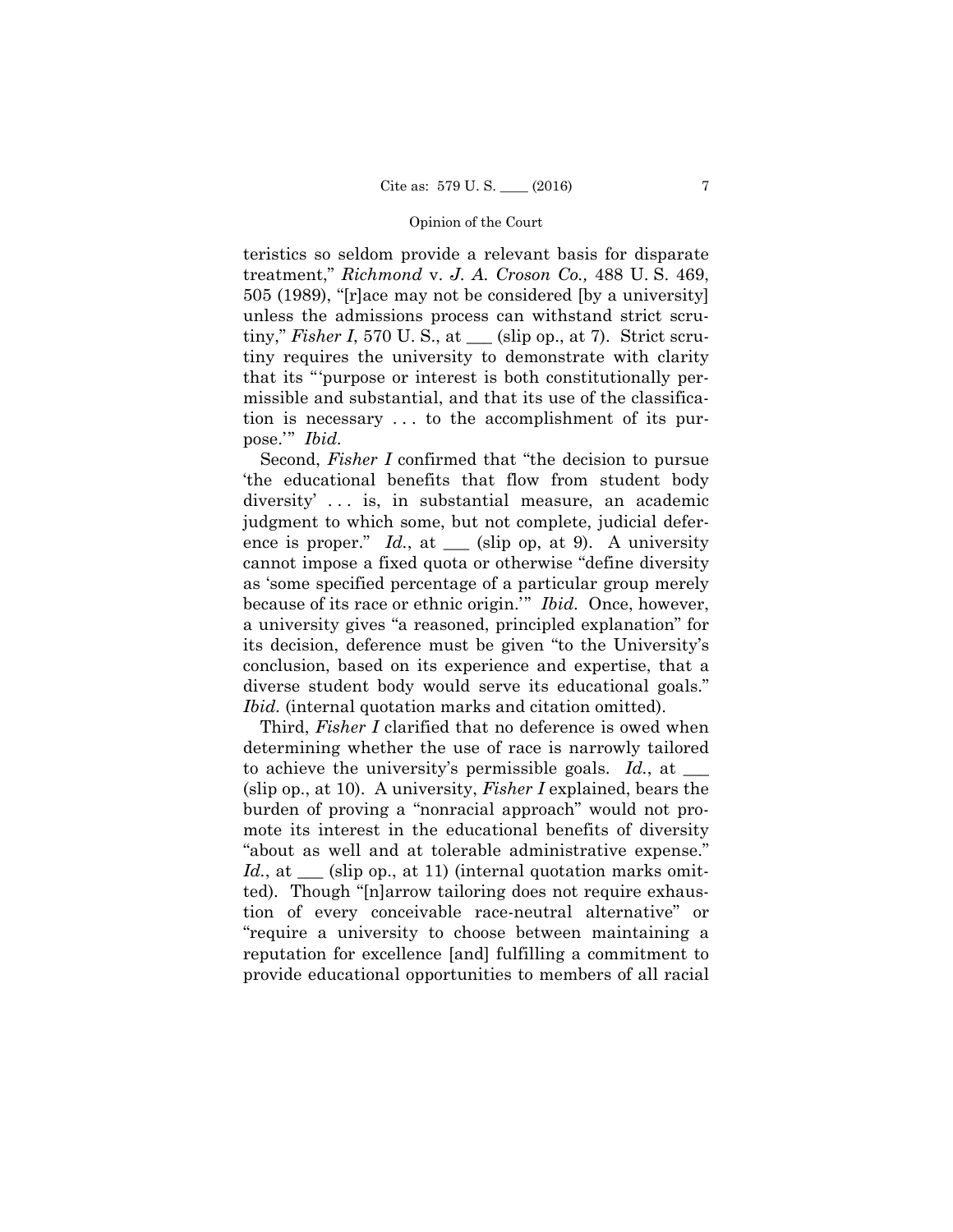teristics so seldom provide a relevant basis for disparate treatment," *Richmond* v. *J. A. Croson Co.,* 488 U. S. 469, 505 (1989), "[r]ace may not be considered [by a university] unless the admissions process can withstand strict scrutiny," *Fisher I*, 570 U. S., at ___ (slip op., at 7). Strict scrutiny requires the university to demonstrate with clarity that its "'purpose or interest is both constitutionally permissible and substantial, and that its use of the classification is necessary . . . to the accomplishment of its purpose.'" *Ibid.*

Second, *Fisher I* confirmed that "the decision to pursue 'the educational benefits that flow from student body diversity' . . . is, in substantial measure, an academic judgment to which some, but not complete, judicial deference is proper." *Id.*, at ___ (slip op, at 9). A university cannot impose a fixed quota or otherwise "define diversity as 'some specified percentage of a particular group merely because of its race or ethnic origin.'" *Ibid.* Once, however, a university gives "a reasoned, principled explanation" for its decision, deference must be given "to the University's conclusion, based on its experience and expertise, that a diverse student body would serve its educational goals." *Ibid.* (internal quotation marks and citation omitted).

Third, *Fisher I* clarified that no deference is owed when determining whether the use of race is narrowly tailored to achieve the university's permissible goals. *Id.*, at ___ (slip op., at 10). A university, *Fisher I* explained, bears the burden of proving a "nonracial approach" would not promote its interest in the educational benefits of diversity "about as well and at tolerable administrative expense." *Id.*, at ___ (slip op., at 11) (internal quotation marks omitted). Though "[n]arrow tailoring does not require exhaustion of every conceivable race-neutral alternative" or "require a university to choose between maintaining a reputation for excellence [and] fulfilling a commitment to provide educational opportunities to members of all racial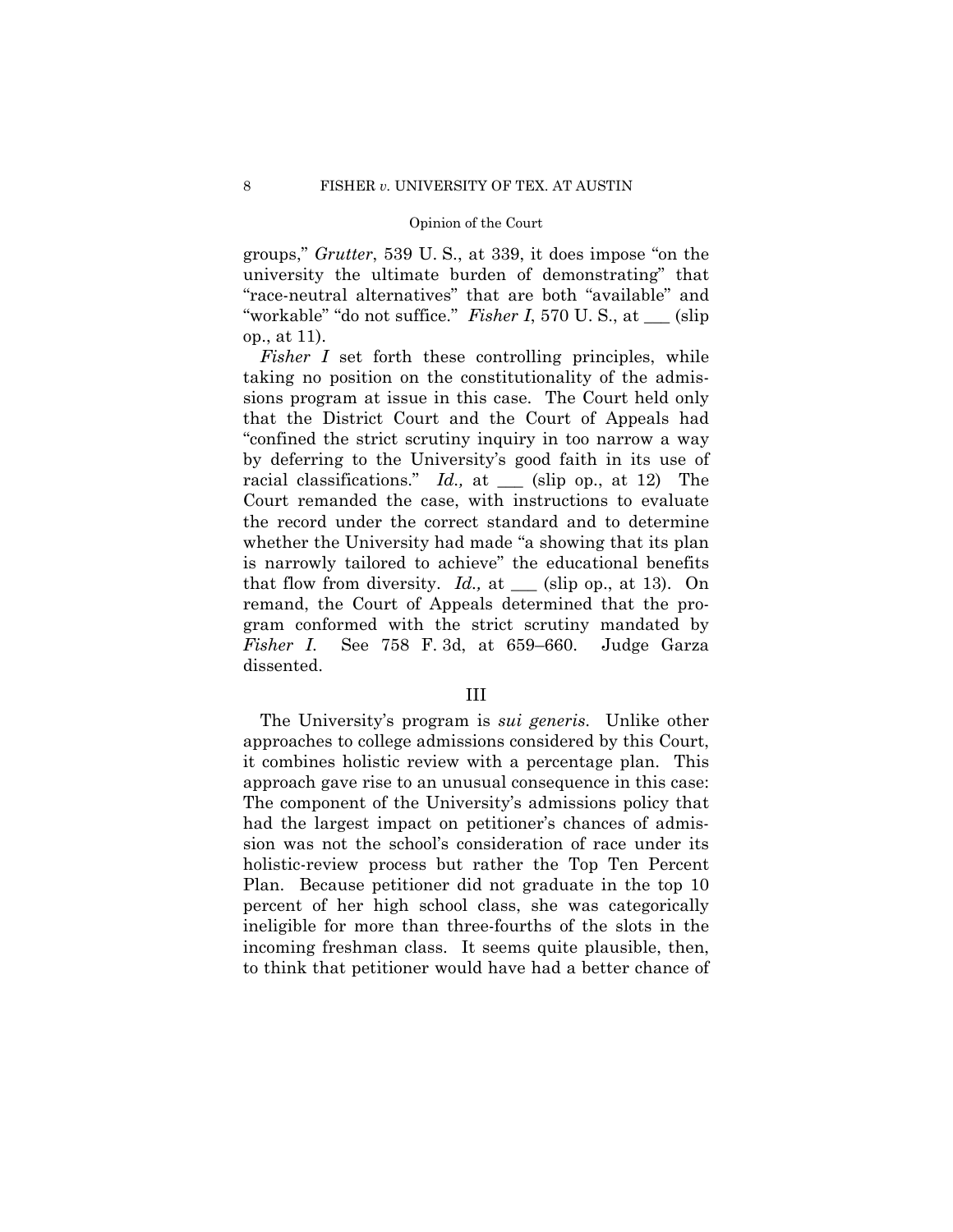groups," *Grutter*, 539 U. S., at 339, it does impose "on the university the ultimate burden of demonstrating" that "race-neutral alternatives" that are both "available" and "workable" "do not suffice." *Fisher I*, 570 U. S., at ___ (slip op., at 11).

*Fisher I* set forth these controlling principles, while taking no position on the constitutionality of the admissions program at issue in this case. The Court held only that the District Court and the Court of Appeals had "confined the strict scrutiny inquiry in too narrow a way by deferring to the University's good faith in its use of racial classifications." *Id.,* at ___ (slip op., at 12) The Court remanded the case, with instructions to evaluate the record under the correct standard and to determine whether the University had made "a showing that its plan is narrowly tailored to achieve" the educational benefits that flow from diversity. *Id.,* at ___ (slip op., at 13). On remand, the Court of Appeals determined that the program conformed with the strict scrutiny mandated by *Fisher I.* See 758 F. 3d, at 659–660. Judge Garza dissented.

## III

The University's program is *sui generis*. Unlike other approaches to college admissions considered by this Court, it combines holistic review with a percentage plan. This approach gave rise to an unusual consequence in this case: The component of the University's admissions policy that had the largest impact on petitioner's chances of admission was not the school's consideration of race under its holistic-review process but rather the Top Ten Percent Plan. Because petitioner did not graduate in the top 10 percent of her high school class, she was categorically ineligible for more than three-fourths of the slots in the incoming freshman class. It seems quite plausible, then, to think that petitioner would have had a better chance of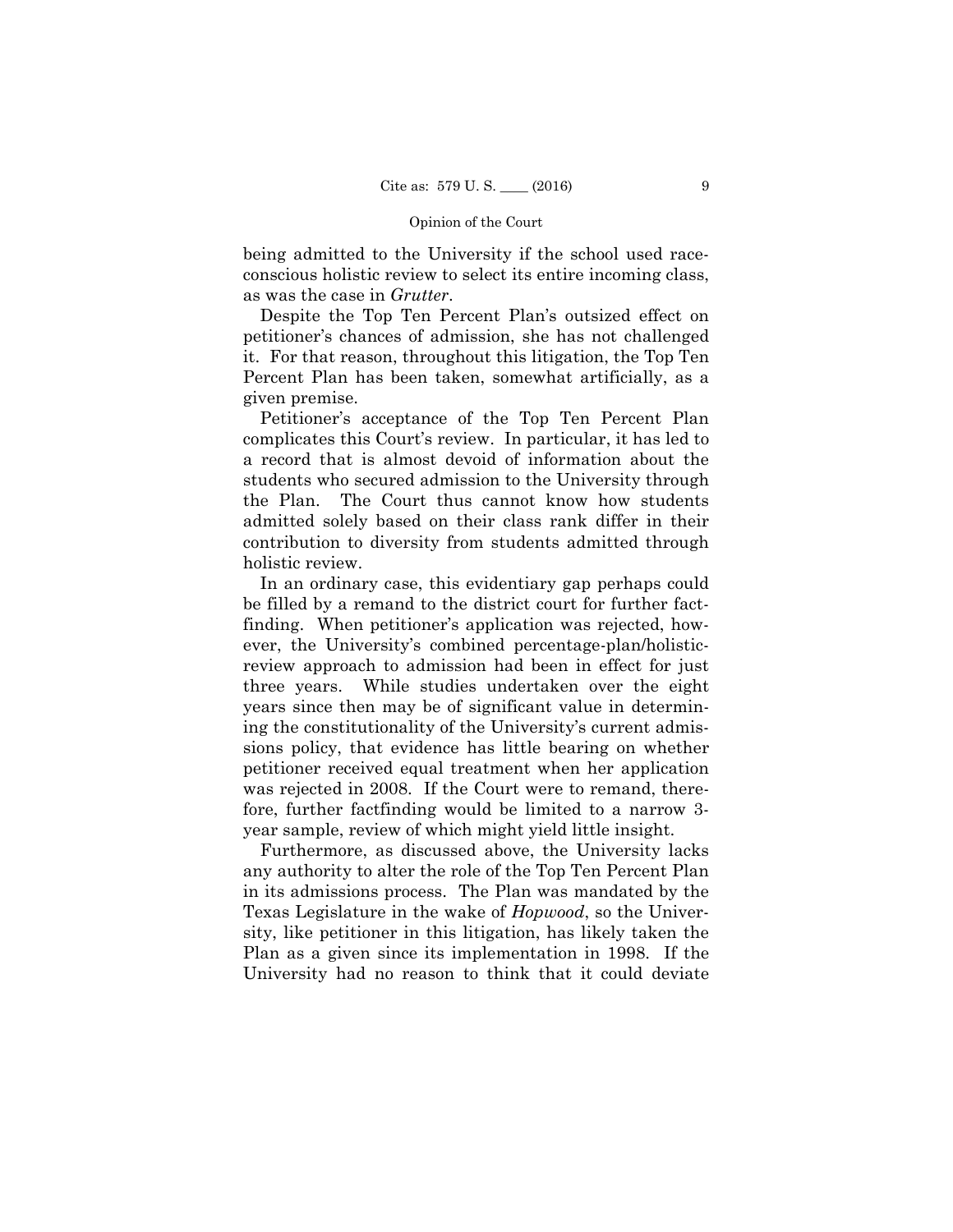being admitted to the University if the school used race-conscious holistic review to select its entire incoming class, as was the case in *Grutter*.

Despite the Top Ten Percent Plan's outsized effect on petitioner's chances of admission, she has not challenged it. For that reason, throughout this litigation, the Top Ten Percent Plan has been taken, somewhat artificially, as a given premise.

Petitioner's acceptance of the Top Ten Percent Plan complicates this Court's review. In particular, it has led to a record that is almost devoid of information about the students who secured admission to the University through the Plan. The Court thus cannot know how students admitted solely based on their class rank differ in their contribution to diversity from students admitted through holistic review.

In an ordinary case, this evidentiary gap perhaps could be filled by a remand to the district court for further factfinding. When petitioner's application was rejected, however, the University's combined percentage-plan/holistic-review approach to admission had been in effect for just three years. While studies undertaken over the eight years since then may be of significant value in determining the constitutionality of the University's current admissions policy, that evidence has little bearing on whether petitioner received equal treatment when her application was rejected in 2008. If the Court were to remand, therefore, further factfinding would be limited to a narrow 3-year sample, review of which might yield little insight.

Furthermore, as discussed above, the University lacks any authority to alter the role of the Top Ten Percent Plan in its admissions process. The Plan was mandated by the Texas Legislature in the wake of *Hopwood*, so the University, like petitioner in this litigation, has likely taken the Plan as a given since its implementation in 1998. If the University had no reason to think that it could deviate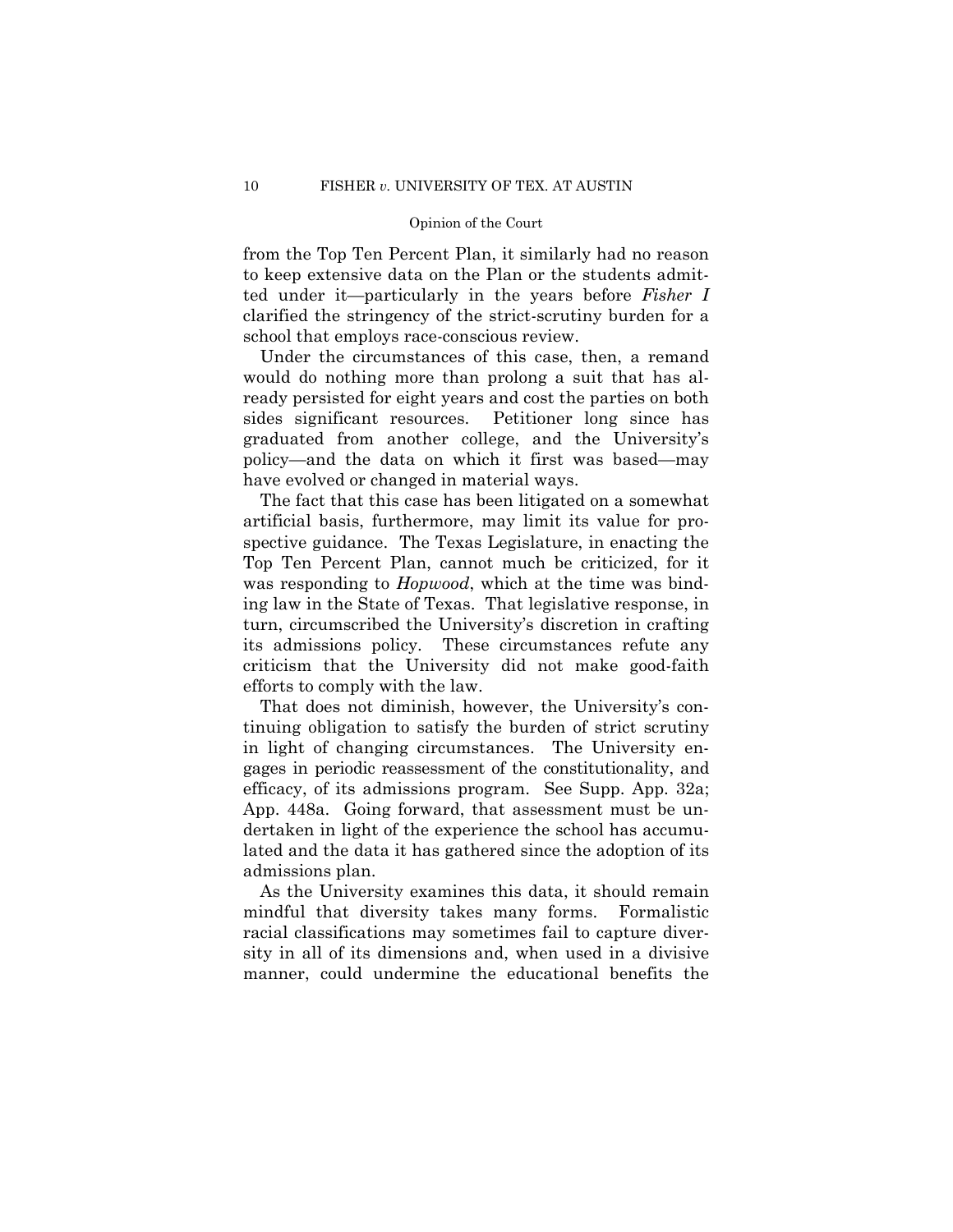from the Top Ten Percent Plan, it similarly had no reason to keep extensive data on the Plan or the students admitted under it—particularly in the years before *Fisher I* clarified the stringency of the strict-scrutiny burden for a school that employs race-conscious review.

Under the circumstances of this case, then, a remand would do nothing more than prolong a suit that has already persisted for eight years and cost the parties on both sides significant resources. Petitioner long since has graduated from another college, and the University's policy—and the data on which it first was based—may have evolved or changed in material ways.

The fact that this case has been litigated on a somewhat artificial basis, furthermore, may limit its value for prospective guidance. The Texas Legislature, in enacting the Top Ten Percent Plan, cannot much be criticized, for it was responding to *Hopwood*, which at the time was binding law in the State of Texas. That legislative response, in turn, circumscribed the University's discretion in crafting its admissions policy. These circumstances refute any criticism that the University did not make good-faith efforts to comply with the law.

That does not diminish, however, the University's continuing obligation to satisfy the burden of strict scrutiny in light of changing circumstances. The University engages in periodic reassessment of the constitutionality, and efficacy, of its admissions program. See Supp. App. 32a; App. 448a. Going forward, that assessment must be undertaken in light of the experience the school has accumulated and the data it has gathered since the adoption of its admissions plan.

As the University examines this data, it should remain mindful that diversity takes many forms. Formalistic racial classifications may sometimes fail to capture diversity in all of its dimensions and, when used in a divisive manner, could undermine the educational benefits the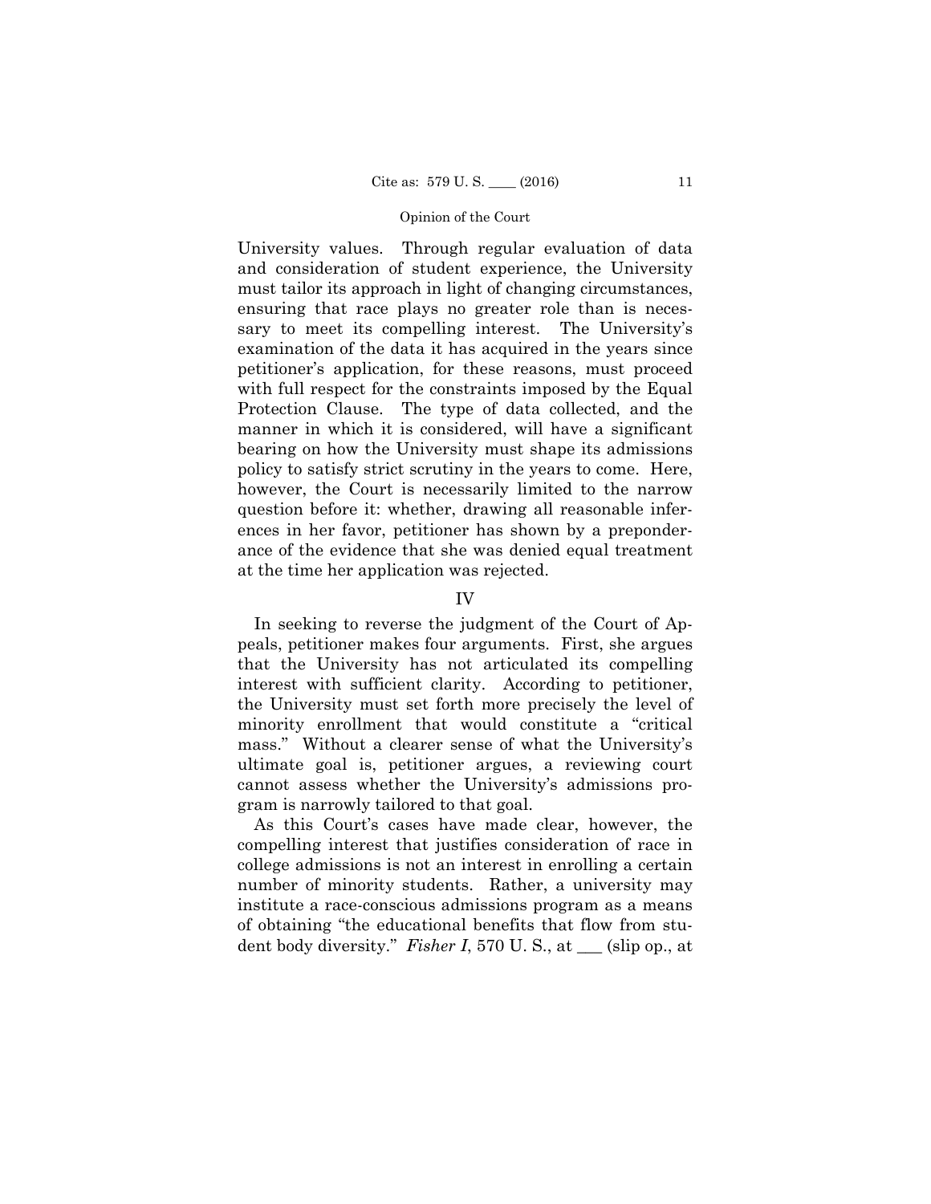University values. Through regular evaluation of data and consideration of student experience, the University must tailor its approach in light of changing circumstances, ensuring that race plays no greater role than is necessary to meet its compelling interest. The University's examination of the data it has acquired in the years since petitioner's application, for these reasons, must proceed with full respect for the constraints imposed by the Equal Protection Clause. The type of data collected, and the manner in which it is considered, will have a significant bearing on how the University must shape its admissions policy to satisfy strict scrutiny in the years to come. Here, however, the Court is necessarily limited to the narrow question before it: whether, drawing all reasonable inferences in her favor, petitioner has shown by a preponderance of the evidence that she was denied equal treatment at the time her application was rejected.

## IV

In seeking to reverse the judgment of the Court of Appeals, petitioner makes four arguments. First, she argues that the University has not articulated its compelling interest with sufficient clarity. According to petitioner, the University must set forth more precisely the level of minority enrollment that would constitute a "critical mass." Without a clearer sense of what the University's ultimate goal is, petitioner argues, a reviewing court cannot assess whether the University's admissions program is narrowly tailored to that goal.

As this Court's cases have made clear, however, the compelling interest that justifies consideration of race in college admissions is not an interest in enrolling a certain number of minority students. Rather, a university may institute a race-conscious admissions program as a means of obtaining "the educational benefits that flow from student body diversity." *Fisher I*, 570 U. S., at ___ (slip op., at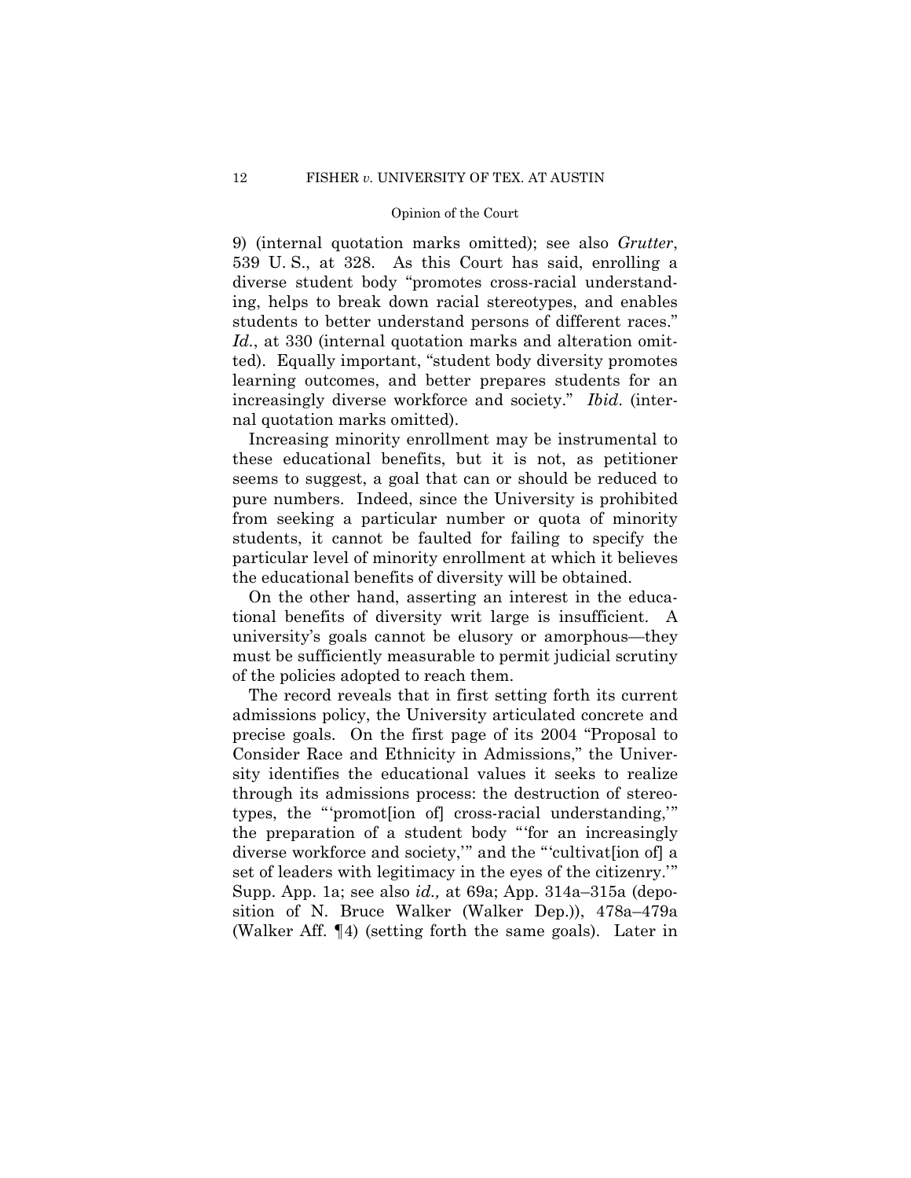9) (internal quotation marks omitted); see also *Grutter*, 539 U. S., at 328. As this Court has said, enrolling a diverse student body "promotes cross-racial understanding, helps to break down racial stereotypes, and enables students to better understand persons of different races." *Id.*, at 330 (internal quotation marks and alteration omitted). Equally important, "student body diversity promotes learning outcomes, and better prepares students for an increasingly diverse workforce and society." *Ibid*. (internal quotation marks omitted).

Increasing minority enrollment may be instrumental to these educational benefits, but it is not, as petitioner seems to suggest, a goal that can or should be reduced to pure numbers. Indeed, since the University is prohibited from seeking a particular number or quota of minority students, it cannot be faulted for failing to specify the particular level of minority enrollment at which it believes the educational benefits of diversity will be obtained.

On the other hand, asserting an interest in the educational benefits of diversity writ large is insufficient. A university's goals cannot be elusory or amorphous—they must be sufficiently measurable to permit judicial scrutiny of the policies adopted to reach them.

The record reveals that in first setting forth its current admissions policy, the University articulated concrete and precise goals. On the first page of its 2004 "Proposal to Consider Race and Ethnicity in Admissions," the University identifies the educational values it seeks to realize through its admissions process: the destruction of stereotypes, the "'promot[ion of] cross-racial understanding,'" the preparation of a student body "'for an increasingly diverse workforce and society,'" and the "'cultivat[ion of] a set of leaders with legitimacy in the eyes of the citizenry.'" Supp. App. 1a; see also *id.,* at 69a; App. 314a–315a (deposition of N. Bruce Walker (Walker Dep.)), 478a–479a (Walker Aff. ¶4) (setting forth the same goals). Later in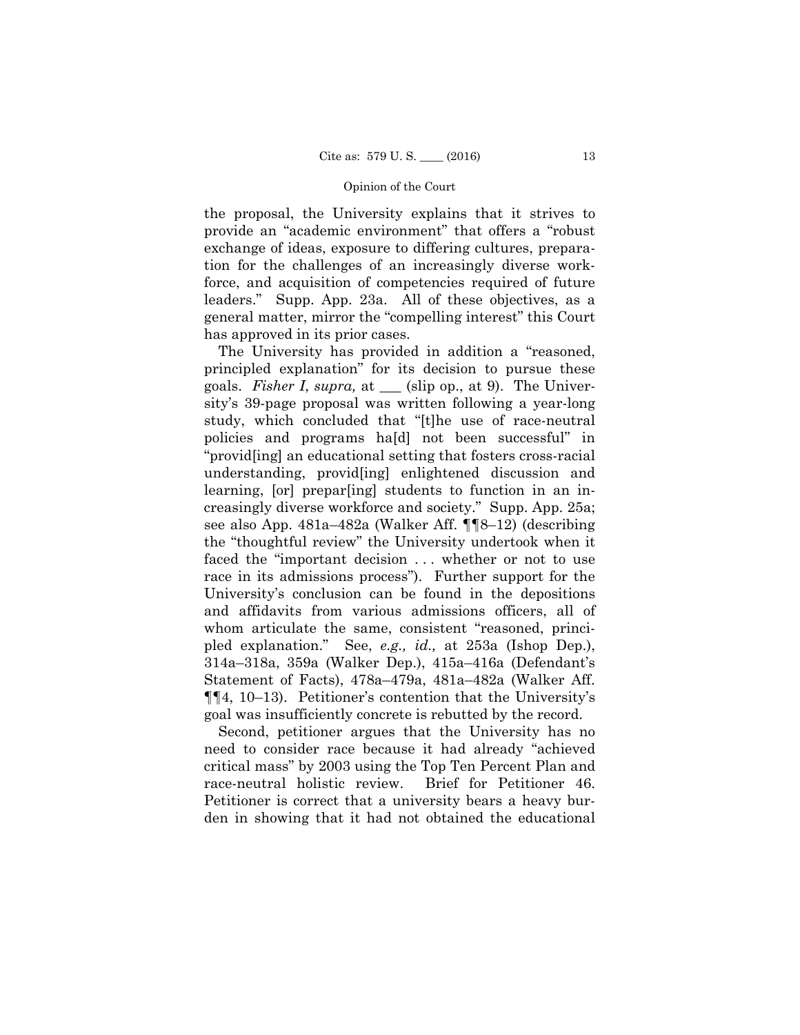the proposal, the University explains that it strives to provide an "academic environment" that offers a "robust exchange of ideas, exposure to differing cultures, preparation for the challenges of an increasingly diverse workforce, and acquisition of competencies required of future leaders." Supp. App. 23a. All of these objectives, as a general matter, mirror the "compelling interest" this Court has approved in its prior cases.

The University has provided in addition a "reasoned, principled explanation" for its decision to pursue these goals. *Fisher I*, *supra,* at ___ (slip op., at 9). The University's 39-page proposal was written following a year-long study, which concluded that "[t]he use of race-neutral policies and programs ha[d] not been successful" in "provid[ing] an educational setting that fosters cross-racial understanding, provid[ing] enlightened discussion and learning, [or] prepar[ing] students to function in an increasingly diverse workforce and society." Supp. App. 25a; see also App. 481a–482a (Walker Aff. ¶¶8–12) (describing the "thoughtful review" the University undertook when it faced the "important decision . . . whether or not to use race in its admissions process"). Further support for the University's conclusion can be found in the depositions and affidavits from various admissions officers, all of whom articulate the same, consistent "reasoned, principled explanation." See, *e.g., id.,* at 253a (Ishop Dep.), 314a–318a, 359a (Walker Dep.), 415a–416a (Defendant's Statement of Facts), 478a–479a, 481a–482a (Walker Aff. ¶¶4, 10–13). Petitioner's contention that the University's goal was insufficiently concrete is rebutted by the record.

Second, petitioner argues that the University has no need to consider race because it had already "achieved critical mass" by 2003 using the Top Ten Percent Plan and race-neutral holistic review. Brief for Petitioner 46. Petitioner is correct that a university bears a heavy burden in showing that it had not obtained the educational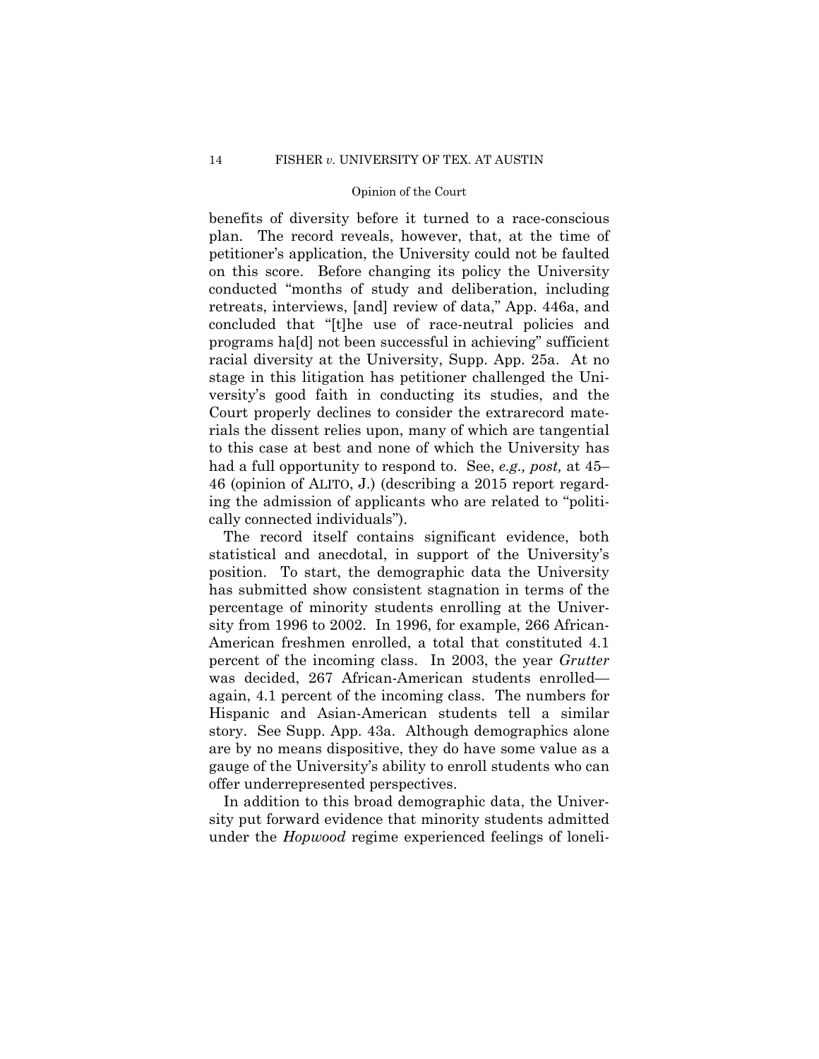benefits of diversity before it turned to a race-conscious plan. The record reveals, however, that, at the time of petitioner's application, the University could not be faulted on this score. Before changing its policy the University conducted "months of study and deliberation, including retreats, interviews, [and] review of data," App. 446a, and concluded that "[t]he use of race-neutral policies and programs ha[d] not been successful in achieving" sufficient racial diversity at the University, Supp. App. 25a. At no stage in this litigation has petitioner challenged the University's good faith in conducting its studies, and the Court properly declines to consider the extrarecord materials the dissent relies upon, many of which are tangential to this case at best and none of which the University has had a full opportunity to respond to. See, *e.g., post,* at 45–46 (opinion of ALITO, J.) (describing a 2015 report regarding the admission of applicants who are related to "politically connected individuals").

The record itself contains significant evidence, both statistical and anecdotal, in support of the University's position. To start, the demographic data the University has submitted show consistent stagnation in terms of the percentage of minority students enrolling at the University from 1996 to 2002. In 1996, for example, 266 African-American freshmen enrolled, a total that constituted 4.1 percent of the incoming class. In 2003, the year *Grutter* was decided, 267 African-American students enrolled—again, 4.1 percent of the incoming class. The numbers for Hispanic and Asian-American students tell a similar story. See Supp. App. 43a. Although demographics alone are by no means dispositive, they do have some value as a gauge of the University's ability to enroll students who can offer underrepresented perspectives.

In addition to this broad demographic data, the University put forward evidence that minority students admitted under the *Hopwood* regime experienced feelings of loneli-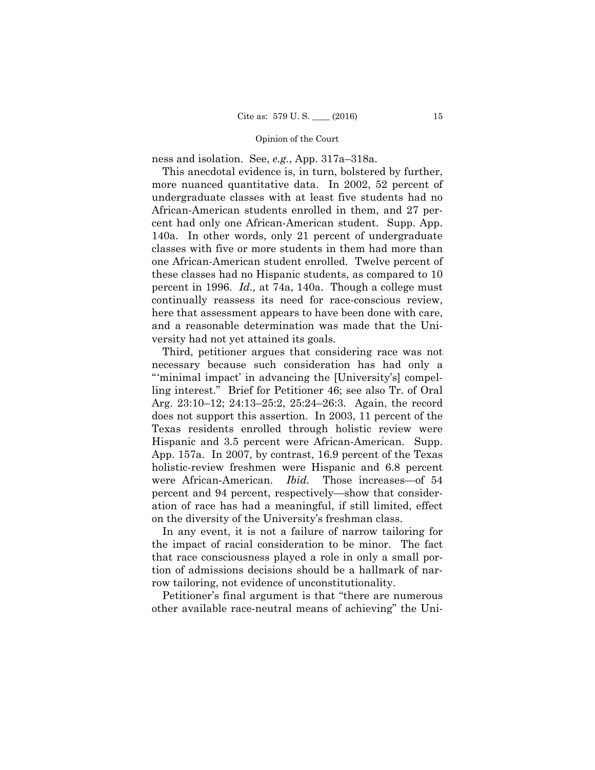ness and isolation. See, *e.g.*, App. 317a–318a.

This anecdotal evidence is, in turn, bolstered by further, more nuanced quantitative data. In 2002, 52 percent of undergraduate classes with at least five students had no African-American students enrolled in them, and 27 percent had only one African-American student. Supp. App. 140a. In other words, only 21 percent of undergraduate classes with five or more students in them had more than one African-American student enrolled. Twelve percent of these classes had no Hispanic students, as compared to 10 percent in 1996. *Id.,* at 74a, 140a. Though a college must continually reassess its need for race-conscious review, here that assessment appears to have been done with care, and a reasonable determination was made that the University had not yet attained its goals.

Third, petitioner argues that considering race was not necessary because such consideration has had only a "'minimal impact' in advancing the [University's] compelling interest." Brief for Petitioner 46; see also Tr. of Oral Arg. 23:10–12; 24:13–25:2, 25:24–26:3. Again, the record does not support this assertion. In 2003, 11 percent of the Texas residents enrolled through holistic review were Hispanic and 3.5 percent were African-American. Supp. App. 157a. In 2007, by contrast, 16.9 percent of the Texas holistic-review freshmen were Hispanic and 6.8 percent were African-American. *Ibid.* Those increases—of 54 percent and 94 percent, respectively—show that consideration of race has had a meaningful, if still limited, effect on the diversity of the University's freshman class.

In any event, it is not a failure of narrow tailoring for the impact of racial consideration to be minor. The fact that race consciousness played a role in only a small portion of admissions decisions should be a hallmark of narrow tailoring, not evidence of unconstitutionality.

Petitioner's final argument is that "there are numerous other available race-neutral means of achieving" the Uni-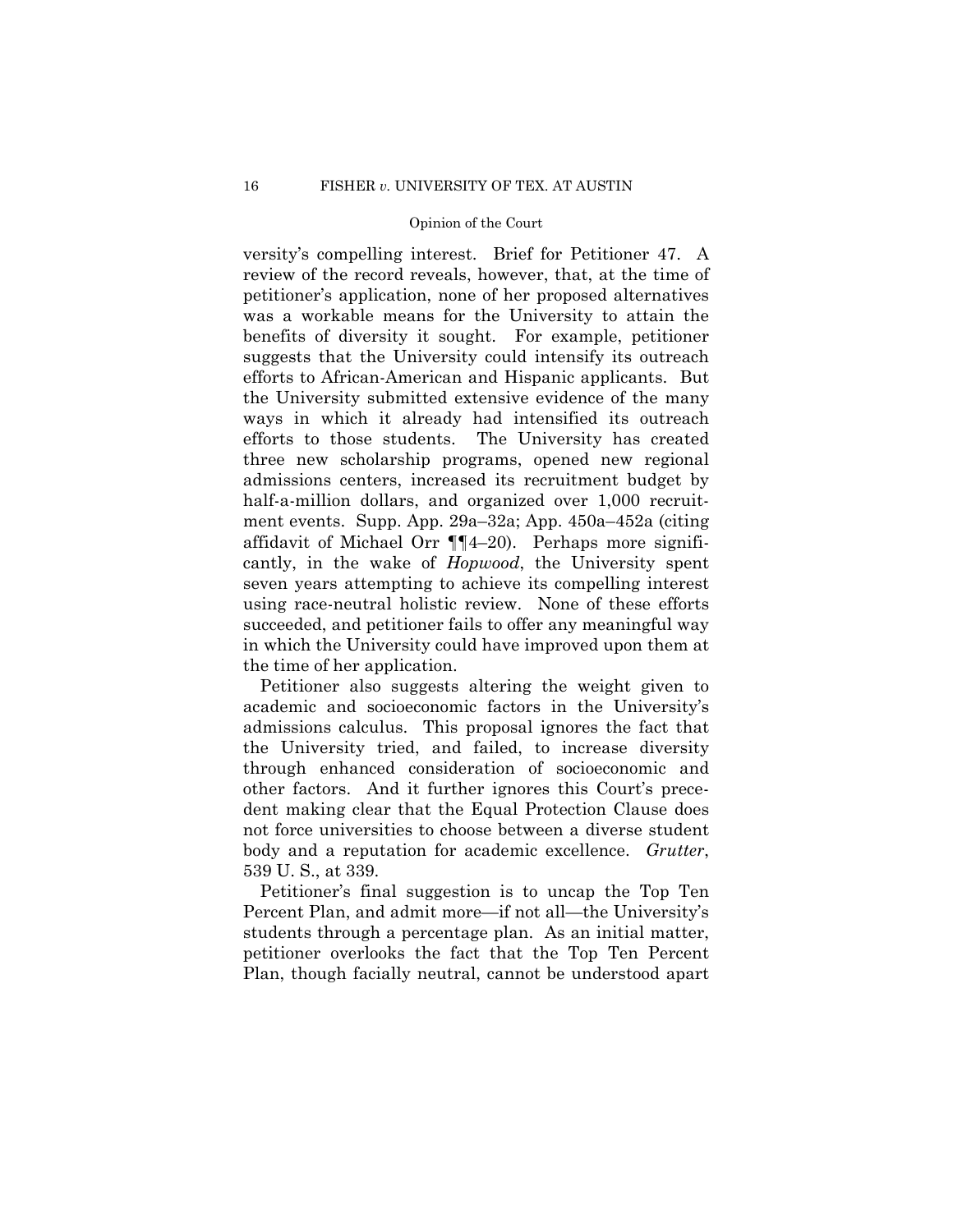versity's compelling interest. Brief for Petitioner 47. A review of the record reveals, however, that, at the time of petitioner's application, none of her proposed alternatives was a workable means for the University to attain the benefits of diversity it sought. For example, petitioner suggests that the University could intensify its outreach efforts to African-American and Hispanic applicants. But the University submitted extensive evidence of the many ways in which it already had intensified its outreach efforts to those students. The University has created three new scholarship programs, opened new regional admissions centers, increased its recruitment budget by half-a-million dollars, and organized over 1,000 recruitment events. Supp. App. 29a–32a; App. 450a–452a (citing affidavit of Michael Orr ¶¶4–20). Perhaps more significantly, in the wake of *Hopwood*, the University spent seven years attempting to achieve its compelling interest using race-neutral holistic review. None of these efforts succeeded, and petitioner fails to offer any meaningful way in which the University could have improved upon them at the time of her application.

Petitioner also suggests altering the weight given to academic and socioeconomic factors in the University's admissions calculus. This proposal ignores the fact that the University tried, and failed, to increase diversity through enhanced consideration of socioeconomic and other factors. And it further ignores this Court's precedent making clear that the Equal Protection Clause does not force universities to choose between a diverse student body and a reputation for academic excellence. *Grutter*, 539 U. S., at 339.

Petitioner's final suggestion is to uncap the Top Ten Percent Plan, and admit more—if not all—the University's students through a percentage plan. As an initial matter, petitioner overlooks the fact that the Top Ten Percent Plan, though facially neutral, cannot be understood apart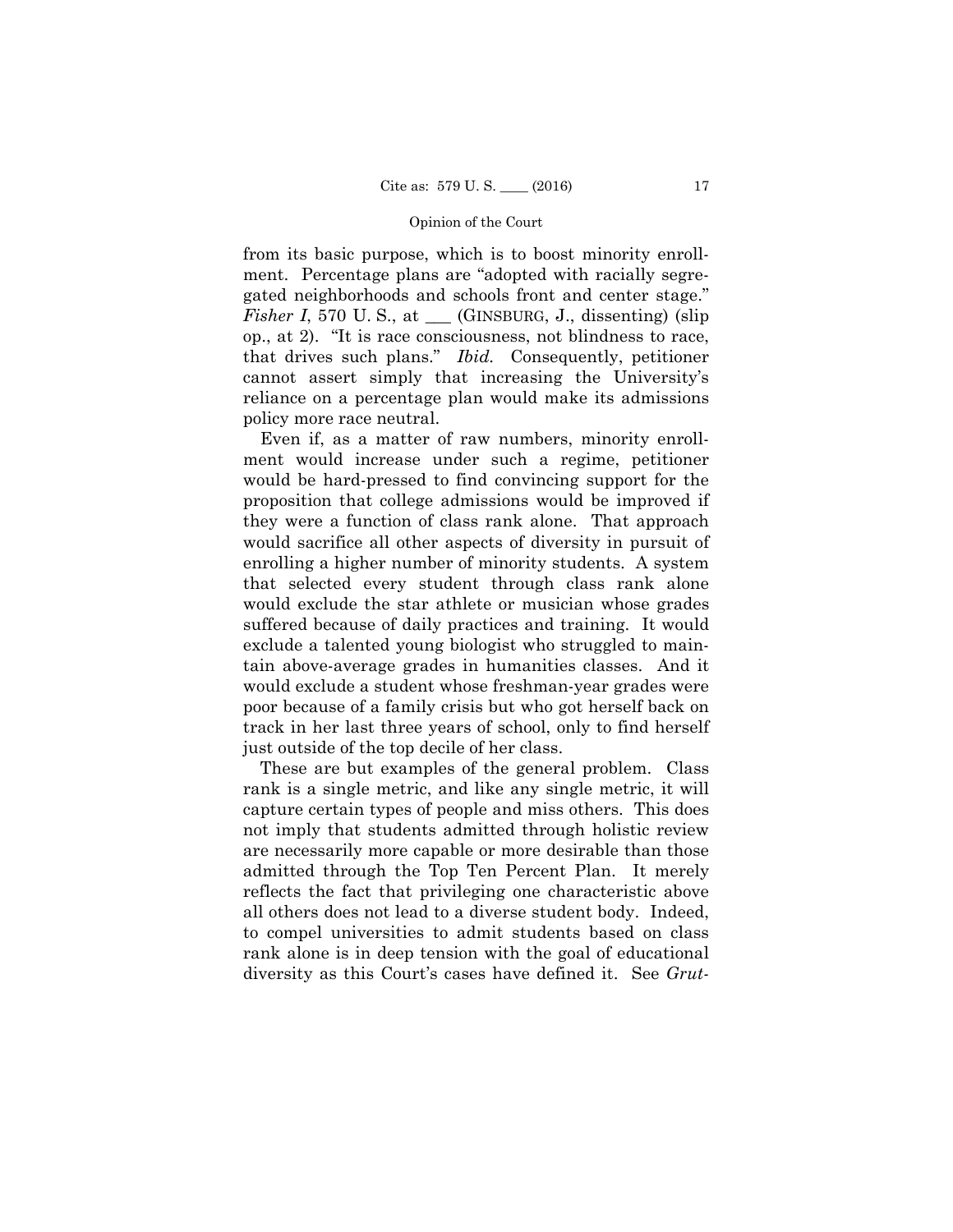from its basic purpose, which is to boost minority enrollment. Percentage plans are "adopted with racially segregated neighborhoods and schools front and center stage." *Fisher I*, 570 U. S., at ___ (GINSBURG, J., dissenting) (slip op., at 2). "It is race consciousness, not blindness to race, that drives such plans." *Ibid.* Consequently, petitioner cannot assert simply that increasing the University's reliance on a percentage plan would make its admissions policy more race neutral.

Even if, as a matter of raw numbers, minority enrollment would increase under such a regime, petitioner would be hard-pressed to find convincing support for the proposition that college admissions would be improved if they were a function of class rank alone. That approach would sacrifice all other aspects of diversity in pursuit of enrolling a higher number of minority students. A system that selected every student through class rank alone would exclude the star athlete or musician whose grades suffered because of daily practices and training. It would exclude a talented young biologist who struggled to maintain above-average grades in humanities classes. And it would exclude a student whose freshman-year grades were poor because of a family crisis but who got herself back on track in her last three years of school, only to find herself just outside of the top decile of her class.

These are but examples of the general problem. Class rank is a single metric, and like any single metric, it will capture certain types of people and miss others. This does not imply that students admitted through holistic review are necessarily more capable or more desirable than those admitted through the Top Ten Percent Plan. It merely reflects the fact that privileging one characteristic above all others does not lead to a diverse student body. Indeed, to compel universities to admit students based on class rank alone is in deep tension with the goal of educational diversity as this Court's cases have defined it. See *Grut-*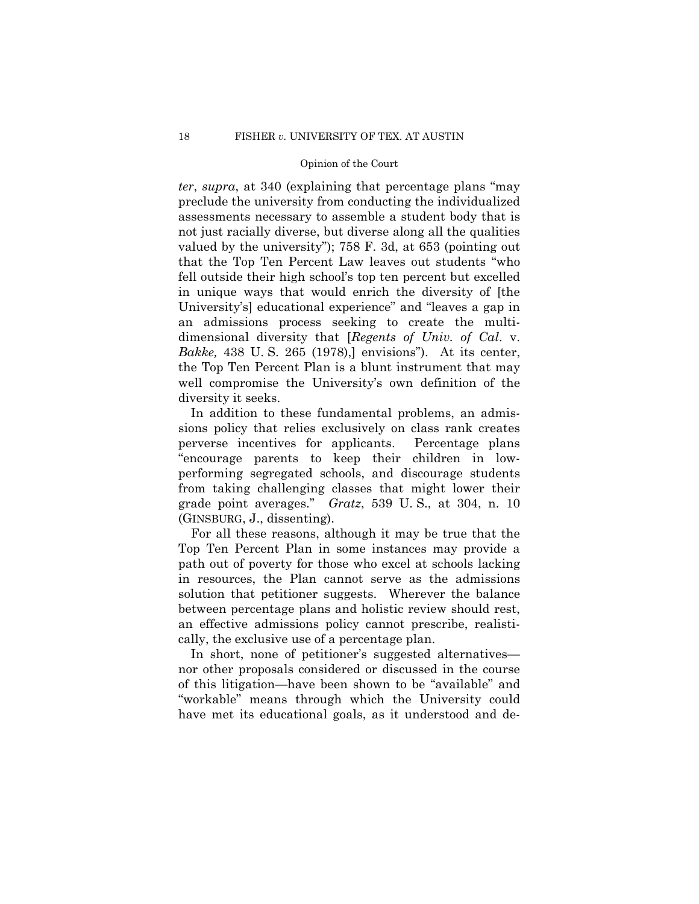*ter*, *supra*, at 340 (explaining that percentage plans "may preclude the university from conducting the individualized assessments necessary to assemble a student body that is not just racially diverse, but diverse along all the qualities valued by the university"); 758 F. 3d, at 653 (pointing out that the Top Ten Percent Law leaves out students "who fell outside their high school's top ten percent but excelled in unique ways that would enrich the diversity of [the University's] educational experience" and "leaves a gap in an admissions process seeking to create the multi-dimensional diversity that [*Regents of Univ. of Cal.* v. *Bakke,* 438 U. S. 265 (1978),] envisions"). At its center, the Top Ten Percent Plan is a blunt instrument that may well compromise the University's own definition of the diversity it seeks.

In addition to these fundamental problems, an admissions policy that relies exclusively on class rank creates perverse incentives for applicants. Percentage plans "encourage parents to keep their children in low-performing segregated schools, and discourage students from taking challenging classes that might lower their grade point averages." *Gratz*, 539 U. S., at 304, n. 10 (GINSBURG, J., dissenting).

For all these reasons, although it may be true that the Top Ten Percent Plan in some instances may provide a path out of poverty for those who excel at schools lacking in resources, the Plan cannot serve as the admissions solution that petitioner suggests. Wherever the balance between percentage plans and holistic review should rest, an effective admissions policy cannot prescribe, realistically, the exclusive use of a percentage plan.

In short, none of petitioner's suggested alternatives—nor other proposals considered or discussed in the course of this litigation—have been shown to be "available" and "workable" means through which the University could have met its educational goals, as it understood and de-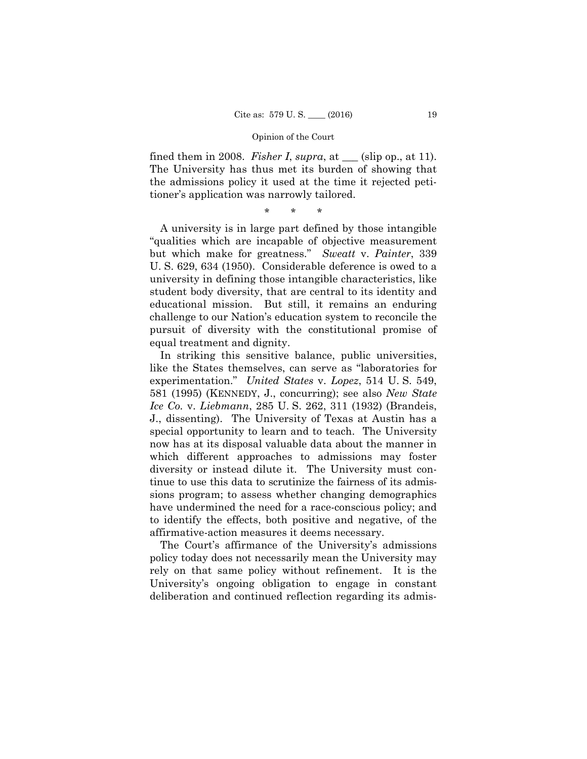fined them in 2008. *Fisher I*, *supra*, at ___ (slip op., at 11). The University has thus met its burden of showing that the admissions policy it used at the time it rejected petitioner's application was narrowly tailored.

\* \* \*

A university is in large part defined by those intangible "qualities which are incapable of objective measurement but which make for greatness." *Sweatt* v. *Painter*, 339 U. S. 629, 634 (1950). Considerable deference is owed to a university in defining those intangible characteristics, like student body diversity, that are central to its identity and educational mission. But still, it remains an enduring challenge to our Nation's education system to reconcile the pursuit of diversity with the constitutional promise of equal treatment and dignity.

In striking this sensitive balance, public universities, like the States themselves, can serve as "laboratories for experimentation." *United States* v. *Lopez*, 514 U. S. 549, 581 (1995) (KENNEDY, J., concurring); see also *New State Ice Co.* v. *Liebmann*, 285 U. S. 262, 311 (1932) (Brandeis, J., dissenting). The University of Texas at Austin has a special opportunity to learn and to teach. The University now has at its disposal valuable data about the manner in which different approaches to admissions may foster diversity or instead dilute it. The University must continue to use this data to scrutinize the fairness of its admissions program; to assess whether changing demographics have undermined the need for a race-conscious policy; and to identify the effects, both positive and negative, of the affirmative-action measures it deems necessary.

The Court's affirmance of the University's admissions policy today does not necessarily mean the University may rely on that same policy without refinement. It is the University's ongoing obligation to engage in constant deliberation and continued reflection regarding its admis-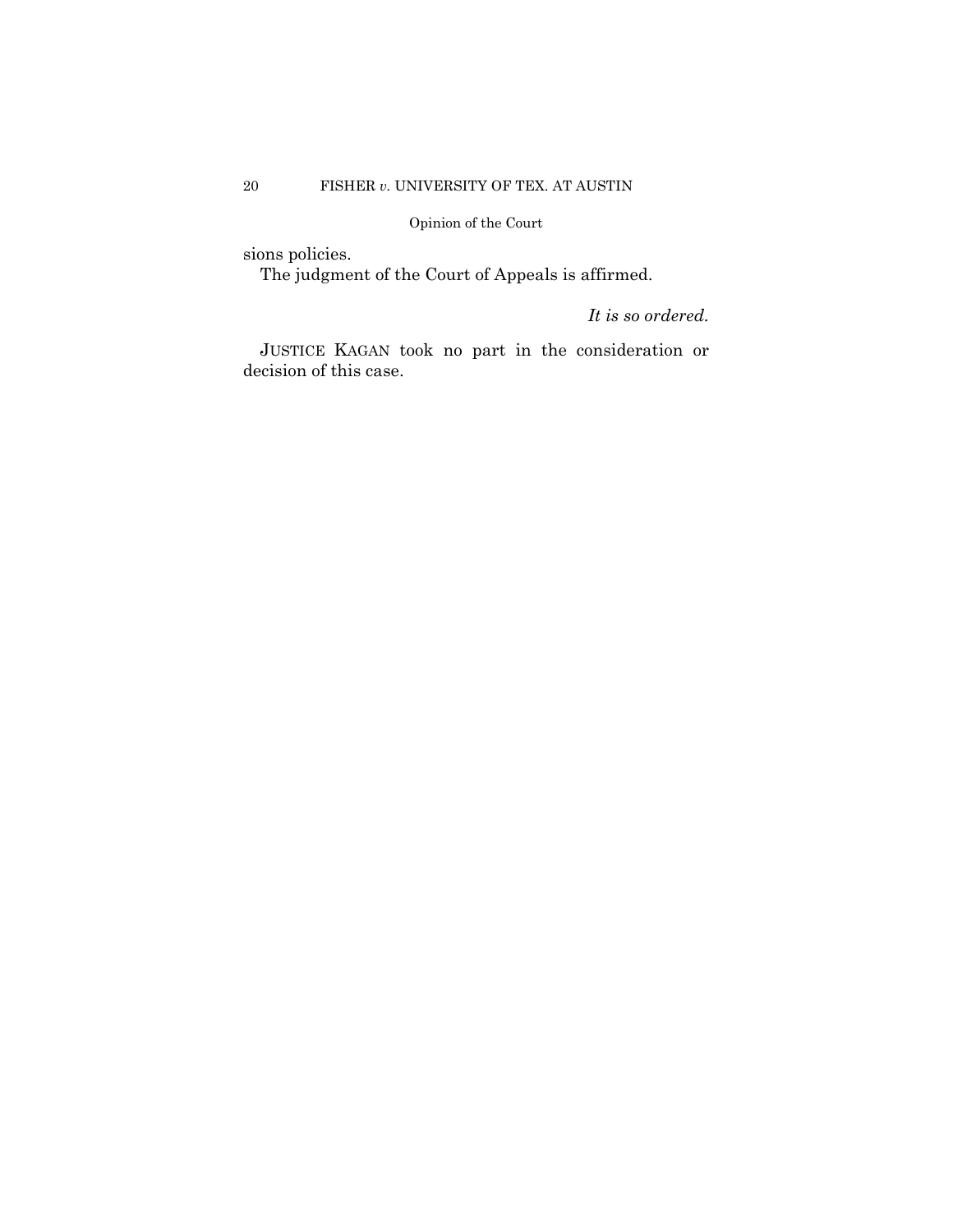sions policies.

The judgment of the Court of Appeals is affirmed.

*It is so ordered.*

JUSTICE KAGAN took no part in the consideration or decision of this case.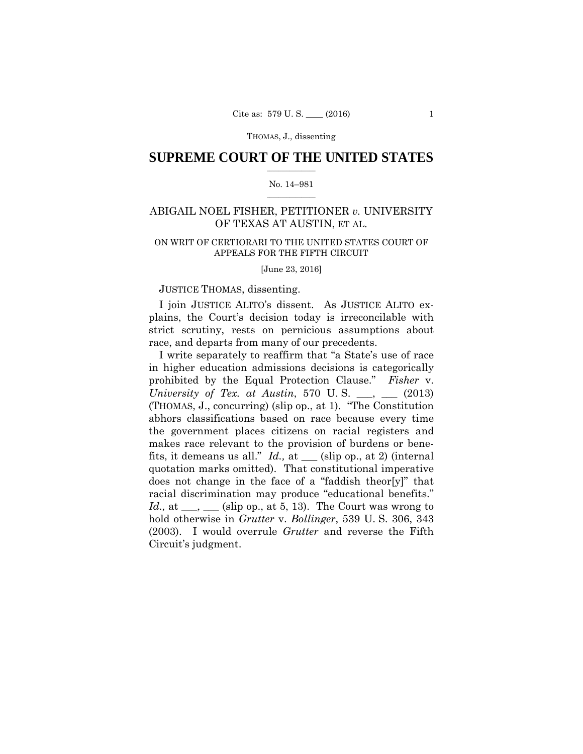# SUPREME COURT OF THE UNITED STATES

No. 14–981

ABIGAIL NOEL FISHER, PETITIONER *v.* UNIVERSITY OF TEXAS AT AUSTIN, ET AL.

ON WRIT OF CERTIORARI TO THE UNITED STATES COURT OF APPEALS FOR THE FIFTH CIRCUIT

[June 23, 2016]

JUSTICE THOMAS, dissenting.

I join JUSTICE ALITO's dissent. As JUSTICE ALITO explains, the Court's decision today is irreconcilable with strict scrutiny, rests on pernicious assumptions about race, and departs from many of our precedents.

I write separately to reaffirm that "a State's use of race in higher education admissions decisions is categorically prohibited by the Equal Protection Clause." *Fisher* v. *University of Tex. at Austin*, 570 U. S. ___, ___ (2013) (THOMAS, J., concurring) (slip op., at 1). "The Constitution abhors classifications based on race because every time the government places citizens on racial registers and makes race relevant to the provision of burdens or benefits, it demeans us all." *Id.,* at ___ (slip op., at 2) (internal quotation marks omitted). That constitutional imperative does not change in the face of a "faddish theor[y]" that racial discrimination may produce "educational benefits." *Id.,* at ___, ___ (slip op., at 5, 13). The Court was wrong to hold otherwise in *Grutter* v. *Bollinger*, 539 U. S. 306, 343 (2003). I would overrule *Grutter* and reverse the Fifth Circuit's judgment.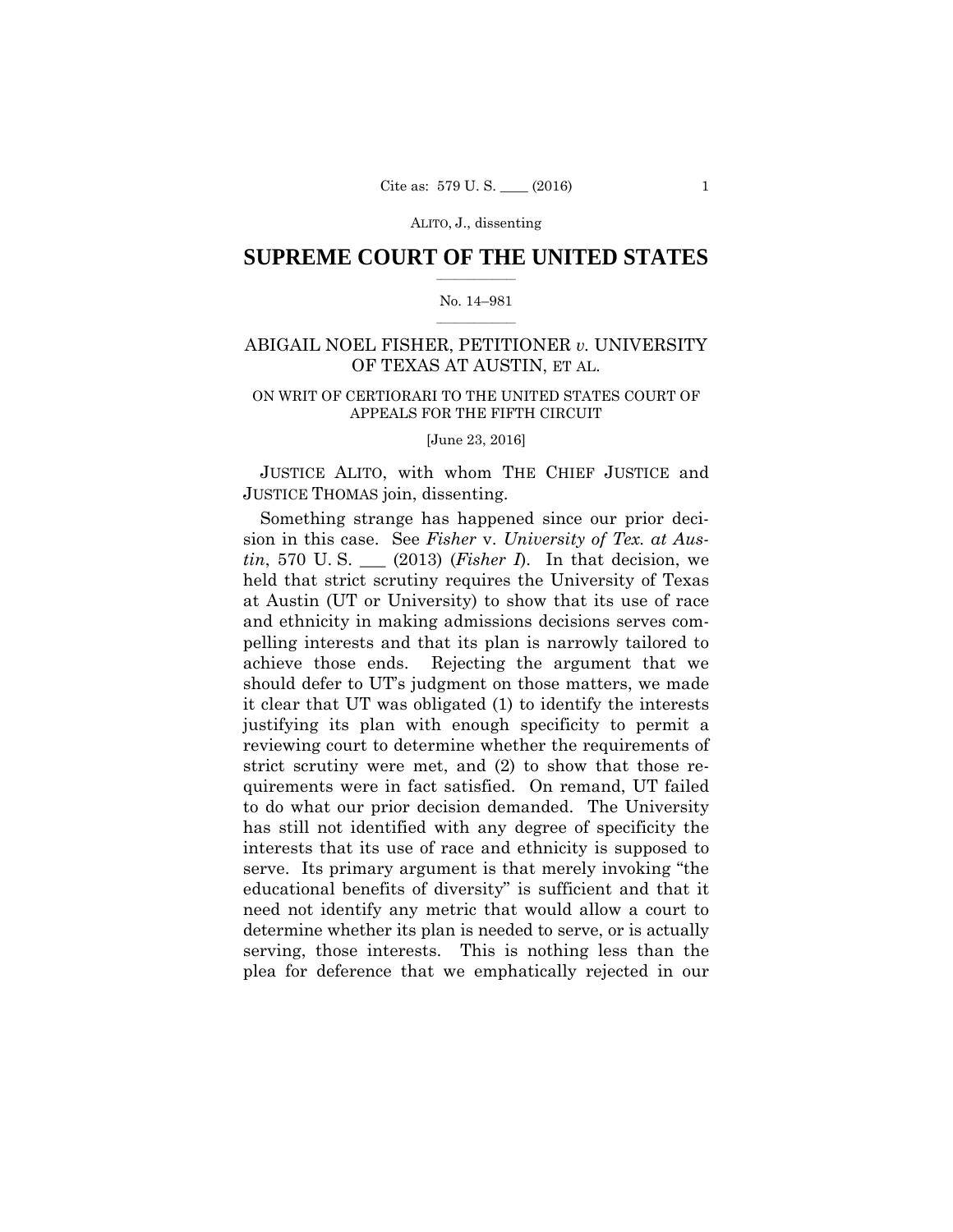## SUPREME COURT OF THE UNITED STATES

No. 14–981

ABIGAIL NOEL FISHER, PETITIONER *v.* UNIVERSITY OF TEXAS AT AUSTIN, ET AL.

ON WRIT OF CERTIORARI TO THE UNITED STATES COURT OF APPEALS FOR THE FIFTH CIRCUIT

[June 23, 2016]

JUSTICE ALITO, with whom THE CHIEF JUSTICE and JUSTICE THOMAS join, dissenting.

Something strange has happened since our prior decision in this case. See *Fisher* v. *University of Tex. at Austin*, 570 U. S. ___ (2013) (*Fisher I*). In that decision, we held that strict scrutiny requires the University of Texas at Austin (UT or University) to show that its use of race and ethnicity in making admissions decisions serves compelling interests and that its plan is narrowly tailored to achieve those ends. Rejecting the argument that we should defer to UT's judgment on those matters, we made it clear that UT was obligated (1) to identify the interests justifying its plan with enough specificity to permit a reviewing court to determine whether the requirements of strict scrutiny were met, and (2) to show that those requirements were in fact satisfied. On remand, UT failed to do what our prior decision demanded. The University has still not identified with any degree of specificity the interests that its use of race and ethnicity is supposed to serve. Its primary argument is that merely invoking "the educational benefits of diversity" is sufficient and that it need not identify any metric that would allow a court to determine whether its plan is needed to serve, or is actually serving, those interests. This is nothing less than the plea for deference that we emphatically rejected in our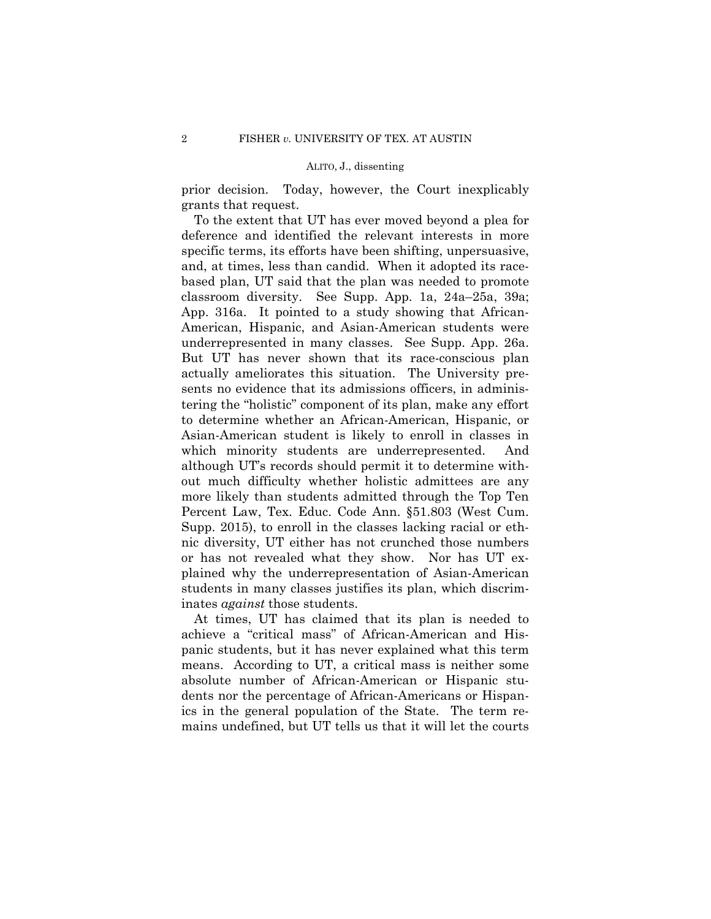prior decision. Today, however, the Court inexplicably grants that request.

To the extent that UT has ever moved beyond a plea for deference and identified the relevant interests in more specific terms, its efforts have been shifting, unpersuasive, and, at times, less than candid. When it adopted its race-based plan, UT said that the plan was needed to promote classroom diversity. See Supp. App. 1a, 24a–25a, 39a; App. 316a. It pointed to a study showing that African-American, Hispanic, and Asian-American students were underrepresented in many classes. See Supp. App. 26a. But UT has never shown that its race-conscious plan actually ameliorates this situation. The University presents no evidence that its admissions officers, in administering the "holistic" component of its plan, make any effort to determine whether an African-American, Hispanic, or Asian-American student is likely to enroll in classes in which minority students are underrepresented. And although UT's records should permit it to determine without much difficulty whether holistic admittees are any more likely than students admitted through the Top Ten Percent Law, Tex. Educ. Code Ann. §51.803 (West Cum. Supp. 2015), to enroll in the classes lacking racial or ethnic diversity, UT either has not crunched those numbers or has not revealed what they show. Nor has UT explained why the underrepresentation of Asian-American students in many classes justifies its plan, which discriminates *against* those students.

At times, UT has claimed that its plan is needed to achieve a "critical mass" of African-American and Hispanic students, but it has never explained what this term means. According to UT, a critical mass is neither some absolute number of African-American or Hispanic students nor the percentage of African-Americans or Hispanics in the general population of the State. The term remains undefined, but UT tells us that it will let the courts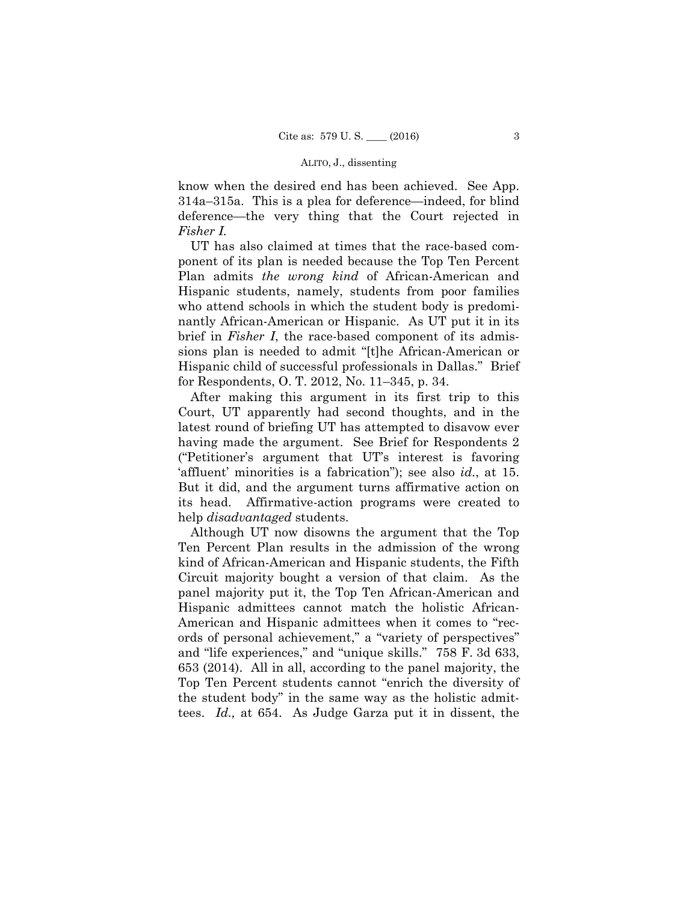know when the desired end has been achieved. See App. 314a–315a. This is a plea for deference—indeed, for blind deference—the very thing that the Court rejected in *Fisher I*.

UT has also claimed at times that the race-based component of its plan is needed because the Top Ten Percent Plan admits *the wrong kind* of African-American and Hispanic students, namely, students from poor families who attend schools in which the student body is predominantly African-American or Hispanic. As UT put it in its brief in *Fisher I*, the race-based component of its admissions plan is needed to admit "[t]he African-American or Hispanic child of successful professionals in Dallas." Brief for Respondents, O. T. 2012, No. 11–345, p. 34.

After making this argument in its first trip to this Court, UT apparently had second thoughts, and in the latest round of briefing UT has attempted to disavow ever having made the argument. See Brief for Respondents 2 ("Petitioner's argument that UT's interest is favoring 'affluent' minorities is a fabrication"); see also *id.*, at 15. But it did, and the argument turns affirmative action on its head. Affirmative-action programs were created to help *disadvantaged* students.

Although UT now disowns the argument that the Top Ten Percent Plan results in the admission of the wrong kind of African-American and Hispanic students, the Fifth Circuit majority bought a version of that claim. As the panel majority put it, the Top Ten African-American and Hispanic admittees cannot match the holistic African-American and Hispanic admittees when it comes to "records of personal achievement," a "variety of perspectives" and "life experiences," and "unique skills." 758 F. 3d 633, 653 (2014). All in all, according to the panel majority, the Top Ten Percent students cannot "enrich the diversity of the student body" in the same way as the holistic admittees. *Id.,* at 654. As Judge Garza put it in dissent, the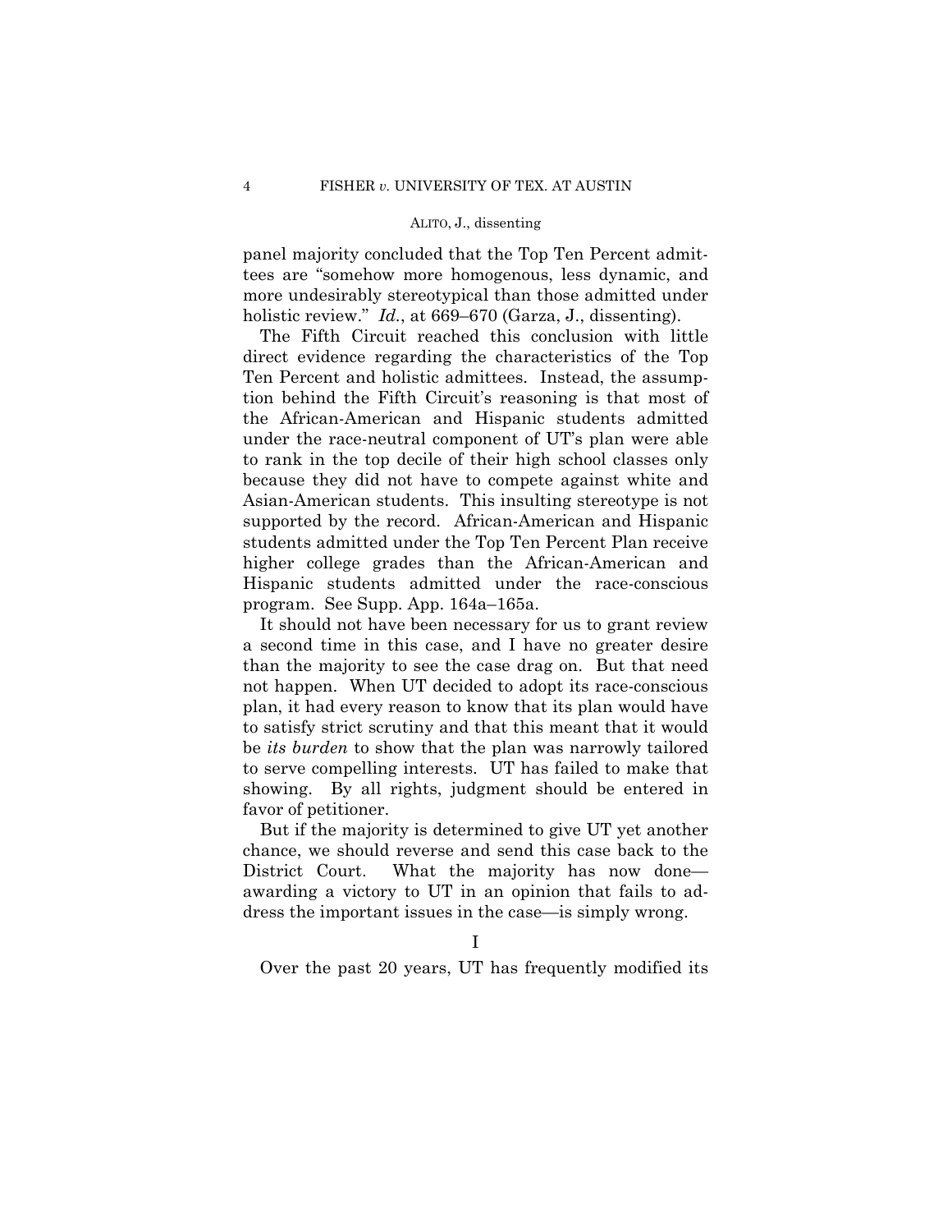panel majority concluded that the Top Ten Percent admittees are "somehow more homogenous, less dynamic, and more undesirably stereotypical than those admitted under holistic review." *Id.*, at 669–670 (Garza, J., dissenting).

The Fifth Circuit reached this conclusion with little direct evidence regarding the characteristics of the Top Ten Percent and holistic admittees. Instead, the assumption behind the Fifth Circuit's reasoning is that most of the African-American and Hispanic students admitted under the race-neutral component of UT's plan were able to rank in the top decile of their high school classes only because they did not have to compete against white and Asian-American students. This insulting stereotype is not supported by the record. African-American and Hispanic students admitted under the Top Ten Percent Plan receive higher college grades than the African-American and Hispanic students admitted under the race-conscious program. See Supp. App. 164a–165a.

It should not have been necessary for us to grant review a second time in this case, and I have no greater desire than the majority to see the case drag on. But that need not happen. When UT decided to adopt its race-conscious plan, it had every reason to know that its plan would have to satisfy strict scrutiny and that this meant that it would be *its burden* to show that the plan was narrowly tailored to serve compelling interests. UT has failed to make that showing. By all rights, judgment should be entered in favor of petitioner.

But if the majority is determined to give UT yet another chance, we should reverse and send this case back to the District Court. What the majority has now done—awarding a victory to UT in an opinion that fails to address the important issues in the case—is simply wrong.

## I

Over the past 20 years, UT has frequently modified its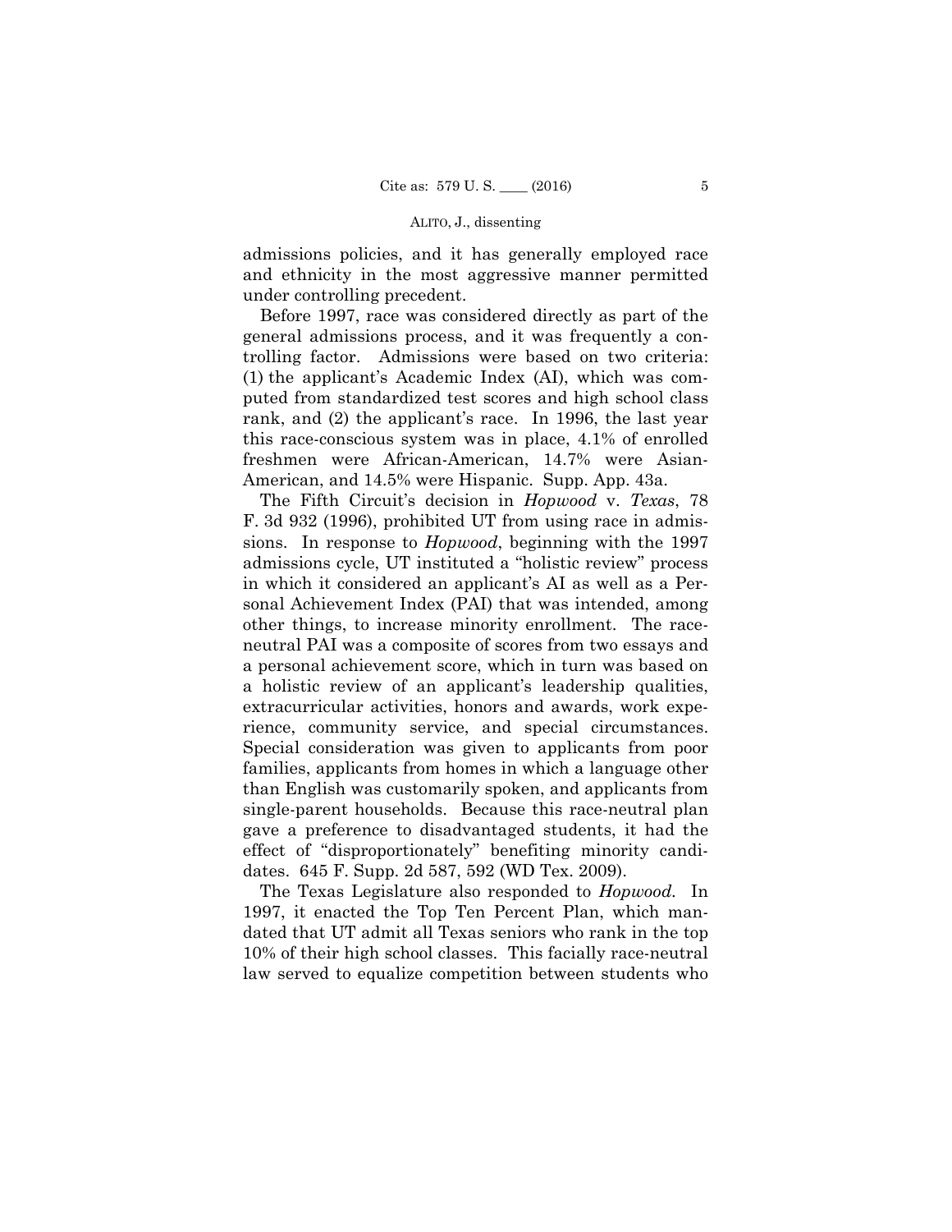admissions policies, and it has generally employed race and ethnicity in the most aggressive manner permitted under controlling precedent.

Before 1997, race was considered directly as part of the general admissions process, and it was frequently a controlling factor. Admissions were based on two criteria: (1) the applicant's Academic Index (AI), which was computed from standardized test scores and high school class rank, and (2) the applicant's race. In 1996, the last year this race-conscious system was in place, 4.1% of enrolled freshmen were African-American, 14.7% were Asian-American, and 14.5% were Hispanic. Supp. App. 43a.

The Fifth Circuit's decision in *Hopwood* v. *Texas*, 78 F. 3d 932 (1996), prohibited UT from using race in admissions. In response to *Hopwood*, beginning with the 1997 admissions cycle, UT instituted a "holistic review" process in which it considered an applicant's AI as well as a Personal Achievement Index (PAI) that was intended, among other things, to increase minority enrollment. The race-neutral PAI was a composite of scores from two essays and a personal achievement score, which in turn was based on a holistic review of an applicant's leadership qualities, extracurricular activities, honors and awards, work experience, community service, and special circumstances. Special consideration was given to applicants from poor families, applicants from homes in which a language other than English was customarily spoken, and applicants from single-parent households. Because this race-neutral plan gave a preference to disadvantaged students, it had the effect of "disproportionately" benefiting minority candidates. 645 F. Supp. 2d 587, 592 (WD Tex. 2009).

The Texas Legislature also responded to *Hopwood*. In 1997, it enacted the Top Ten Percent Plan, which mandated that UT admit all Texas seniors who rank in the top 10% of their high school classes. This facially race-neutral law served to equalize competition between students who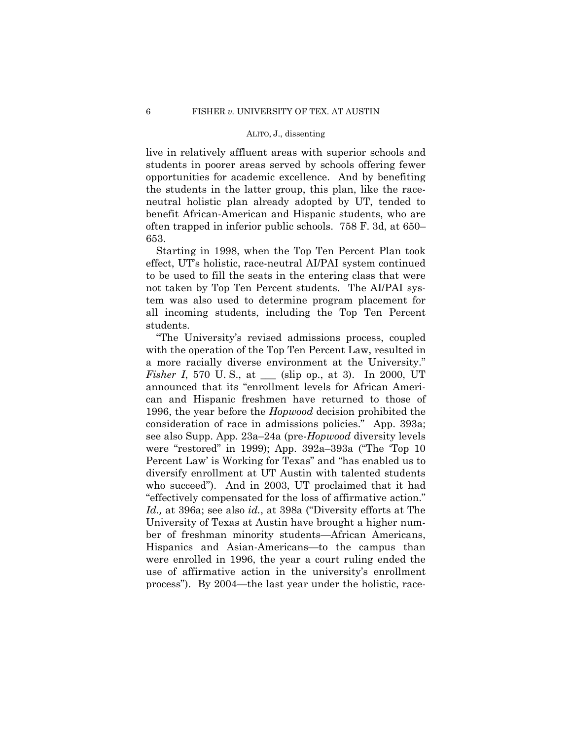live in relatively affluent areas with superior schools and students in poorer areas served by schools offering fewer opportunities for academic excellence. And by benefiting the students in the latter group, this plan, like the race-neutral holistic plan already adopted by UT, tended to benefit African-American and Hispanic students, who are often trapped in inferior public schools. 758 F. 3d, at 650–653.

Starting in 1998, when the Top Ten Percent Plan took effect, UT's holistic, race-neutral AI/PAI system continued to be used to fill the seats in the entering class that were not taken by Top Ten Percent students. The AI/PAI system was also used to determine program placement for all incoming students, including the Top Ten Percent students.

"The University's revised admissions process, coupled with the operation of the Top Ten Percent Law, resulted in a more racially diverse environment at the University." *Fisher I*, 570 U. S., at ___ (slip op., at 3). In 2000, UT announced that its "enrollment levels for African American and Hispanic freshmen have returned to those of 1996, the year before the *Hopwood* decision prohibited the consideration of race in admissions policies." App. 393a; see also Supp. App. 23a–24a (pre-*Hopwood* diversity levels were "restored" in 1999); App. 392a–393a ("The 'Top 10 Percent Law' is Working for Texas" and "has enabled us to diversify enrollment at UT Austin with talented students who succeed"). And in 2003, UT proclaimed that it had "effectively compensated for the loss of affirmative action." *Id.,* at 396a; see also *id.*, at 398a ("Diversity efforts at The University of Texas at Austin have brought a higher number of freshman minority students—African Americans, Hispanics and Asian-Americans—to the campus than were enrolled in 1996, the year a court ruling ended the use of affirmative action in the university's enrollment process"). By 2004—the last year under the holistic, race-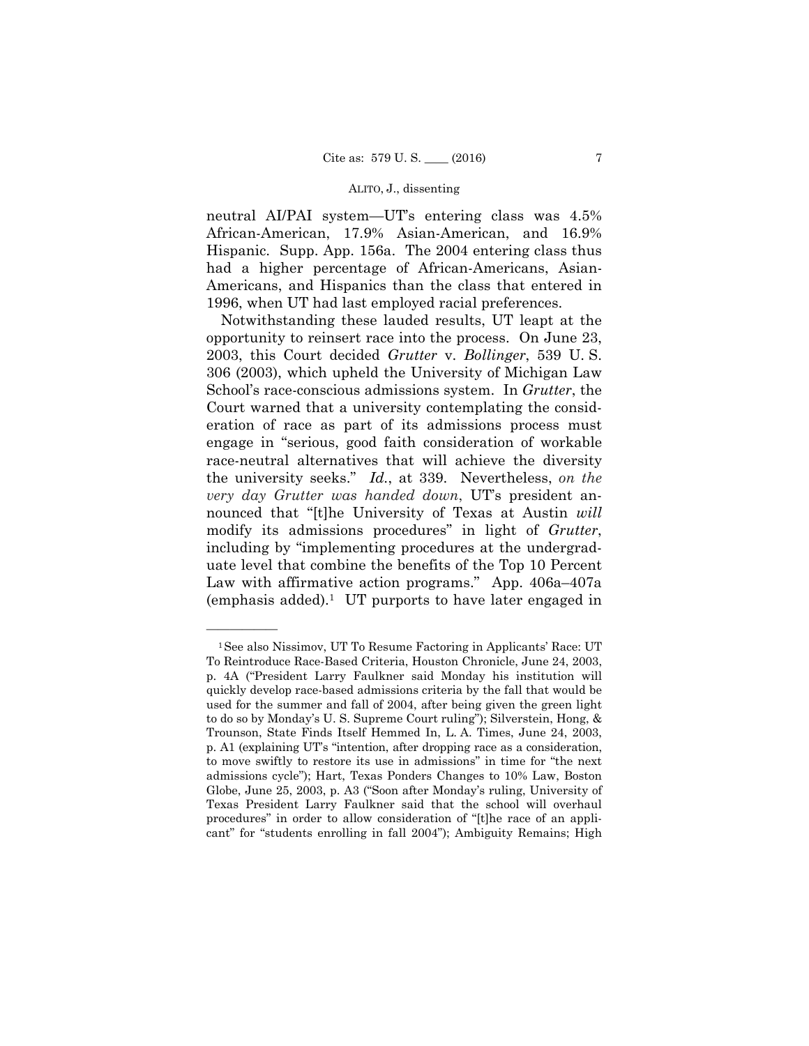neutral AI/PAI system—UT's entering class was 4.5% African-American, 17.9% Asian-American, and 16.9% Hispanic. Supp. App. 156a. The 2004 entering class thus had a higher percentage of African-Americans, Asian-Americans, and Hispanics than the class that entered in 1996, when UT had last employed racial preferences.

Notwithstanding these lauded results, UT leapt at the opportunity to reinsert race into the process. On June 23, 2003, this Court decided *Grutter* v. *Bollinger*, 539 U. S. 306 (2003), which upheld the University of Michigan Law School's race-conscious admissions system. In *Grutter*, the Court warned that a university contemplating the consideration of race as part of its admissions process must engage in "serious, good faith consideration of workable race-neutral alternatives that will achieve the diversity the university seeks." *Id.*, at 339. Nevertheless, *on the very day Grutter was handed down*, UT's president announced that "[t]he University of Texas at Austin *will* modify its admissions procedures" in light of *Grutter*, including by "implementing procedures at the undergraduate level that combine the benefits of the Top 10 Percent Law with affirmative action programs." App. 406a–407a (emphasis added).[1] UT purports to have later engaged in

---

[1] See also Nissimov, UT To Resume Factoring in Applicants' Race: UT To Reintroduce Race-Based Criteria, Houston Chronicle, June 24, 2003, p. 4A ("President Larry Faulkner said Monday his institution will quickly develop race-based admissions criteria by the fall that would be used for the summer and fall of 2004, after being given the green light to do so by Monday's U. S. Supreme Court ruling"); Silverstein, Hong, & Trounson, State Finds Itself Hemmed In, L. A. Times, June 24, 2003, p. A1 (explaining UT's "intention, after dropping race as a consideration, to move swiftly to restore its use in admissions" in time for "the next admissions cycle"); Hart, Texas Ponders Changes to 10% Law, Boston Globe, June 25, 2003, p. A3 ("Soon after Monday's ruling, University of Texas President Larry Faulkner said that the school will overhaul procedures" in order to allow consideration of "[t]he race of an applicant" for "students enrolling in fall 2004"); Ambiguity Remains; High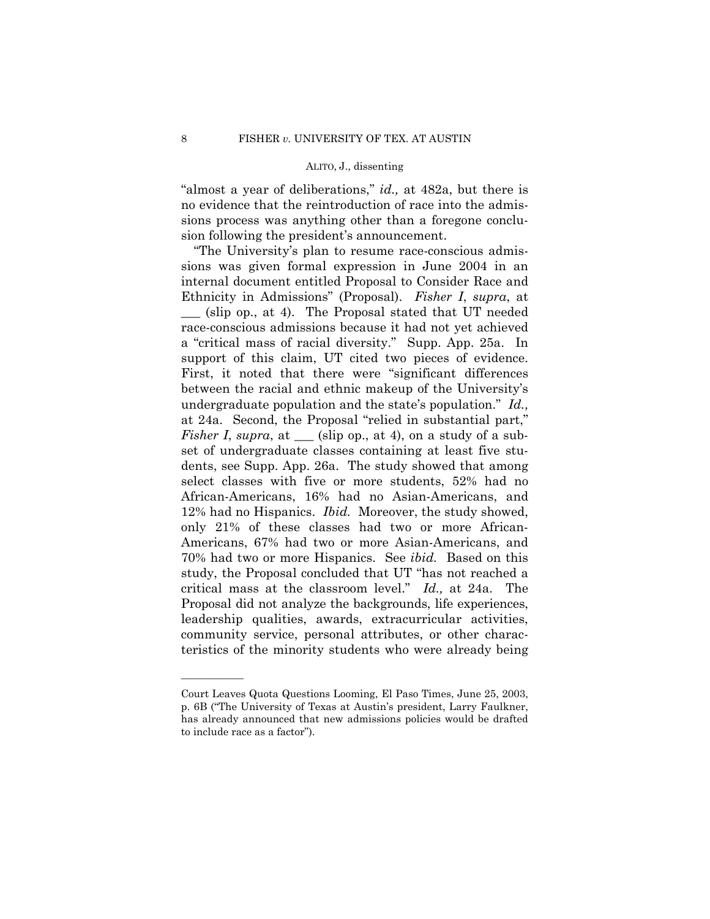"almost a year of deliberations," *id.,* at 482a, but there is no evidence that the reintroduction of race into the admissions process was anything other than a foregone conclusion following the president's announcement.

"The University's plan to resume race-conscious admissions was given formal expression in June 2004 in an internal document entitled Proposal to Consider Race and Ethnicity in Admissions" (Proposal). *Fisher I*, *supra*, at ___ (slip op., at 4). The Proposal stated that UT needed race-conscious admissions because it had not yet achieved a "critical mass of racial diversity." Supp. App. 25a. In support of this claim, UT cited two pieces of evidence. First, it noted that there were "significant differences between the racial and ethnic makeup of the University's undergraduate population and the state's population." *Id.,* at 24a. Second, the Proposal "relied in substantial part," *Fisher I*, *supra*, at ___ (slip op., at 4), on a study of a subset of undergraduate classes containing at least five students, see Supp. App. 26a. The study showed that among select classes with five or more students, 52% had no African-Americans, 16% had no Asian-Americans, and 12% had no Hispanics. *Ibid.* Moreover, the study showed, only 21% of these classes had two or more African-Americans, 67% had two or more Asian-Americans, and 70% had two or more Hispanics. See *ibid.* Based on this study, the Proposal concluded that UT "has not reached a critical mass at the classroom level." *Id.,* at 24a. The Proposal did not analyze the backgrounds, life experiences, leadership qualities, awards, extracurricular activities, community service, personal attributes, or other characteristics of the minority students who were already being

---

Court Leaves Quota Questions Looming, El Paso Times, June 25, 2003, p. 6B ("The University of Texas at Austin's president, Larry Faulkner, has already announced that new admissions policies would be drafted to include race as a factor").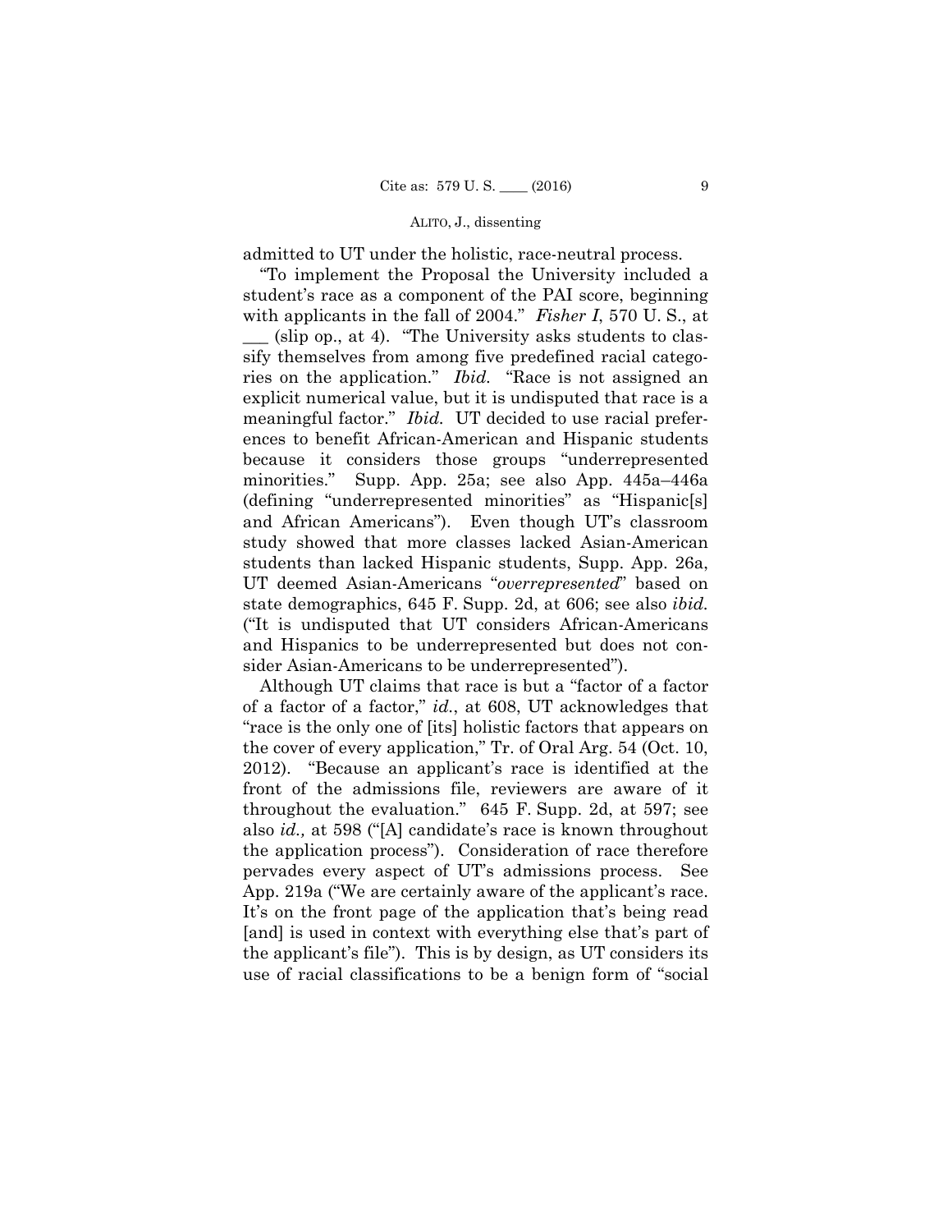admitted to UT under the holistic, race-neutral process.

"To implement the Proposal the University included a student's race as a component of the PAI score, beginning with applicants in the fall of 2004." *Fisher I*, 570 U. S., at ___ (slip op., at 4). "The University asks students to classify themselves from among five predefined racial categories on the application." *Ibid.* "Race is not assigned an explicit numerical value, but it is undisputed that race is a meaningful factor." *Ibid.* UT decided to use racial preferences to benefit African-American and Hispanic students because it considers those groups "underrepresented minorities." Supp. App. 25a; see also App. 445a–446a (defining "underrepresented minorities" as "Hispanic[s] and African Americans"). Even though UT's classroom study showed that more classes lacked Asian-American students than lacked Hispanic students, Supp. App. 26a, UT deemed Asian-Americans "*overrepresented*" based on state demographics, 645 F. Supp. 2d, at 606; see also *ibid.* ("It is undisputed that UT considers African-Americans and Hispanics to be underrepresented but does not consider Asian-Americans to be underrepresented").

Although UT claims that race is but a "factor of a factor of a factor of a factor," *id.*, at 608, UT acknowledges that "race is the only one of [its] holistic factors that appears on the cover of every application," Tr. of Oral Arg. 54 (Oct. 10, 2012). "Because an applicant's race is identified at the front of the admissions file, reviewers are aware of it throughout the evaluation." 645 F. Supp. 2d, at 597; see also *id.,* at 598 ("[A] candidate's race is known throughout the application process"). Consideration of race therefore pervades every aspect of UT's admissions process. See App. 219a ("We are certainly aware of the applicant's race. It's on the front page of the application that's being read [and] is used in context with everything else that's part of the applicant's file"). This is by design, as UT considers its use of racial classifications to be a benign form of "social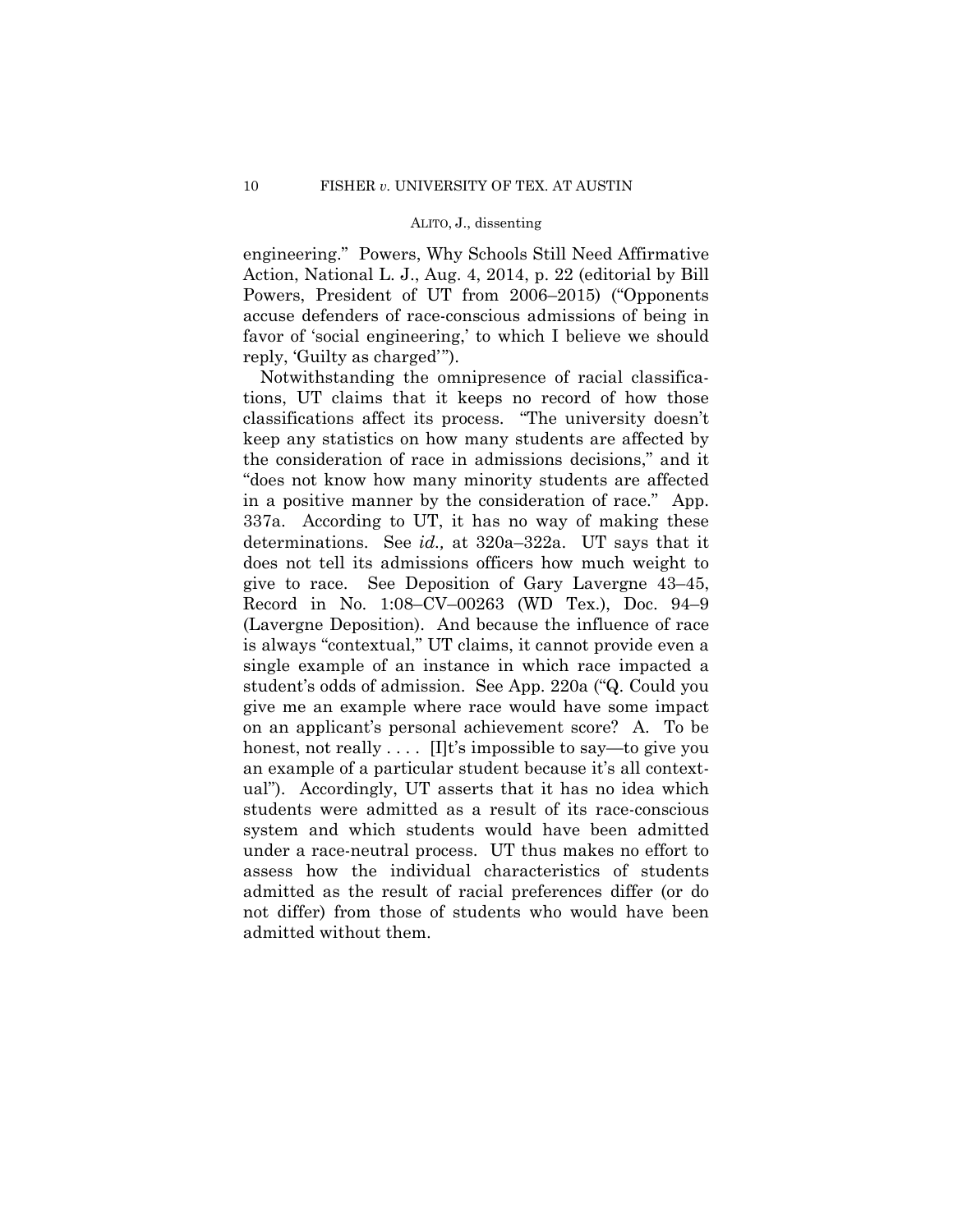engineering." Powers, Why Schools Still Need Affirmative Action, National L. J., Aug. 4, 2014, p. 22 (editorial by Bill Powers, President of UT from 2006–2015) ("Opponents accuse defenders of race-conscious admissions of being in favor of 'social engineering,' to which I believe we should reply, 'Guilty as charged'").

Notwithstanding the omnipresence of racial classifications, UT claims that it keeps no record of how those classifications affect its process. "The university doesn't keep any statistics on how many students are affected by the consideration of race in admissions decisions," and it "does not know how many minority students are affected in a positive manner by the consideration of race." App. 337a. According to UT, it has no way of making these determinations. See *id.,* at 320a–322a. UT says that it does not tell its admissions officers how much weight to give to race. See Deposition of Gary Lavergne 43–45, Record in No. 1:08–CV–00263 (WD Tex.), Doc. 94–9 (Lavergne Deposition). And because the influence of race is always "contextual," UT claims, it cannot provide even a single example of an instance in which race impacted a student's odds of admission. See App. 220a ("Q. Could you give me an example where race would have some impact on an applicant's personal achievement score? A. To be honest, not really . . . . [I]t's impossible to say—to give you an example of a particular student because it's all contextual"). Accordingly, UT asserts that it has no idea which students were admitted as a result of its race-conscious system and which students would have been admitted under a race-neutral process. UT thus makes no effort to assess how the individual characteristics of students admitted as the result of racial preferences differ (or do not differ) from those of students who would have been admitted without them.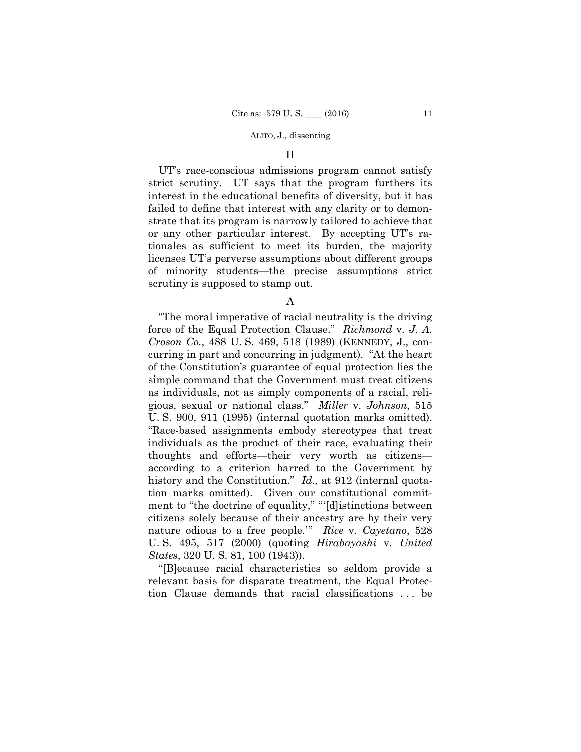## II

UT's race-conscious admissions program cannot satisfy strict scrutiny. UT says that the program furthers its interest in the educational benefits of diversity, but it has failed to define that interest with any clarity or to demonstrate that its program is narrowly tailored to achieve that or any other particular interest. By accepting UT's rationales as sufficient to meet its burden, the majority licenses UT's perverse assumptions about different groups of minority students—the precise assumptions strict scrutiny is supposed to stamp out.

### A

"The moral imperative of racial neutrality is the driving force of the Equal Protection Clause." *Richmond* v. *J. A. Croson Co.*, 488 U. S. 469, 518 (1989) (KENNEDY, J., concurring in part and concurring in judgment). "At the heart of the Constitution's guarantee of equal protection lies the simple command that the Government must treat citizens as individuals, not as simply components of a racial, religious, sexual or national class." *Miller* v. *Johnson*, 515 U. S. 900, 911 (1995) (internal quotation marks omitted). "Race-based assignments embody stereotypes that treat individuals as the product of their race, evaluating their thoughts and efforts—their very worth as citizens—according to a criterion barred to the Government by history and the Constitution." *Id.,* at 912 (internal quotation marks omitted). Given our constitutional commitment to "the doctrine of equality," "'[d]istinctions between citizens solely because of their ancestry are by their very nature odious to a free people.'" *Rice* v. *Cayetano*, 528 U. S. 495, 517 (2000) (quoting *Hirabayashi* v. *United States*, 320 U. S. 81, 100 (1943)).

"[B]ecause racial characteristics so seldom provide a relevant basis for disparate treatment, the Equal Protection Clause demands that racial classifications . . . be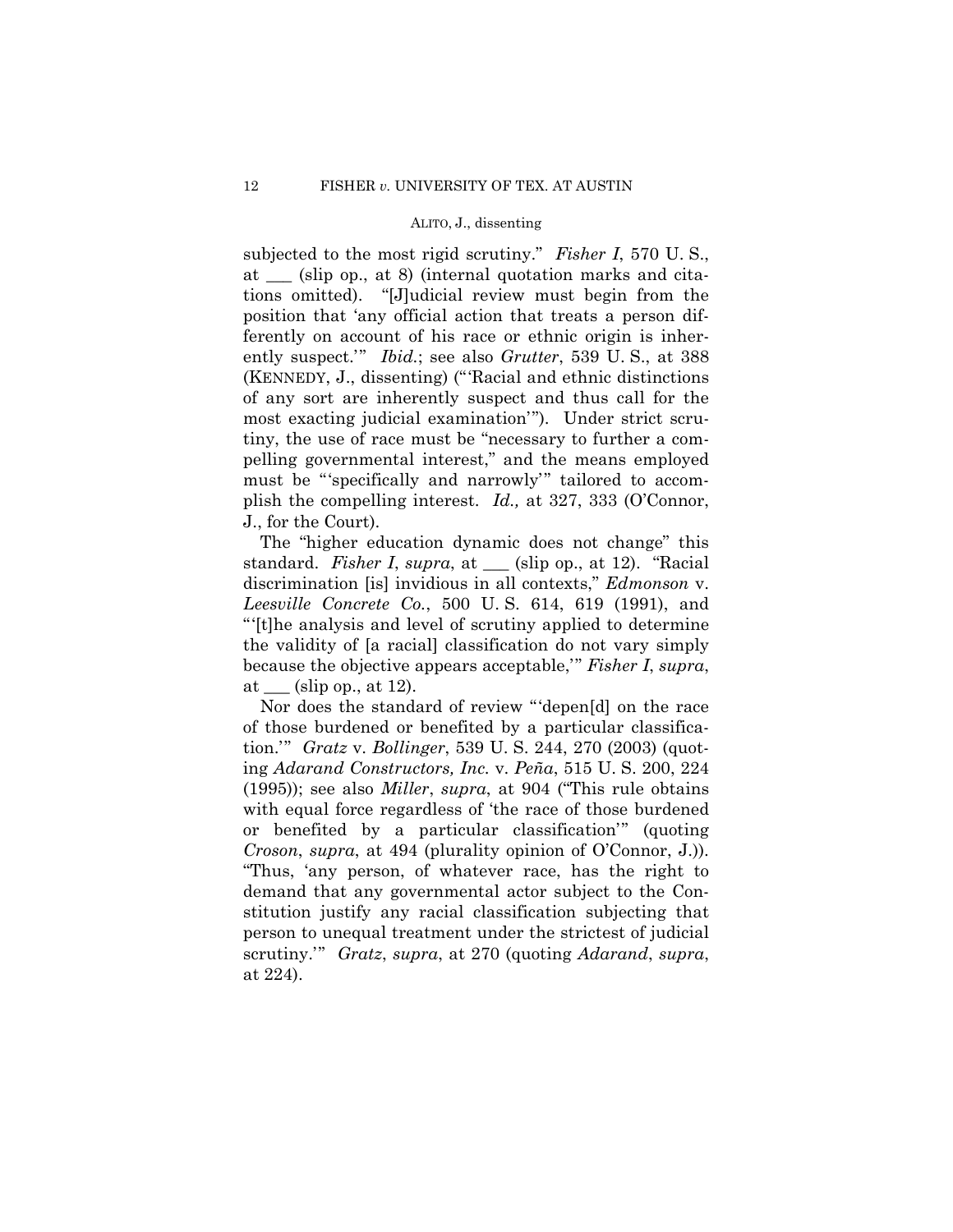subjected to the most rigid scrutiny." *Fisher I*, 570 U. S., at ___ (slip op., at 8) (internal quotation marks and citations omitted). "[J]udicial review must begin from the position that 'any official action that treats a person differently on account of his race or ethnic origin is inherently suspect.'" *Ibid.*; see also *Grutter*, 539 U. S., at 388 (KENNEDY, J., dissenting) ("'Racial and ethnic distinctions of any sort are inherently suspect and thus call for the most exacting judicial examination'"). Under strict scrutiny, the use of race must be "necessary to further a compelling governmental interest," and the means employed must be "'specifically and narrowly'" tailored to accomplish the compelling interest. *Id.,* at 327, 333 (O'Connor, J., for the Court).

The "higher education dynamic does not change" this standard. *Fisher I*, *supra*, at ___ (slip op., at 12). "Racial discrimination [is] invidious in all contexts," *Edmonson* v. *Leesville Concrete Co.*, 500 U. S. 614, 619 (1991), and "'[t]he analysis and level of scrutiny applied to determine the validity of [a racial] classification do not vary simply because the objective appears acceptable,'" *Fisher I*, *supra*, at ___ (slip op., at 12).

Nor does the standard of review "'depen[d] on the race of those burdened or benefited by a particular classification.'" *Gratz* v. *Bollinger*, 539 U. S. 244, 270 (2003) (quoting *Adarand Constructors, Inc.* v. *Peña*, 515 U. S. 200, 224 (1995)); see also *Miller*, *supra*, at 904 ("This rule obtains with equal force regardless of 'the race of those burdened or benefited by a particular classification'" (quoting *Croson*, *supra*, at 494 (plurality opinion of O'Connor, J.)). "Thus, 'any person, of whatever race, has the right to demand that any governmental actor subject to the Constitution justify any racial classification subjecting that person to unequal treatment under the strictest of judicial scrutiny.'" *Gratz*, *supra*, at 270 (quoting *Adarand*, *supra*, at 224).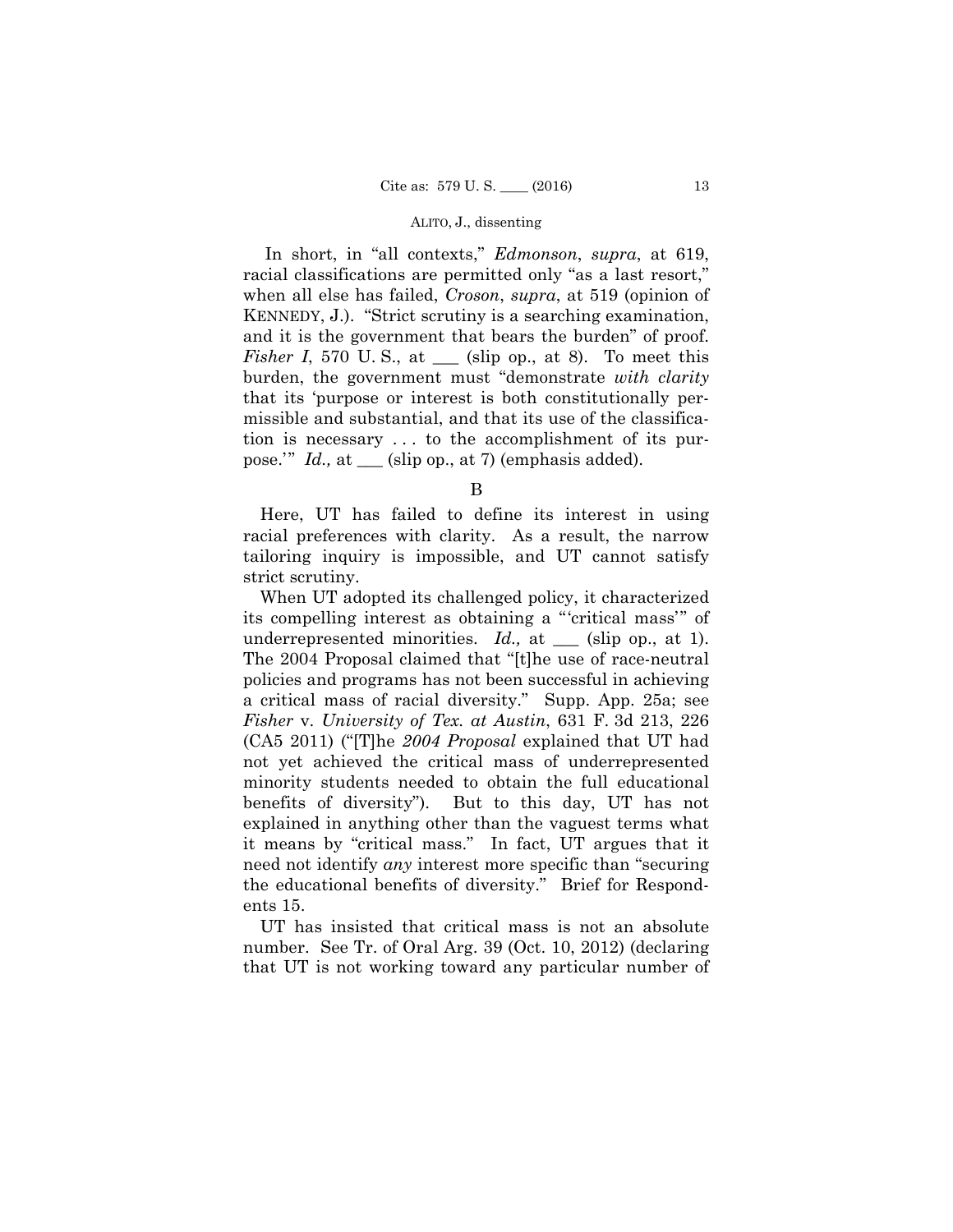In short, in "all contexts," *Edmonson*, *supra*, at 619, racial classifications are permitted only "as a last resort," when all else has failed, *Croson*, *supra*, at 519 (opinion of KENNEDY, J.). "Strict scrutiny is a searching examination, and it is the government that bears the burden" of proof. *Fisher I*, 570 U. S., at ___ (slip op., at 8). To meet this burden, the government must "demonstrate *with clarity* that its 'purpose or interest is both constitutionally permissible and substantial, and that its use of the classification is necessary . . . to the accomplishment of its purpose.'" *Id.,* at ___ (slip op., at 7) (emphasis added).

### B

Here, UT has failed to define its interest in using racial preferences with clarity. As a result, the narrow tailoring inquiry is impossible, and UT cannot satisfy strict scrutiny.

When UT adopted its challenged policy, it characterized its compelling interest as obtaining a "'critical mass'" of underrepresented minorities. *Id.,* at ___ (slip op., at 1). The 2004 Proposal claimed that "[t]he use of race-neutral policies and programs has not been successful in achieving a critical mass of racial diversity." Supp. App. 25a; see *Fisher* v. *University of Tex. at Austin*, 631 F. 3d 213, 226 (CA5 2011) ("[T]he *2004 Proposal* explained that UT had not yet achieved the critical mass of underrepresented minority students needed to obtain the full educational benefits of diversity"). But to this day, UT has not explained in anything other than the vaguest terms what it means by "critical mass." In fact, UT argues that it need not identify *any* interest more specific than "securing the educational benefits of diversity." Brief for Respondents 15.

UT has insisted that critical mass is not an absolute number. See Tr. of Oral Arg. 39 (Oct. 10, 2012) (declaring that UT is not working toward any particular number of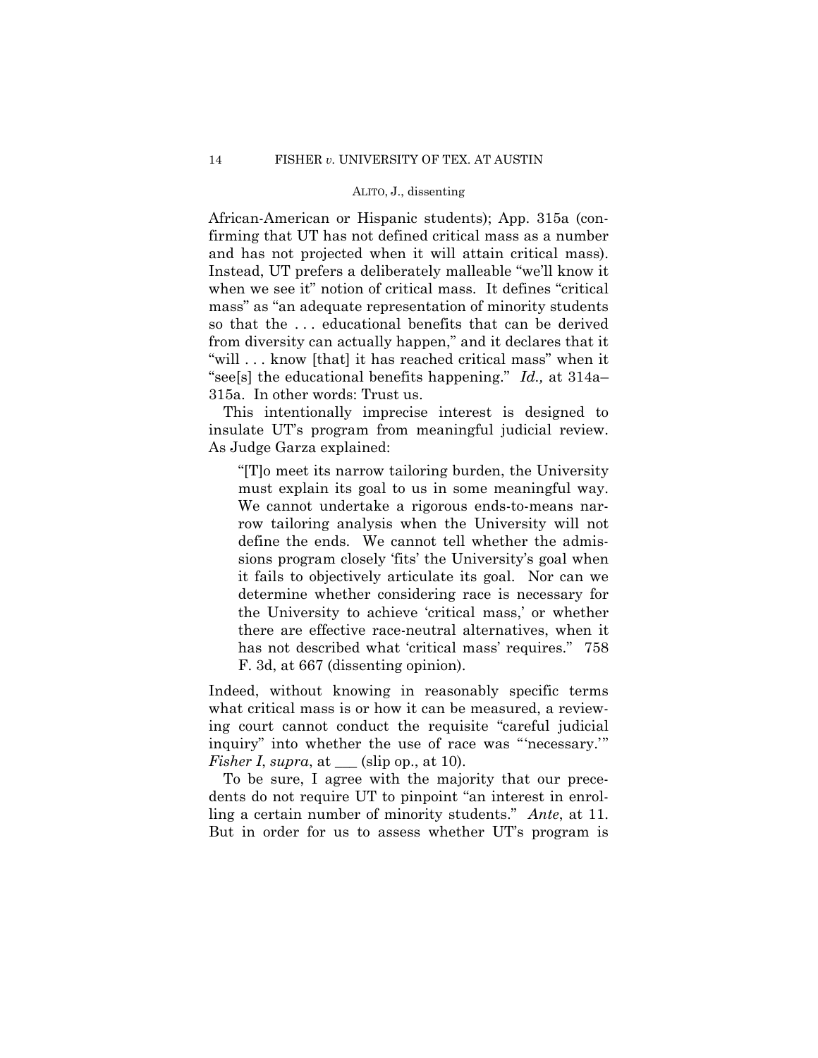African-American or Hispanic students); App. 315a (confirming that UT has not defined critical mass as a number and has not projected when it will attain critical mass). Instead, UT prefers a deliberately malleable "we'll know it when we see it" notion of critical mass. It defines "critical mass" as "an adequate representation of minority students so that the . . . educational benefits that can be derived from diversity can actually happen," and it declares that it "will . . . know [that] it has reached critical mass" when it "see[s] the educational benefits happening." *Id.,* at 314a–315a. In other words: Trust us.

This intentionally imprecise interest is designed to insulate UT's program from meaningful judicial review. As Judge Garza explained:

> "[T]o meet its narrow tailoring burden, the University must explain its goal to us in some meaningful way. We cannot undertake a rigorous ends-to-means narrow tailoring analysis when the University will not define the ends. We cannot tell whether the admissions program closely 'fits' the University's goal when it fails to objectively articulate its goal. Nor can we determine whether considering race is necessary for the University to achieve 'critical mass,' or whether there are effective race-neutral alternatives, when it has not described what 'critical mass' requires." 758 F. 3d, at 667 (dissenting opinion).

Indeed, without knowing in reasonably specific terms what critical mass is or how it can be measured, a reviewing court cannot conduct the requisite "careful judicial inquiry" into whether the use of race was "'necessary.'" *Fisher I*, *supra*, at ___ (slip op., at 10).

To be sure, I agree with the majority that our precedents do not require UT to pinpoint "an interest in enrolling a certain number of minority students." *Ante*, at 11. But in order for us to assess whether UT's program is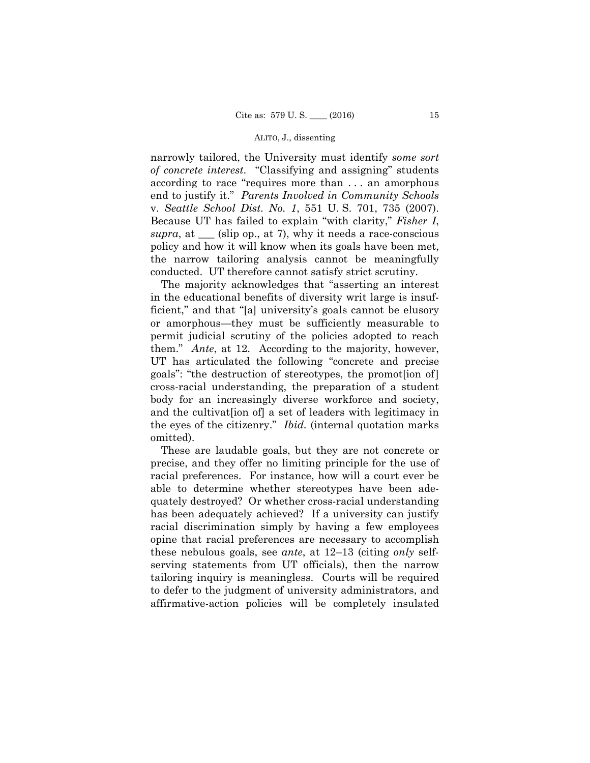narrowly tailored, the University must identify *some sort of concrete interest*. "Classifying and assigning" students according to race "requires more than . . . an amorphous end to justify it." *Parents Involved in Community Schools* v. *Seattle School Dist. No. 1*, 551 U. S. 701, 735 (2007). Because UT has failed to explain "with clarity," *Fisher I*, *supra*, at ___ (slip op., at 7), why it needs a race-conscious policy and how it will know when its goals have been met, the narrow tailoring analysis cannot be meaningfully conducted. UT therefore cannot satisfy strict scrutiny.

The majority acknowledges that "asserting an interest in the educational benefits of diversity writ large is insufficient," and that "[a] university's goals cannot be elusory or amorphous—they must be sufficiently measurable to permit judicial scrutiny of the policies adopted to reach them." *Ante*, at 12. According to the majority, however, UT has articulated the following "concrete and precise goals": "the destruction of stereotypes, the promot[ion of] cross-racial understanding, the preparation of a student body for an increasingly diverse workforce and society, and the cultivat[ion of] a set of leaders with legitimacy in the eyes of the citizenry." *Ibid.* (internal quotation marks omitted).

These are laudable goals, but they are not concrete or precise, and they offer no limiting principle for the use of racial preferences. For instance, how will a court ever be able to determine whether stereotypes have been adequately destroyed? Or whether cross-racial understanding has been adequately achieved? If a university can justify racial discrimination simply by having a few employees opine that racial preferences are necessary to accomplish these nebulous goals, see *ante*, at 12–13 (citing *only* self-serving statements from UT officials), then the narrow tailoring inquiry is meaningless. Courts will be required to defer to the judgment of university administrators, and affirmative-action policies will be completely insulated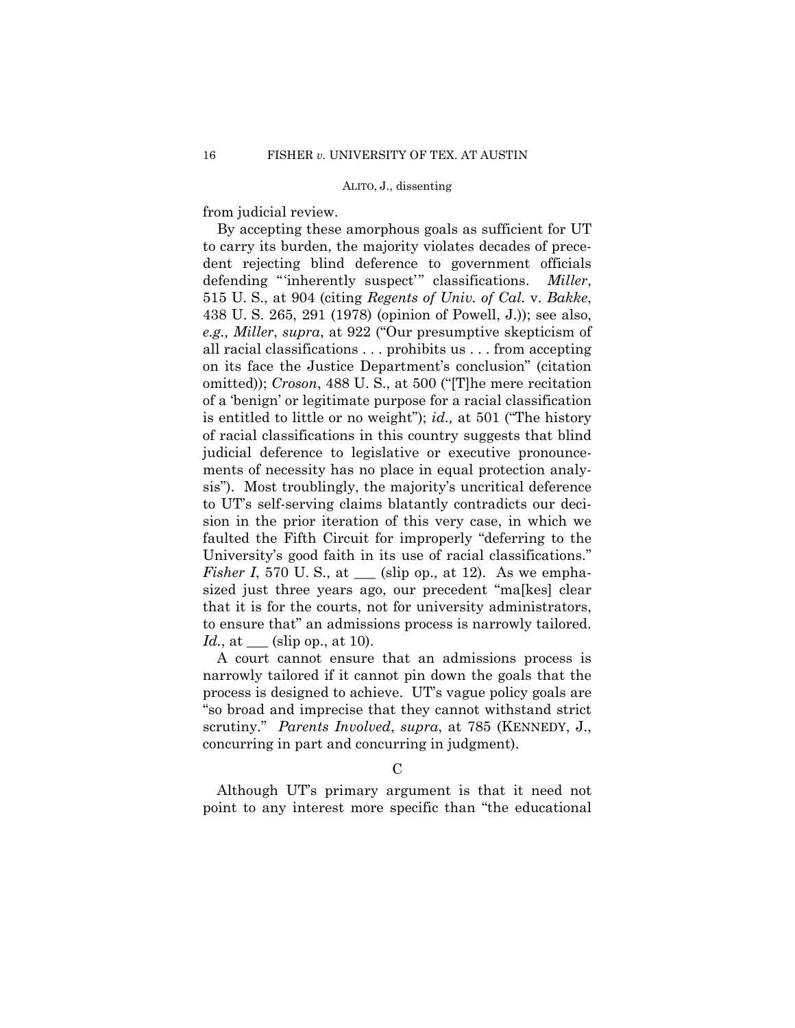from judicial review.

By accepting these amorphous goals as sufficient for UT to carry its burden, the majority violates decades of precedent rejecting blind deference to government officials defending "'inherently suspect'" classifications. *Miller*, 515 U. S., at 904 (citing *Regents of Univ. of Cal.* v. *Bakke*, 438 U. S. 265, 291 (1978) (opinion of Powell, J.)); see also, *e.g., Miller*, *supra*, at 922 ("Our presumptive skepticism of all racial classifications . . . prohibits us . . . from accepting on its face the Justice Department's conclusion" (citation omitted)); *Croson*, 488 U. S., at 500 ("[T]he mere recitation of a 'benign' or legitimate purpose for a racial classification is entitled to little or no weight"); *id.,* at 501 ("The history of racial classifications in this country suggests that blind judicial deference to legislative or executive pronouncements of necessity has no place in equal protection analysis"). Most troublingly, the majority's uncritical deference to UT's self-serving claims blatantly contradicts our decision in the prior iteration of this very case, in which we faulted the Fifth Circuit for improperly "deferring to the University's good faith in its use of racial classifications." *Fisher I*, 570 U. S., at ___ (slip op., at 12). As we emphasized just three years ago, our precedent "ma[kes] clear that it is for the courts, not for university administrators, to ensure that" an admissions process is narrowly tailored. *Id.*, at ___ (slip op., at 10).

A court cannot ensure that an admissions process is narrowly tailored if it cannot pin down the goals that the process is designed to achieve. UT's vague policy goals are "so broad and imprecise that they cannot withstand strict scrutiny." *Parents Involved*, *supra*, at 785 (KENNEDY, J., concurring in part and concurring in judgment).

C

Although UT's primary argument is that it need not point to any interest more specific than "the educational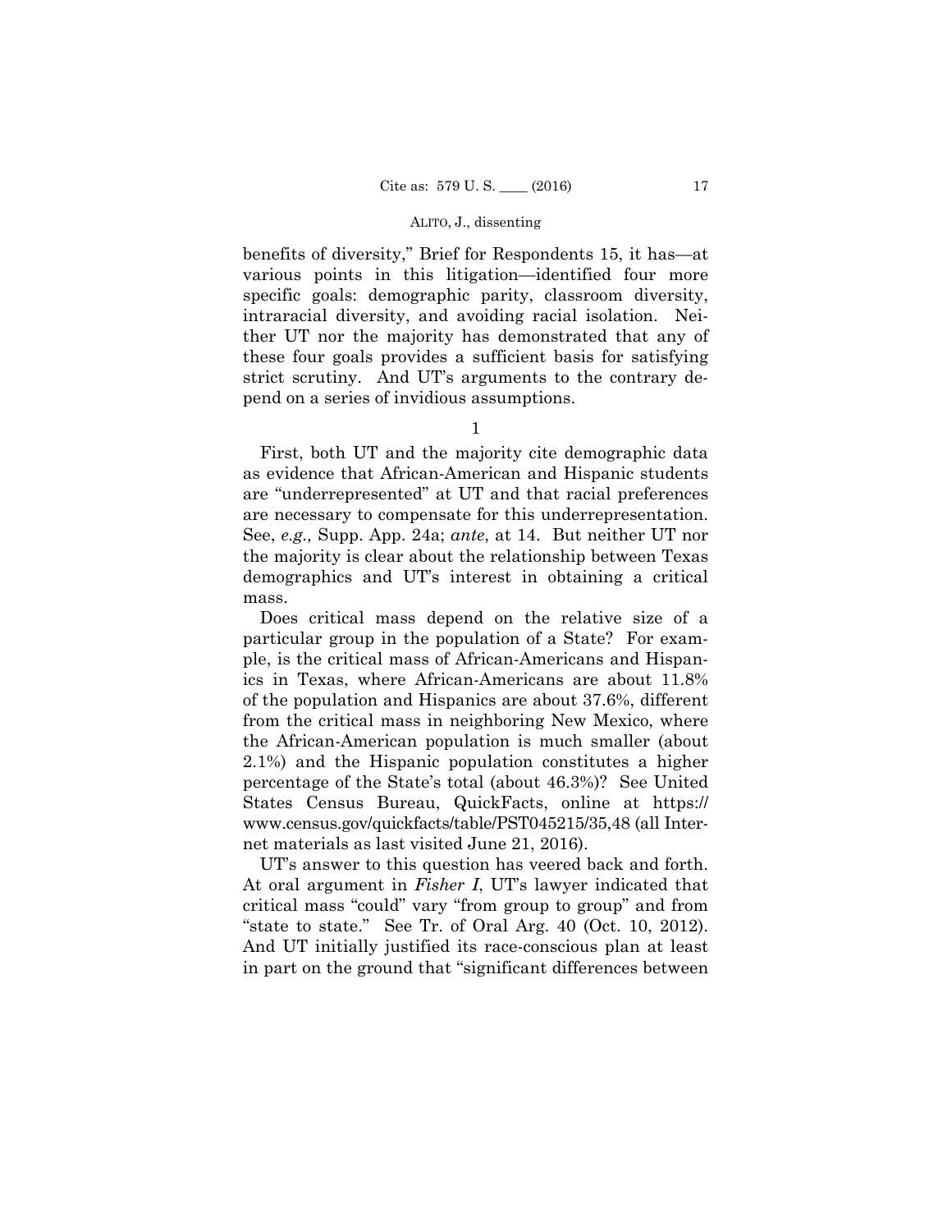benefits of diversity," Brief for Respondents 15, it has—at various points in this litigation—identified four more specific goals: demographic parity, classroom diversity, intraracial diversity, and avoiding racial isolation. Neither UT nor the majority has demonstrated that any of these four goals provides a sufficient basis for satisfying strict scrutiny. And UT's arguments to the contrary depend on a series of invidious assumptions.

1

First, both UT and the majority cite demographic data as evidence that African-American and Hispanic students are "underrepresented" at UT and that racial preferences are necessary to compensate for this underrepresentation. See, *e.g.,* Supp. App. 24a; *ante*, at 14. But neither UT nor the majority is clear about the relationship between Texas demographics and UT's interest in obtaining a critical mass.

Does critical mass depend on the relative size of a particular group in the population of a State? For example, is the critical mass of African-Americans and Hispanics in Texas, where African-Americans are about 11.8% of the population and Hispanics are about 37.6%, different from the critical mass in neighboring New Mexico, where the African-American population is much smaller (about 2.1%) and the Hispanic population constitutes a higher percentage of the State's total (about 46.3%)? See United States Census Bureau, QuickFacts, online at https://www.census.gov/quickfacts/table/PST045215/35,48 (all Internet materials as last visited June 21, 2016).

UT's answer to this question has veered back and forth. At oral argument in *Fisher I*, UT's lawyer indicated that critical mass "could" vary "from group to group" and from "state to state." See Tr. of Oral Arg. 40 (Oct. 10, 2012). And UT initially justified its race-conscious plan at least in part on the ground that "significant differences between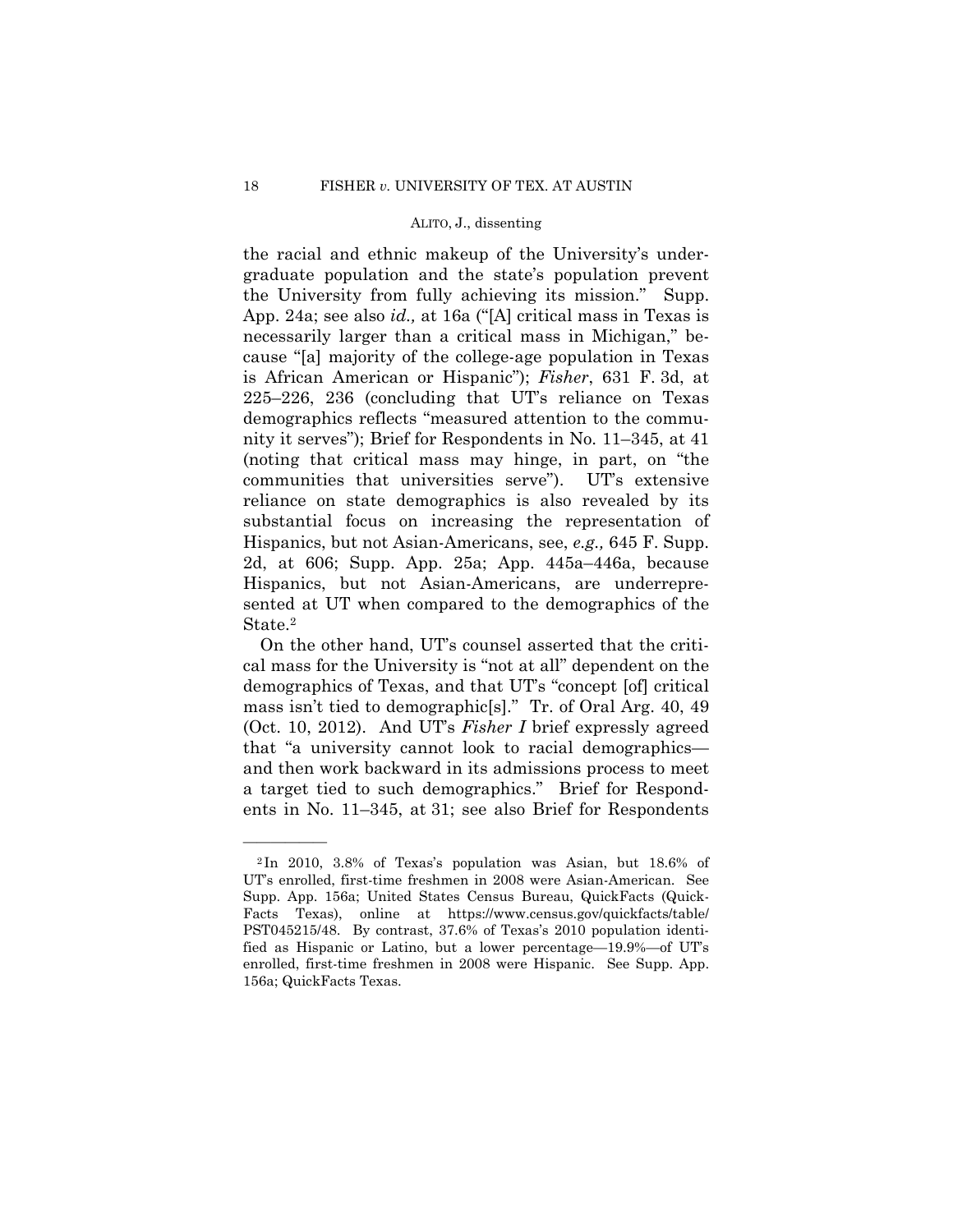the racial and ethnic makeup of the University's undergraduate population and the state's population prevent the University from fully achieving its mission." Supp. App. 24a; see also *id.,* at 16a ("[A] critical mass in Texas is necessarily larger than a critical mass in Michigan," because "[a] majority of the college-age population in Texas is African American or Hispanic"); *Fisher*, 631 F. 3d, at 225–226, 236 (concluding that UT's reliance on Texas demographics reflects "measured attention to the community it serves"); Brief for Respondents in No. 11–345, at 41 (noting that critical mass may hinge, in part, on "the communities that universities serve"). UT's extensive reliance on state demographics is also revealed by its substantial focus on increasing the representation of Hispanics, but not Asian-Americans, see, *e.g.,* 645 F. Supp. 2d, at 606; Supp. App. 25a; App. 445a–446a, because Hispanics, but not Asian-Americans, are underrepresented at UT when compared to the demographics of the State.[2]

On the other hand, UT's counsel asserted that the critical mass for the University is "not at all" dependent on the demographics of Texas, and that UT's "concept [of] critical mass isn't tied to demographic[s]." Tr. of Oral Arg. 40, 49 (Oct. 10, 2012). And UT's *Fisher I* brief expressly agreed that "a university cannot look to racial demographics—and then work backward in its admissions process to meet a target tied to such demographics." Brief for Respondents in No. 11–345, at 31; see also Brief for Respondents

---

[2] In 2010, 3.8% of Texas's population was Asian, but 18.6% of UT's enrolled, first-time freshmen in 2008 were Asian-American. See Supp. App. 156a; United States Census Bureau, QuickFacts (QuickFacts Texas), online at https://www.census.gov/quickfacts/table/PST045215/48. By contrast, 37.6% of Texas's 2010 population identified as Hispanic or Latino, but a lower percentage—19.9%—of UT's enrolled, first-time freshmen in 2008 were Hispanic. See Supp. App. 156a; QuickFacts Texas.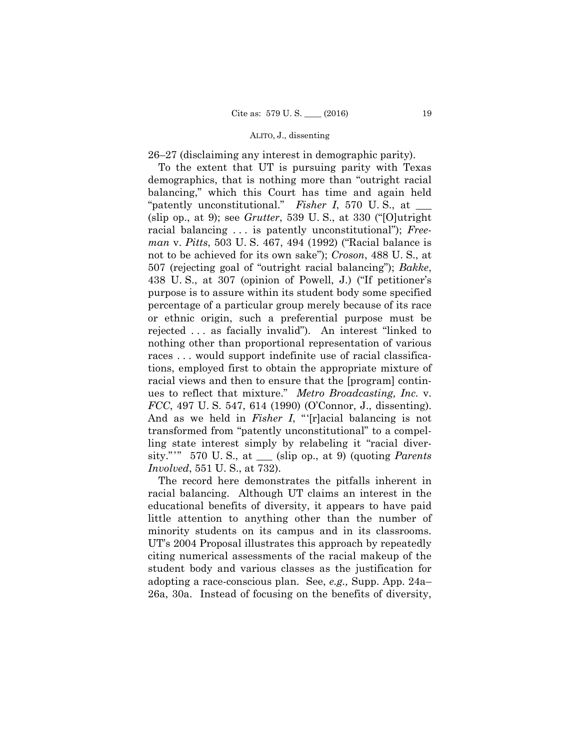26–27 (disclaiming any interest in demographic parity).

To the extent that UT is pursuing parity with Texas demographics, that is nothing more than "outright racial balancing," which this Court has time and again held "patently unconstitutional." *Fisher I*, 570 U. S., at ___ (slip op., at 9); see *Grutter*, 539 U. S., at 330 ("[O]utright racial balancing . . . is patently unconstitutional"); *Freeman* v. *Pitts*, 503 U. S. 467, 494 (1992) ("Racial balance is not to be achieved for its own sake"); *Croson*, 488 U. S., at 507 (rejecting goal of "outright racial balancing"); *Bakke*, 438 U. S., at 307 (opinion of Powell, J.) ("If petitioner's purpose is to assure within its student body some specified percentage of a particular group merely because of its race or ethnic origin, such a preferential purpose must be rejected . . . as facially invalid"). An interest "linked to nothing other than proportional representation of various races . . . would support indefinite use of racial classifications, employed first to obtain the appropriate mixture of racial views and then to ensure that the [program] continues to reflect that mixture." *Metro Broadcasting, Inc.* v. *FCC*, 497 U. S. 547, 614 (1990) (O'Connor, J., dissenting). And as we held in *Fisher I*, "'[r]acial balancing is not transformed from "patently unconstitutional" to a compelling state interest simply by relabeling it "racial diversity."'" 570 U. S., at ___ (slip op., at 9) (quoting *Parents Involved*, 551 U. S., at 732).

The record here demonstrates the pitfalls inherent in racial balancing. Although UT claims an interest in the educational benefits of diversity, it appears to have paid little attention to anything other than the number of minority students on its campus and in its classrooms. UT's 2004 Proposal illustrates this approach by repeatedly citing numerical assessments of the racial makeup of the student body and various classes as the justification for adopting a race-conscious plan. See, *e.g.,* Supp. App. 24a–26a, 30a. Instead of focusing on the benefits of diversity,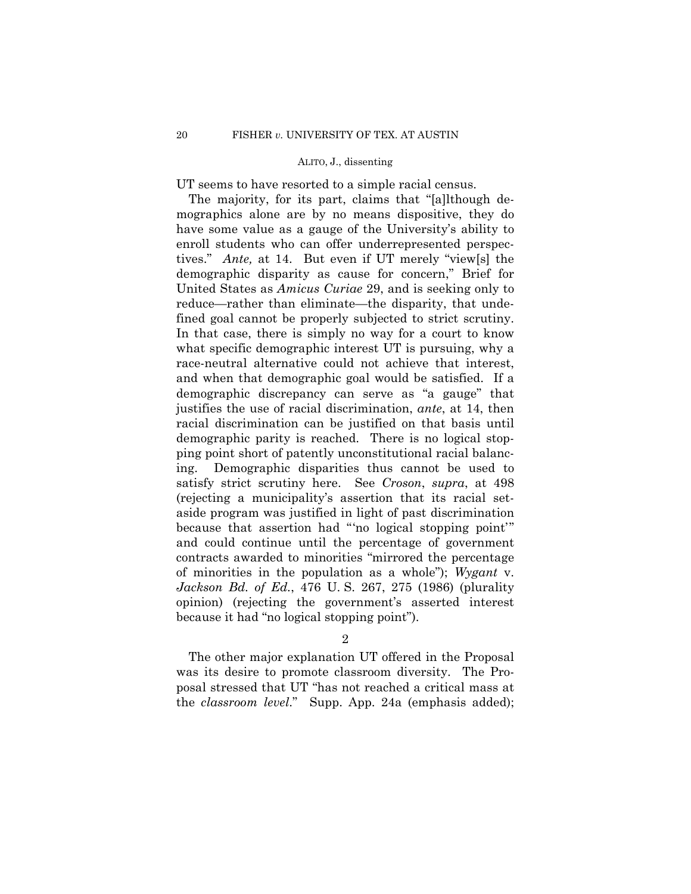UT seems to have resorted to a simple racial census.

The majority, for its part, claims that "[a]lthough demographics alone are by no means dispositive, they do have some value as a gauge of the University's ability to enroll students who can offer underrepresented perspectives." *Ante,* at 14. But even if UT merely "view[s] the demographic disparity as cause for concern," Brief for United States as *Amicus Curiae* 29, and is seeking only to reduce—rather than eliminate—the disparity, that undefined goal cannot be properly subjected to strict scrutiny. In that case, there is simply no way for a court to know what specific demographic interest UT is pursuing, why a race-neutral alternative could not achieve that interest, and when that demographic goal would be satisfied. If a demographic discrepancy can serve as "a gauge" that justifies the use of racial discrimination, *ante*, at 14, then racial discrimination can be justified on that basis until demographic parity is reached. There is no logical stopping point short of patently unconstitutional racial balancing. Demographic disparities thus cannot be used to satisfy strict scrutiny here. See *Croson*, *supra*, at 498 (rejecting a municipality's assertion that its racial set-aside program was justified in light of past discrimination because that assertion had "'no logical stopping point'" and could continue until the percentage of government contracts awarded to minorities "mirrored the percentage of minorities in the population as a whole"); *Wygant* v. *Jackson Bd. of Ed.*, 476 U. S. 267, 275 (1986) (plurality opinion) (rejecting the government's asserted interest because it had "no logical stopping point").

2

The other major explanation UT offered in the Proposal was its desire to promote classroom diversity. The Proposal stressed that UT "has not reached a critical mass at the *classroom level*." Supp. App. 24a (emphasis added);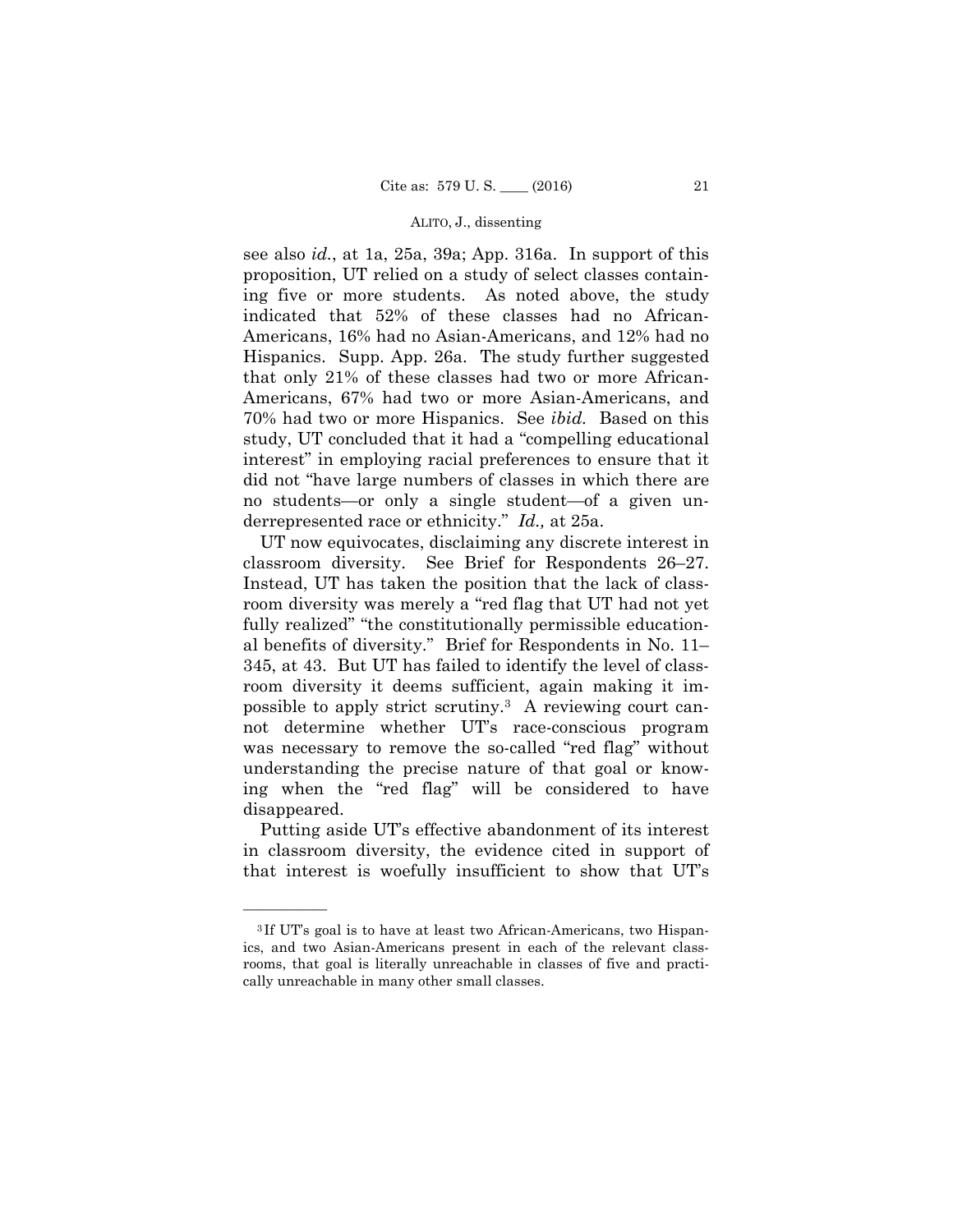see also *id.*, at 1a, 25a, 39a; App. 316a. In support of this proposition, UT relied on a study of select classes containing five or more students. As noted above, the study indicated that 52% of these classes had no African-Americans, 16% had no Asian-Americans, and 12% had no Hispanics. Supp. App. 26a. The study further suggested that only 21% of these classes had two or more African-Americans, 67% had two or more Asian-Americans, and 70% had two or more Hispanics. See *ibid.* Based on this study, UT concluded that it had a "compelling educational interest" in employing racial preferences to ensure that it did not "have large numbers of classes in which there are no students—or only a single student—of a given underrepresented race or ethnicity." *Id.,* at 25a.

UT now equivocates, disclaiming any discrete interest in classroom diversity. See Brief for Respondents 26–27. Instead, UT has taken the position that the lack of classroom diversity was merely a "red flag that UT had not yet fully realized" "the constitutionally permissible educational benefits of diversity." Brief for Respondents in No. 11–345, at 43. But UT has failed to identify the level of classroom diversity it deems sufficient, again making it impossible to apply strict scrutiny.[3] A reviewing court cannot determine whether UT's race-conscious program was necessary to remove the so-called "red flag" without understanding the precise nature of that goal or knowing when the "red flag" will be considered to have disappeared.

Putting aside UT's effective abandonment of its interest in classroom diversity, the evidence cited in support of that interest is woefully insufficient to show that UT's

---

[3] If UT's goal is to have at least two African-Americans, two Hispanics, and two Asian-Americans present in each of the relevant classrooms, that goal is literally unreachable in classes of five and practically unreachable in many other small classes.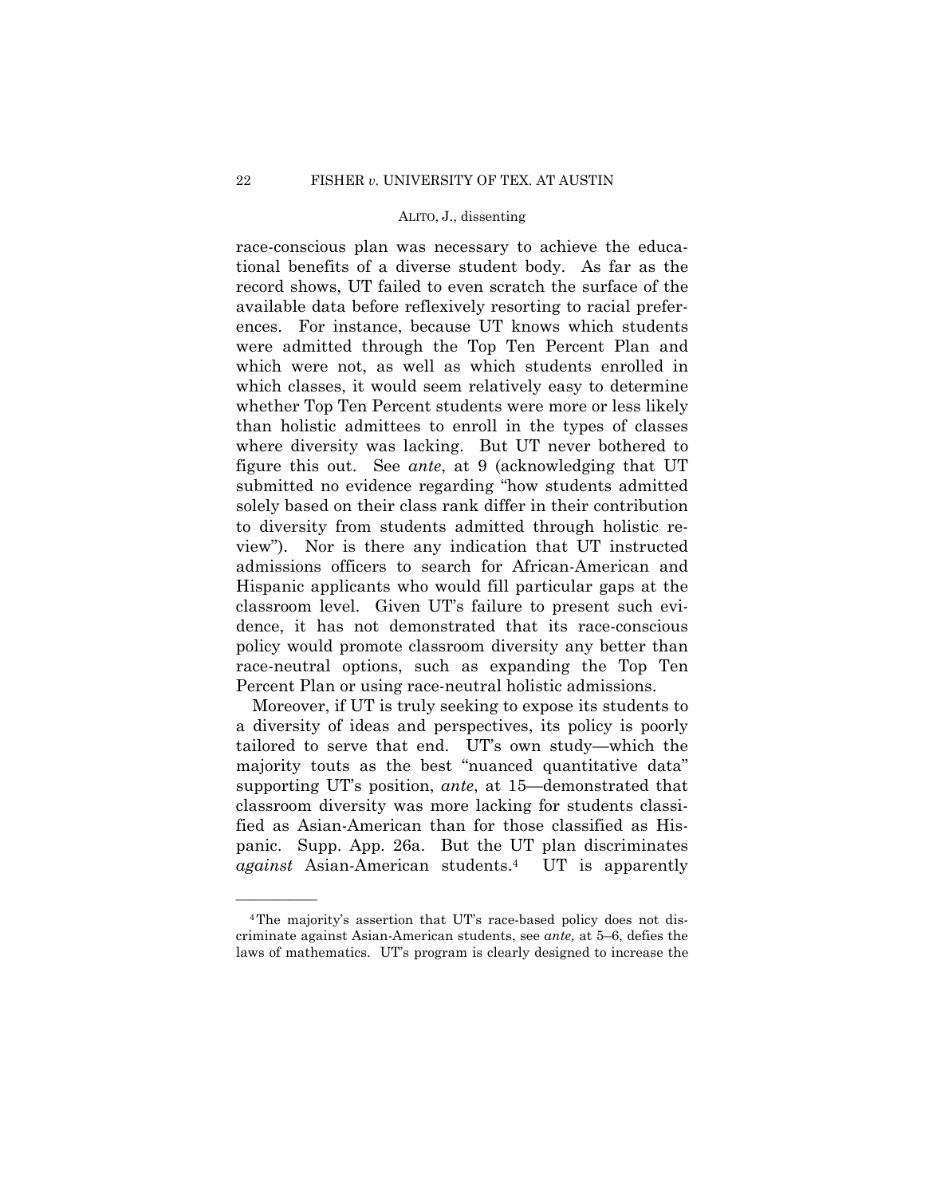race-conscious plan was necessary to achieve the educational benefits of a diverse student body. As far as the record shows, UT failed to even scratch the surface of the available data before reflexively resorting to racial preferences. For instance, because UT knows which students were admitted through the Top Ten Percent Plan and which were not, as well as which students enrolled in which classes, it would seem relatively easy to determine whether Top Ten Percent students were more or less likely than holistic admittees to enroll in the types of classes where diversity was lacking. But UT never bothered to figure this out. See *ante*, at 9 (acknowledging that UT submitted no evidence regarding "how students admitted solely based on their class rank differ in their contribution to diversity from students admitted through holistic review"). Nor is there any indication that UT instructed admissions officers to search for African-American and Hispanic applicants who would fill particular gaps at the classroom level. Given UT's failure to present such evidence, it has not demonstrated that its race-conscious policy would promote classroom diversity any better than race-neutral options, such as expanding the Top Ten Percent Plan or using race-neutral holistic admissions.

Moreover, if UT is truly seeking to expose its students to a diversity of ideas and perspectives, its policy is poorly tailored to serve that end. UT's own study—which the majority touts as the best "nuanced quantitative data" supporting UT's position, *ante*, at 15—demonstrated that classroom diversity was more lacking for students classified as Asian-American than for those classified as Hispanic. Supp. App. 26a. But the UT plan discriminates *against* Asian-American students.[4] UT is apparently

---

[4] The majority's assertion that UT's race-based policy does not discriminate against Asian-American students, see *ante,* at 5–6, defies the laws of mathematics. UT's program is clearly designed to increase the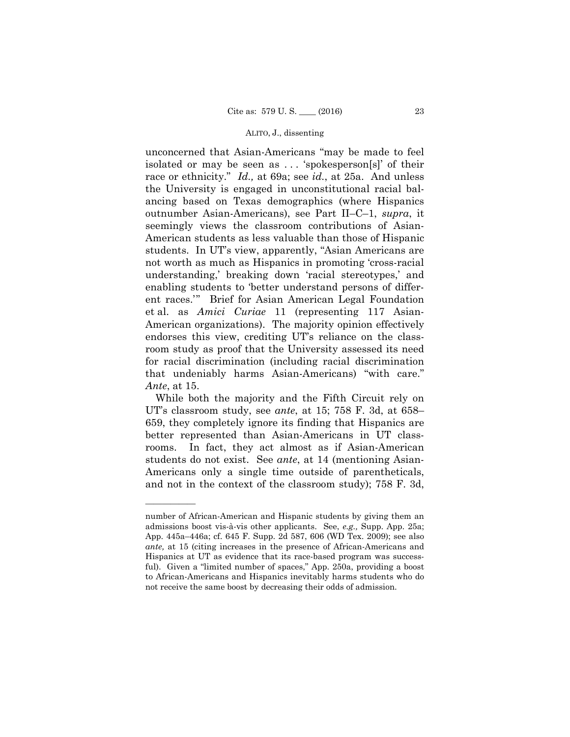unconcerned that Asian-Americans "may be made to feel isolated or may be seen as . . . 'spokesperson[s]' of their race or ethnicity." *Id.,* at 69a; see *id.*, at 25a. And unless the University is engaged in unconstitutional racial balancing based on Texas demographics (where Hispanics outnumber Asian-Americans), see Part II–C–1, *supra*, it seemingly views the classroom contributions of Asian-American students as less valuable than those of Hispanic students. In UT's view, apparently, "Asian Americans are not worth as much as Hispanics in promoting 'cross-racial understanding,' breaking down 'racial stereotypes,' and enabling students to 'better understand persons of different races.'" Brief for Asian American Legal Foundation et al. as *Amici Curiae* 11 (representing 117 Asian-American organizations). The majority opinion effectively endorses this view, crediting UT's reliance on the classroom study as proof that the University assessed its need for racial discrimination (including racial discrimination that undeniably harms Asian-Americans) "with care." *Ante*, at 15.

While both the majority and the Fifth Circuit rely on UT's classroom study, see *ante*, at 15; 758 F. 3d, at 658–659, they completely ignore its finding that Hispanics are better represented than Asian-Americans in UT classrooms. In fact, they act almost as if Asian-American students do not exist. See *ante*, at 14 (mentioning Asian-Americans only a single time outside of parentheticals, and not in the context of the classroom study); 758 F. 3d,

---

number of African-American and Hispanic students by giving them an admissions boost vis-à-vis other applicants. See, *e.g.,* Supp. App. 25a; App. 445a–446a; cf. 645 F. Supp. 2d 587, 606 (WD Tex. 2009); see also *ante,* at 15 (citing increases in the presence of African-Americans and Hispanics at UT as evidence that its race-based program was successful). Given a "limited number of spaces," App. 250a, providing a boost to African-Americans and Hispanics inevitably harms students who do not receive the same boost by decreasing their odds of admission.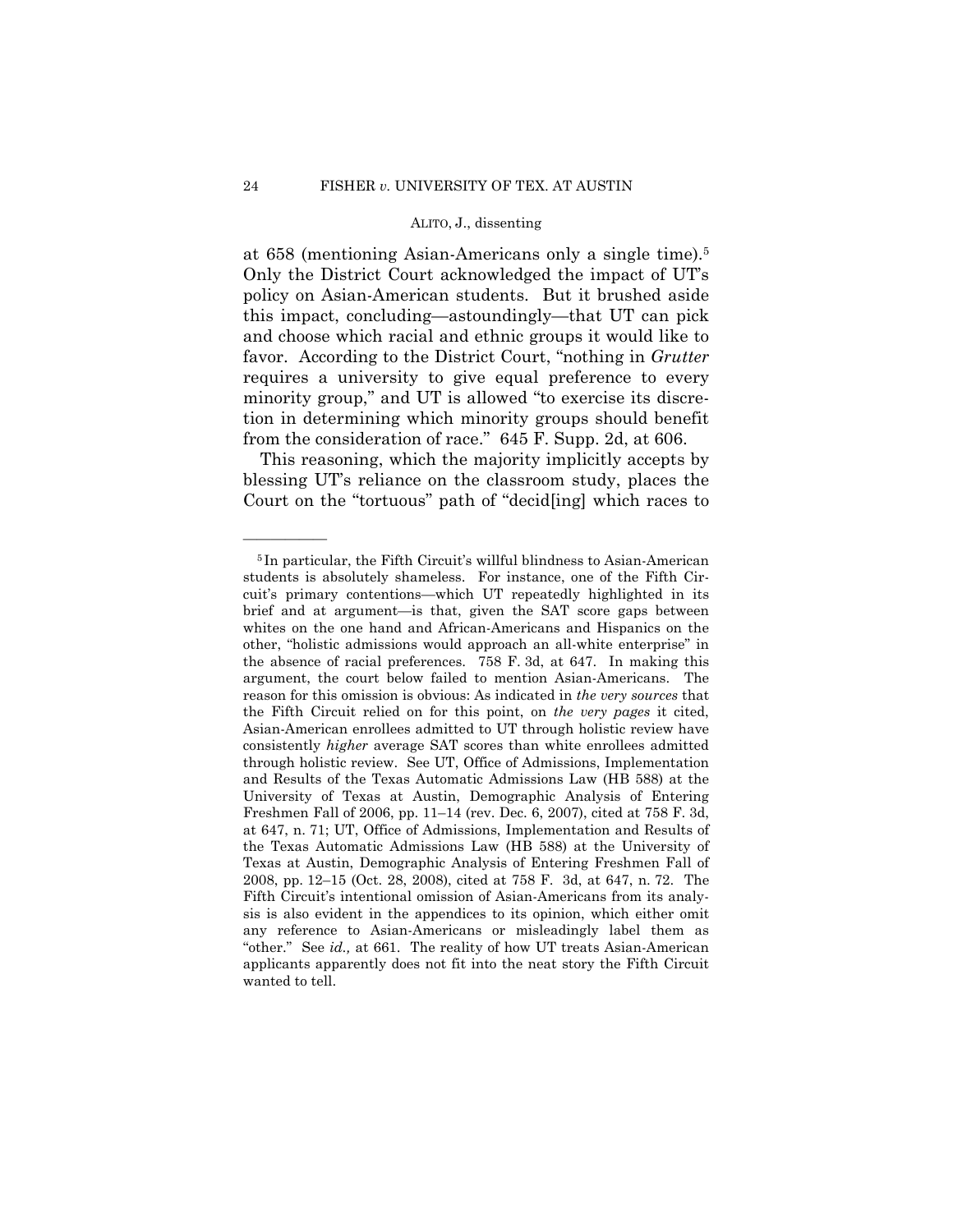at 658 (mentioning Asian-Americans only a single time).[5] Only the District Court acknowledged the impact of UT's policy on Asian-American students. But it brushed aside this impact, concluding—astoundingly—that UT can pick and choose which racial and ethnic groups it would like to favor. According to the District Court, "nothing in *Grutter* requires a university to give equal preference to every minority group," and UT is allowed "to exercise its discretion in determining which minority groups should benefit from the consideration of race." 645 F. Supp. 2d, at 606.

This reasoning, which the majority implicitly accepts by blessing UT's reliance on the classroom study, places the Court on the "tortuous" path of "decid[ing] which races to

---

[5] In particular, the Fifth Circuit's willful blindness to Asian-American students is absolutely shameless. For instance, one of the Fifth Circuit's primary contentions—which UT repeatedly highlighted in its brief and at argument—is that, given the SAT score gaps between whites on the one hand and African-Americans and Hispanics on the other, "holistic admissions would approach an all-white enterprise" in the absence of racial preferences. 758 F. 3d, at 647. In making this argument, the court below failed to mention Asian-Americans. The reason for this omission is obvious: As indicated in *the very sources* that the Fifth Circuit relied on for this point, on *the very pages* it cited, Asian-American enrollees admitted to UT through holistic review have consistently *higher* average SAT scores than white enrollees admitted through holistic review. See UT, Office of Admissions, Implementation and Results of the Texas Automatic Admissions Law (HB 588) at the University of Texas at Austin, Demographic Analysis of Entering Freshmen Fall of 2006, pp. 11–14 (rev. Dec. 6, 2007), cited at 758 F. 3d, at 647, n. 71; UT, Office of Admissions, Implementation and Results of the Texas Automatic Admissions Law (HB 588) at the University of Texas at Austin, Demographic Analysis of Entering Freshmen Fall of 2008, pp. 12–15 (Oct. 28, 2008), cited at 758 F. 3d, at 647, n. 72. The Fifth Circuit's intentional omission of Asian-Americans from its analysis is also evident in the appendices to its opinion, which either omit any reference to Asian-Americans or misleadingly label them as "other." See *id.,* at 661. The reality of how UT treats Asian-American applicants apparently does not fit into the neat story the Fifth Circuit wanted to tell.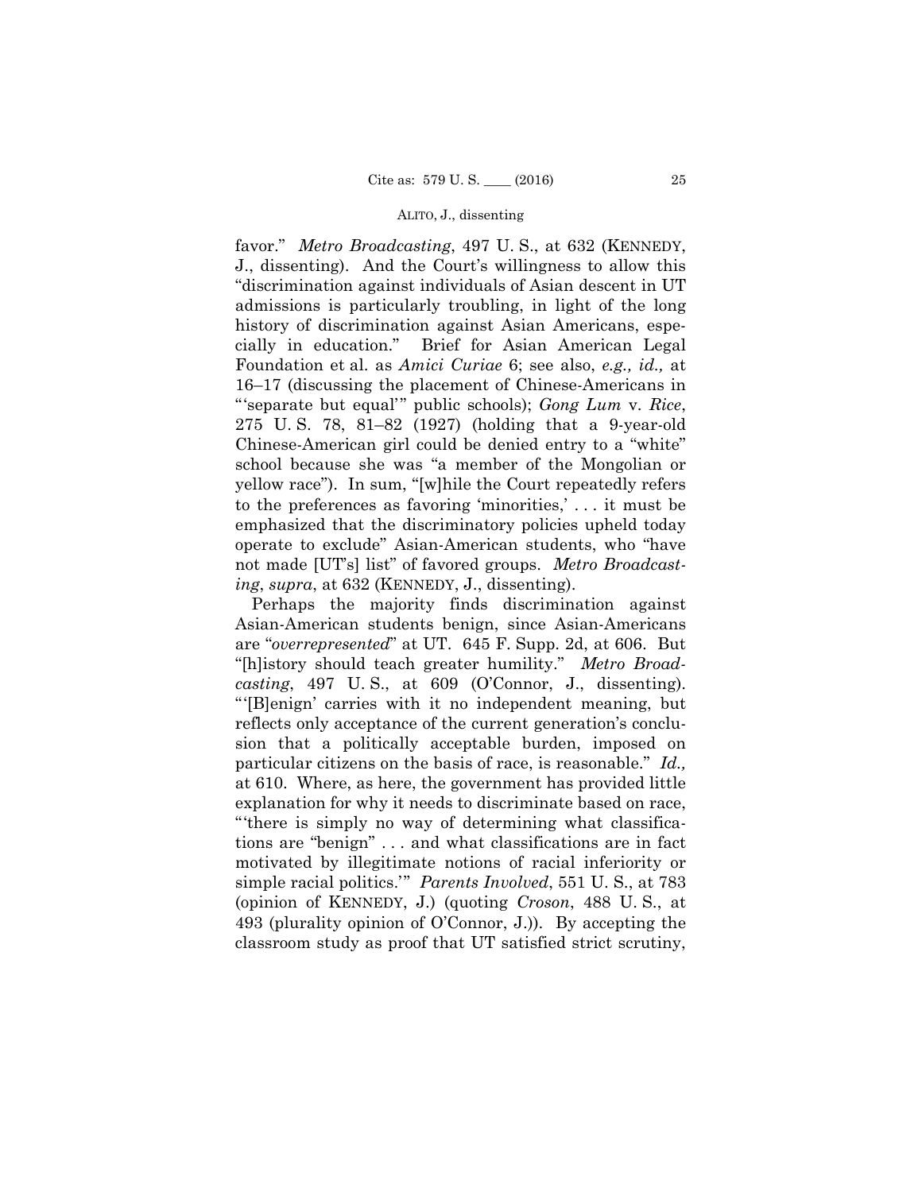favor." *Metro Broadcasting*, 497 U. S., at 632 (KENNEDY, J., dissenting). And the Court's willingness to allow this "discrimination against individuals of Asian descent in UT admissions is particularly troubling, in light of the long history of discrimination against Asian Americans, especially in education." Brief for Asian American Legal Foundation et al. as *Amici Curiae* 6; see also, *e.g., id.,* at 16–17 (discussing the placement of Chinese-Americans in "'separate but equal'" public schools); *Gong Lum* v. *Rice*, 275 U. S. 78, 81–82 (1927) (holding that a 9-year-old Chinese-American girl could be denied entry to a "white" school because she was "a member of the Mongolian or yellow race"). In sum, "[w]hile the Court repeatedly refers to the preferences as favoring 'minorities,' . . . it must be emphasized that the discriminatory policies upheld today operate to exclude" Asian-American students, who "have not made [UT's] list" of favored groups. *Metro Broadcasting*, *supra*, at 632 (KENNEDY, J., dissenting).

Perhaps the majority finds discrimination against Asian-American students benign, since Asian-Americans are "*overrepresented*" at UT. 645 F. Supp. 2d, at 606. But "[h]istory should teach greater humility." *Metro Broadcasting*, 497 U. S., at 609 (O'Connor, J., dissenting). "'[B]enign' carries with it no independent meaning, but reflects only acceptance of the current generation's conclusion that a politically acceptable burden, imposed on particular citizens on the basis of race, is reasonable." *Id.,* at 610. Where, as here, the government has provided little explanation for why it needs to discriminate based on race, "'there is simply no way of determining what classifications are "benign" . . . and what classifications are in fact motivated by illegitimate notions of racial inferiority or simple racial politics.'" *Parents Involved*, 551 U. S., at 783 (opinion of KENNEDY, J.) (quoting *Croson*, 488 U. S., at 493 (plurality opinion of O'Connor, J.)). By accepting the classroom study as proof that UT satisfied strict scrutiny,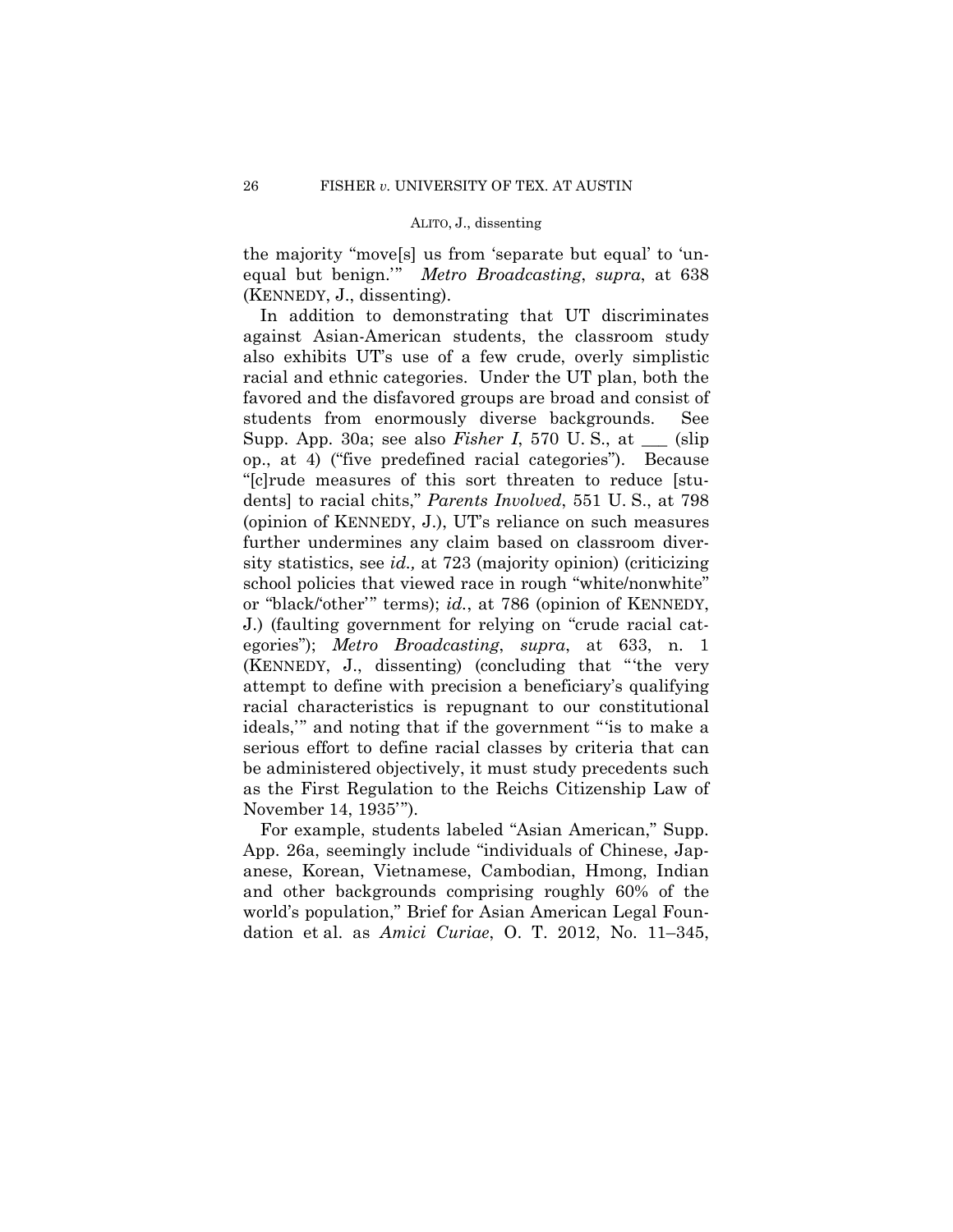the majority "move[s] us from 'separate but equal' to 'unequal but benign.'" *Metro Broadcasting*, *supra*, at 638 (KENNEDY, J., dissenting).

In addition to demonstrating that UT discriminates against Asian-American students, the classroom study also exhibits UT's use of a few crude, overly simplistic racial and ethnic categories. Under the UT plan, both the favored and the disfavored groups are broad and consist of students from enormously diverse backgrounds. See Supp. App. 30a; see also *Fisher I*, 570 U. S., at ___ (slip op., at 4) ("five predefined racial categories"). Because "[c]rude measures of this sort threaten to reduce [students] to racial chits," *Parents Involved*, 551 U. S., at 798 (opinion of KENNEDY, J.), UT's reliance on such measures further undermines any claim based on classroom diversity statistics, see *id.,* at 723 (majority opinion) (criticizing school policies that viewed race in rough "white/nonwhite" or "black/'other'" terms); *id.*, at 786 (opinion of KENNEDY, J.) (faulting government for relying on "crude racial categories"); *Metro Broadcasting*, *supra*, at 633, n. 1 (KENNEDY, J., dissenting) (concluding that "'the very attempt to define with precision a beneficiary's qualifying racial characteristics is repugnant to our constitutional ideals,'" and noting that if the government "'is to make a serious effort to define racial classes by criteria that can be administered objectively, it must study precedents such as the First Regulation to the Reichs Citizenship Law of November 14, 1935'").

For example, students labeled "Asian American," Supp. App. 26a, seemingly include "individuals of Chinese, Japanese, Korean, Vietnamese, Cambodian, Hmong, Indian and other backgrounds comprising roughly 60% of the world's population," Brief for Asian American Legal Foundation et al. as *Amici Curiae*, O. T. 2012, No. 11–345,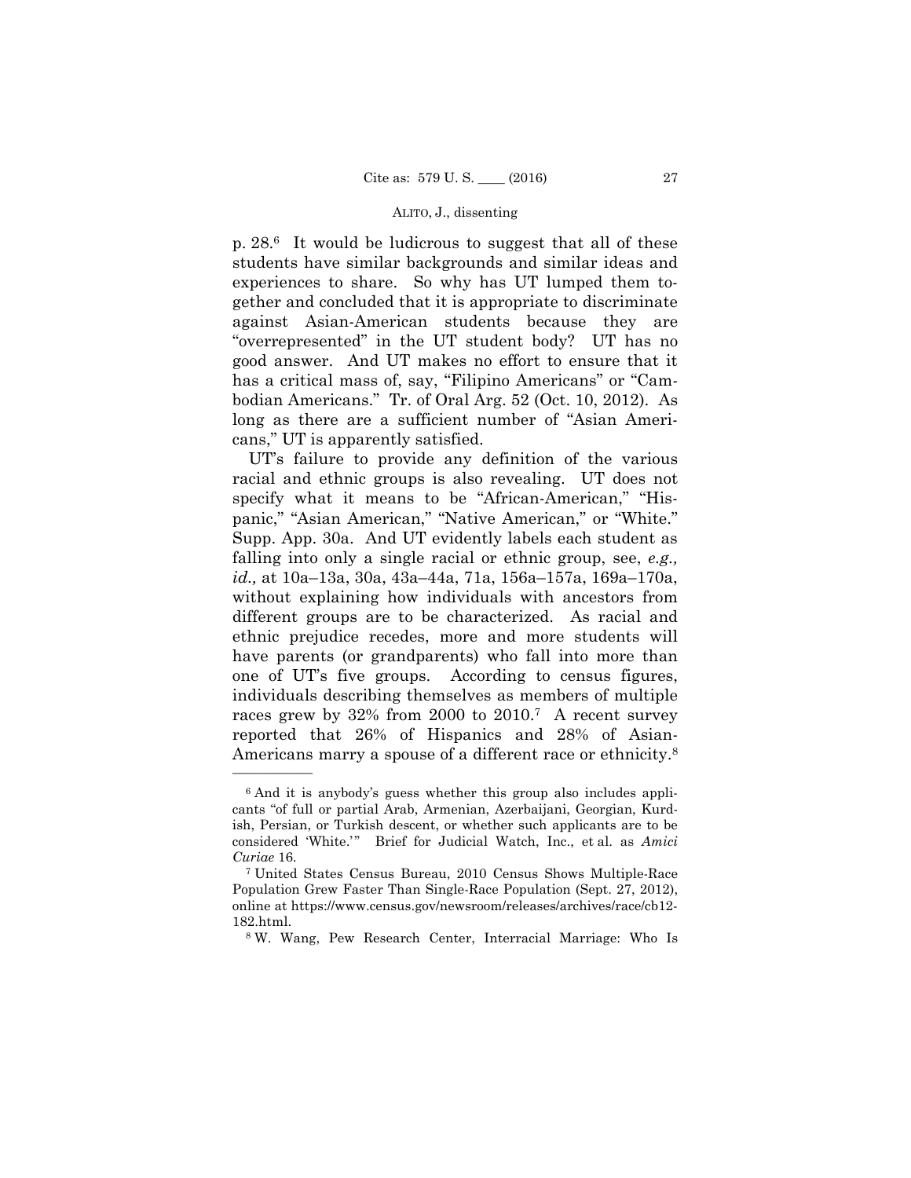p. 28.[6] It would be ludicrous to suggest that all of these students have similar backgrounds and similar ideas and experiences to share. So why has UT lumped them together and concluded that it is appropriate to discriminate against Asian-American students because they are "overrepresented" in the UT student body? UT has no good answer. And UT makes no effort to ensure that it has a critical mass of, say, "Filipino Americans" or "Cambodian Americans." Tr. of Oral Arg. 52 (Oct. 10, 2012). As long as there are a sufficient number of "Asian Americans," UT is apparently satisfied.

UT's failure to provide any definition of the various racial and ethnic groups is also revealing. UT does not specify what it means to be "African-American," "Hispanic," "Asian American," "Native American," or "White." Supp. App. 30a. And UT evidently labels each student as falling into only a single racial or ethnic group, see, *e.g., id.,* at 10a–13a, 30a, 43a–44a, 71a, 156a–157a, 169a–170a, without explaining how individuals with ancestors from different groups are to be characterized. As racial and ethnic prejudice recedes, more and more students will have parents (or grandparents) who fall into more than one of UT's five groups. According to census figures, individuals describing themselves as members of multiple races grew by 32% from 2000 to 2010.[7] A recent survey reported that 26% of Hispanics and 28% of Asian-Americans marry a spouse of a different race or ethnicity.[8]

---

[6] And it is anybody's guess whether this group also includes applicants "of full or partial Arab, Armenian, Azerbaijani, Georgian, Kurdish, Persian, or Turkish descent, or whether such applicants are to be considered 'White.'" Brief for Judicial Watch, Inc., et al. as *Amici Curiae* 16.

[7] United States Census Bureau, 2010 Census Shows Multiple-Race Population Grew Faster Than Single-Race Population (Sept. 27, 2012), online at https://www.census.gov/newsroom/releases/archives/race/cb12-182.html.

[8] W. Wang, Pew Research Center, Interracial Marriage: Who Is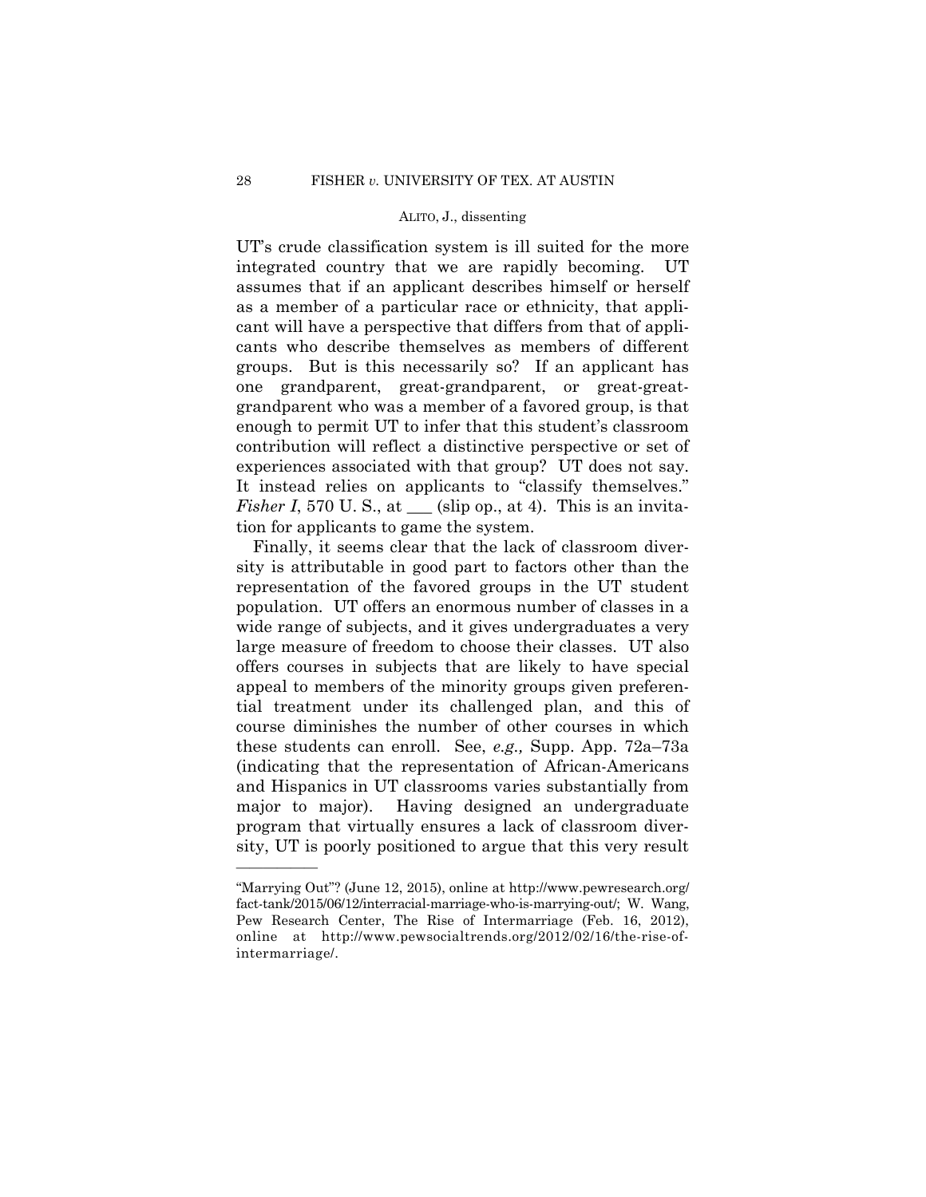UT's crude classification system is ill suited for the more integrated country that we are rapidly becoming. UT assumes that if an applicant describes himself or herself as a member of a particular race or ethnicity, that applicant will have a perspective that differs from that of applicants who describe themselves as members of different groups. But is this necessarily so? If an applicant has one grandparent, great-grandparent, or great-great-grandparent who was a member of a favored group, is that enough to permit UT to infer that this student's classroom contribution will reflect a distinctive perspective or set of experiences associated with that group? UT does not say. It instead relies on applicants to "classify themselves." *Fisher I*, 570 U. S., at ___ (slip op., at 4). This is an invitation for applicants to game the system.

Finally, it seems clear that the lack of classroom diversity is attributable in good part to factors other than the representation of the favored groups in the UT student population. UT offers an enormous number of classes in a wide range of subjects, and it gives undergraduates a very large measure of freedom to choose their classes. UT also offers courses in subjects that are likely to have special appeal to members of the minority groups given preferential treatment under its challenged plan, and this of course diminishes the number of other courses in which these students can enroll. See, *e.g.,* Supp. App. 72a–73a (indicating that the representation of African-Americans and Hispanics in UT classrooms varies substantially from major to major). Having designed an undergraduate program that virtually ensures a lack of classroom diversity, UT is poorly positioned to argue that this very result

---

"Marrying Out"? (June 12, 2015), online at http://www.pewresearch.org/fact-tank/2015/06/12/interracial-marriage-who-is-marrying-out/; W. Wang, Pew Research Center, The Rise of Intermarriage (Feb. 16, 2012), online at http://www.pewsocialtrends.org/2012/02/16/the-rise-of-intermarriage/.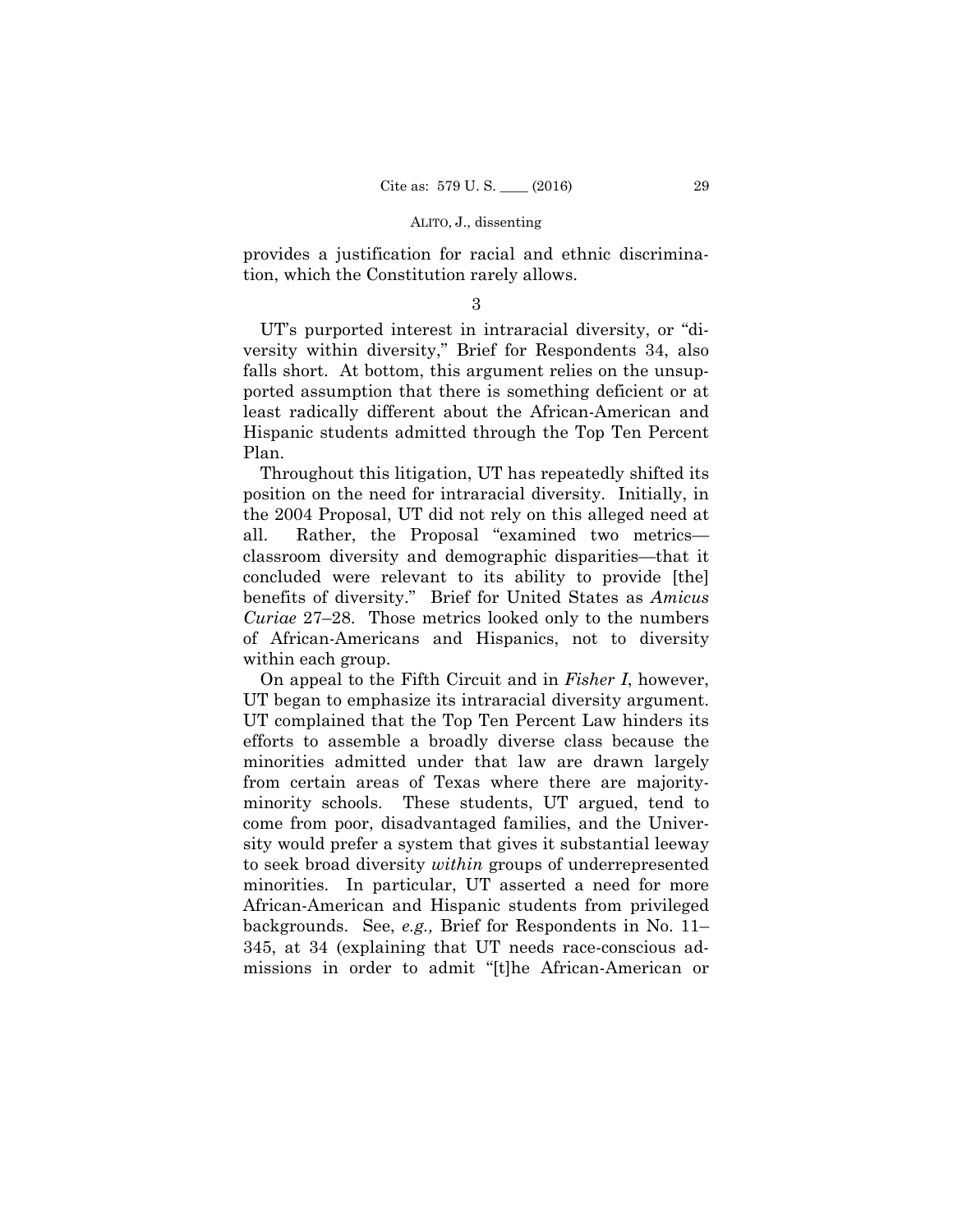provides a justification for racial and ethnic discrimination, which the Constitution rarely allows.

3

UT's purported interest in intraracial diversity, or "diversity within diversity," Brief for Respondents 34, also falls short. At bottom, this argument relies on the unsupported assumption that there is something deficient or at least radically different about the African-American and Hispanic students admitted through the Top Ten Percent Plan.

Throughout this litigation, UT has repeatedly shifted its position on the need for intraracial diversity. Initially, in the 2004 Proposal, UT did not rely on this alleged need at all. Rather, the Proposal "examined two metrics—classroom diversity and demographic disparities—that it concluded were relevant to its ability to provide [the] benefits of diversity." Brief for United States as *Amicus Curiae* 27–28. Those metrics looked only to the numbers of African-Americans and Hispanics, not to diversity within each group.

On appeal to the Fifth Circuit and in *Fisher I*, however, UT began to emphasize its intraracial diversity argument. UT complained that the Top Ten Percent Law hinders its efforts to assemble a broadly diverse class because the minorities admitted under that law are drawn largely from certain areas of Texas where there are majority-minority schools. These students, UT argued, tend to come from poor, disadvantaged families, and the University would prefer a system that gives it substantial leeway to seek broad diversity *within* groups of underrepresented minorities. In particular, UT asserted a need for more African-American and Hispanic students from privileged backgrounds. See, *e.g.,* Brief for Respondents in No. 11–345, at 34 (explaining that UT needs race-conscious admissions in order to admit "[t]he African-American or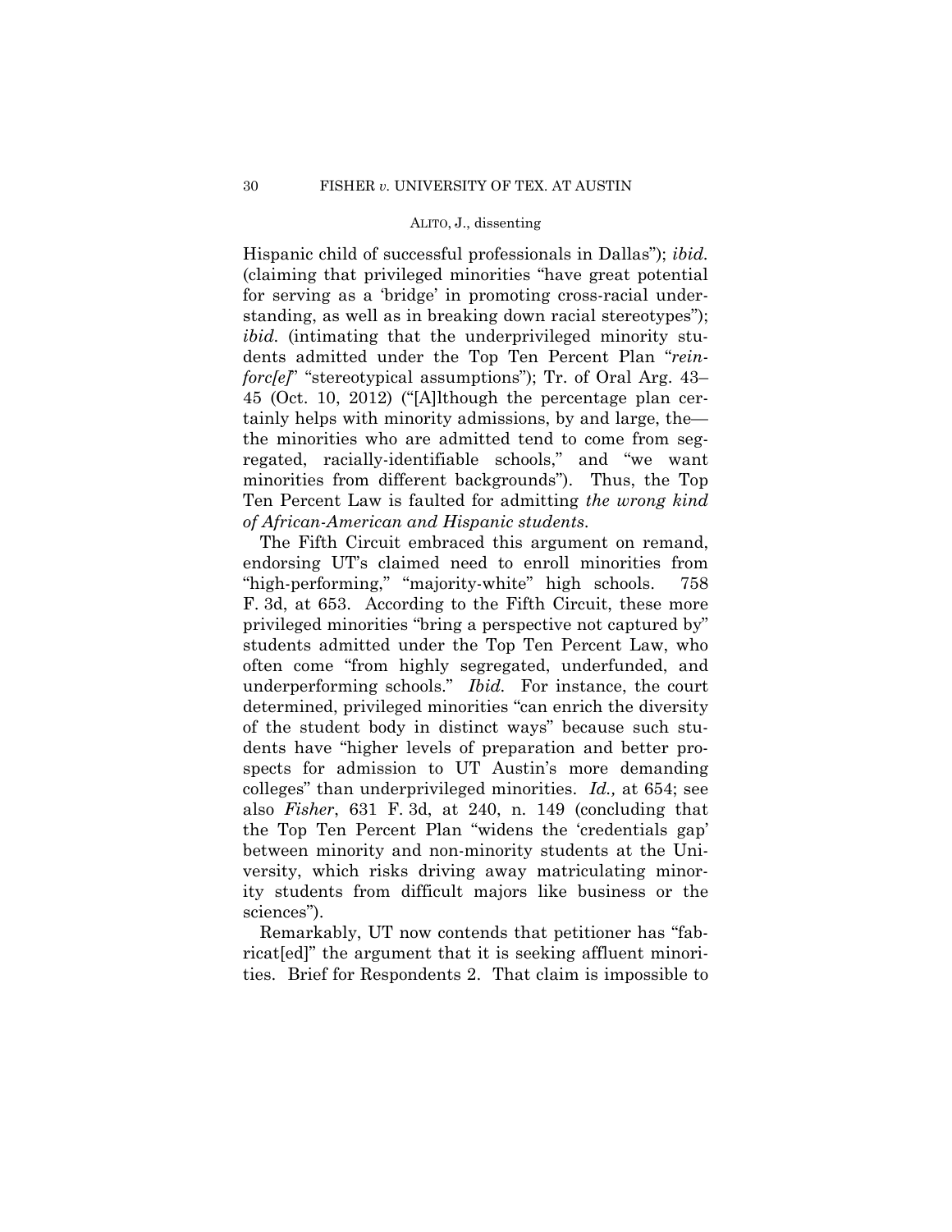Hispanic child of successful professionals in Dallas"); *ibid.* (claiming that privileged minorities "have great potential for serving as a 'bridge' in promoting cross-racial understanding, as well as in breaking down racial stereotypes"); *ibid.* (intimating that the underprivileged minority students admitted under the Top Ten Percent Plan "*reinforc[e]*" "stereotypical assumptions"); Tr. of Oral Arg. 43–45 (Oct. 10, 2012) ("[A]lthough the percentage plan certainly helps with minority admissions, by and large, the—the minorities who are admitted tend to come from segregated, racially-identifiable schools," and "we want minorities from different backgrounds"). Thus, the Top Ten Percent Law is faulted for admitting *the wrong kind of African-American and Hispanic students*.

The Fifth Circuit embraced this argument on remand, endorsing UT's claimed need to enroll minorities from "high-performing," "majority-white" high schools. 758 F. 3d, at 653. According to the Fifth Circuit, these more privileged minorities "bring a perspective not captured by" students admitted under the Top Ten Percent Law, who often come "from highly segregated, underfunded, and underperforming schools." *Ibid.* For instance, the court determined, privileged minorities "can enrich the diversity of the student body in distinct ways" because such students have "higher levels of preparation and better prospects for admission to UT Austin's more demanding colleges" than underprivileged minorities. *Id.,* at 654; see also *Fisher*, 631 F. 3d, at 240, n. 149 (concluding that the Top Ten Percent Plan "widens the 'credentials gap' between minority and non-minority students at the University, which risks driving away matriculating minority students from difficult majors like business or the sciences").

Remarkably, UT now contends that petitioner has "fabricat[ed]" the argument that it is seeking affluent minorities. Brief for Respondents 2. That claim is impossible to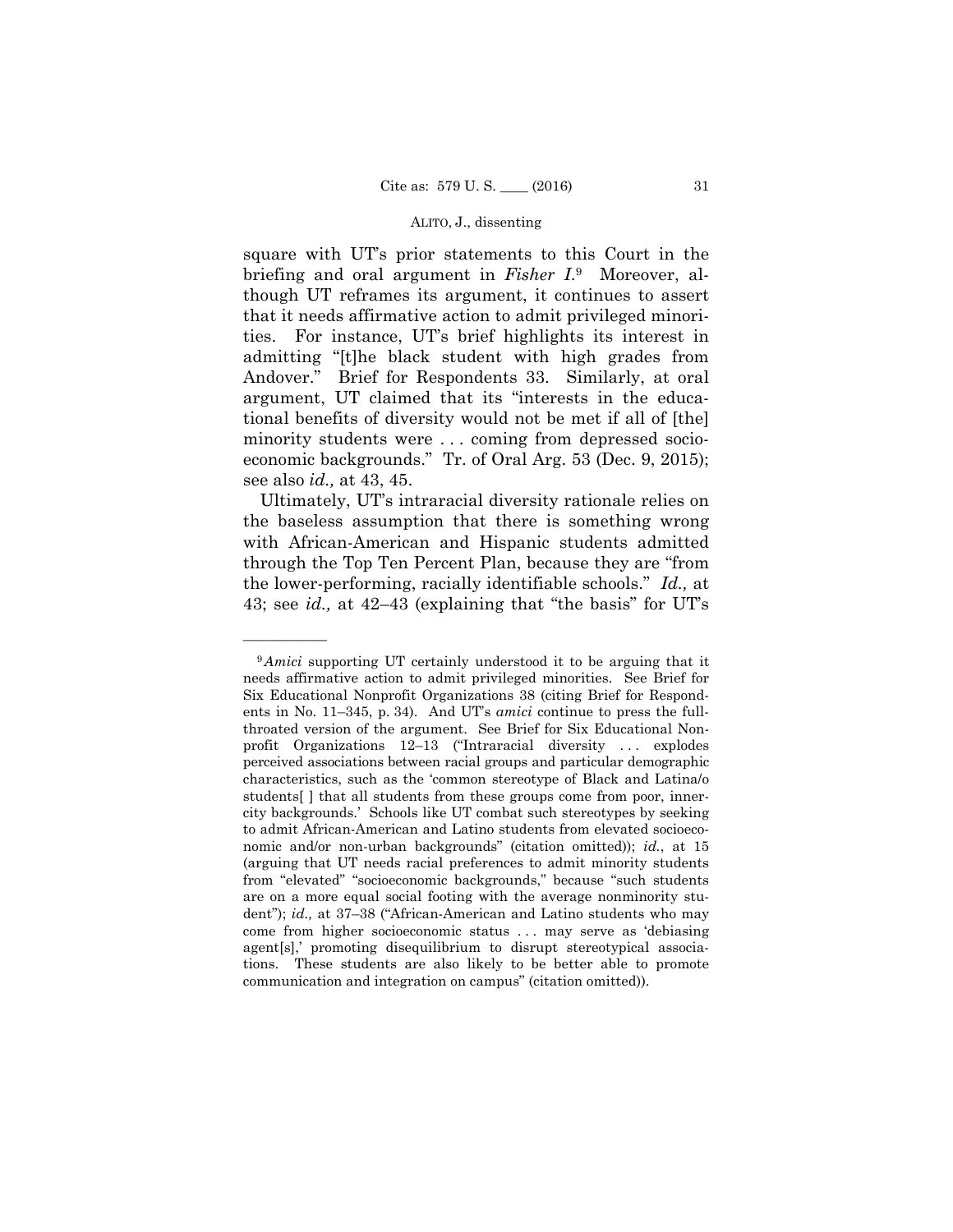square with UT's prior statements to this Court in the briefing and oral argument in *Fisher I*.[9] Moreover, although UT reframes its argument, it continues to assert that it needs affirmative action to admit privileged minorities. For instance, UT's brief highlights its interest in admitting "[t]he black student with high grades from Andover." Brief for Respondents 33. Similarly, at oral argument, UT claimed that its "interests in the educational benefits of diversity would not be met if all of [the] minority students were . . . coming from depressed socioeconomic backgrounds." Tr. of Oral Arg. 53 (Dec. 9, 2015); see also *id.,* at 43, 45.

Ultimately, UT's intraracial diversity rationale relies on the baseless assumption that there is something wrong with African-American and Hispanic students admitted through the Top Ten Percent Plan, because they are "from the lower-performing, racially identifiable schools." *Id.,* at 43; see *id.,* at 42–43 (explaining that "the basis" for UT's

---

[9] *Amici* supporting UT certainly understood it to be arguing that it needs affirmative action to admit privileged minorities. See Brief for Six Educational Nonprofit Organizations 38 (citing Brief for Respondents in No. 11–345, p. 34). And UT's *amici* continue to press the full-throated version of the argument. See Brief for Six Educational Nonprofit Organizations 12–13 ("Intraracial diversity . . . explodes perceived associations between racial groups and particular demographic characteristics, such as the 'common stereotype of Black and Latina/o students[ ] that all students from these groups come from poor, inner-city backgrounds.' Schools like UT combat such stereotypes by seeking to admit African-American and Latino students from elevated socioeconomic and/or non-urban backgrounds" (citation omitted)); *id.*, at 15 (arguing that UT needs racial preferences to admit minority students from "elevated" "socioeconomic backgrounds," because "such students are on a more equal social footing with the average nonminority student"); *id.,* at 37–38 ("African-American and Latino students who may come from higher socioeconomic status . . . may serve as 'debiasing agent[s],' promoting disequilibrium to disrupt stereotypical associations. These students are also likely to be better able to promote communication and integration on campus" (citation omitted)).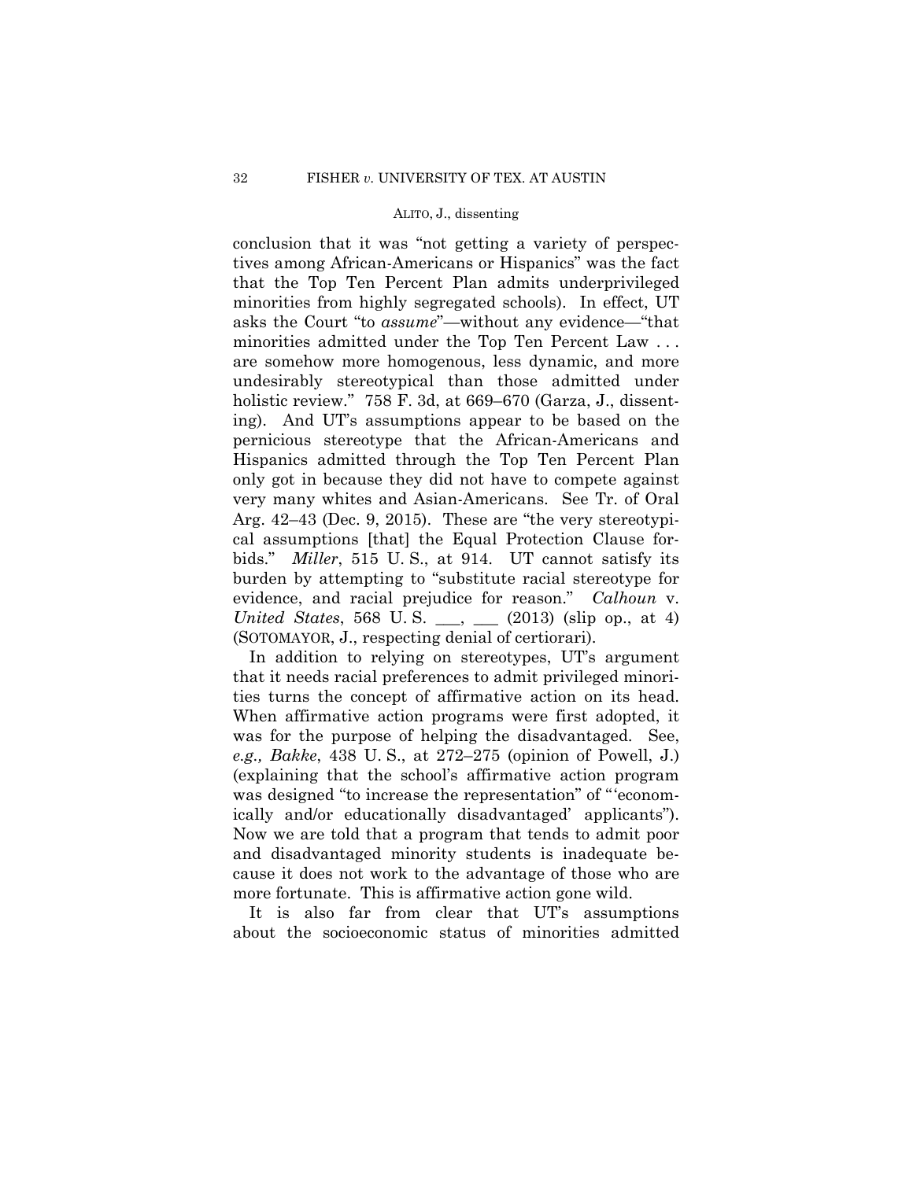conclusion that it was "not getting a variety of perspectives among African-Americans or Hispanics" was the fact that the Top Ten Percent Plan admits underprivileged minorities from highly segregated schools). In effect, UT asks the Court "to *assume*"—without any evidence—"that minorities admitted under the Top Ten Percent Law . . . are somehow more homogenous, less dynamic, and more undesirably stereotypical than those admitted under holistic review." 758 F. 3d, at 669–670 (Garza, J., dissenting). And UT's assumptions appear to be based on the pernicious stereotype that the African-Americans and Hispanics admitted through the Top Ten Percent Plan only got in because they did not have to compete against very many whites and Asian-Americans. See Tr. of Oral Arg. 42–43 (Dec. 9, 2015). These are "the very stereotypical assumptions [that] the Equal Protection Clause forbids." *Miller*, 515 U. S., at 914. UT cannot satisfy its burden by attempting to "substitute racial stereotype for evidence, and racial prejudice for reason." *Calhoun* v. *United States*, 568 U. S. ___, ___ (2013) (slip op., at 4) (SOTOMAYOR, J., respecting denial of certiorari).

In addition to relying on stereotypes, UT's argument that it needs racial preferences to admit privileged minorities turns the concept of affirmative action on its head. When affirmative action programs were first adopted, it was for the purpose of helping the disadvantaged. See, *e.g., Bakke*, 438 U. S., at 272–275 (opinion of Powell, J.) (explaining that the school's affirmative action program was designed "to increase the representation" of "'economically and/or educationally disadvantaged' applicants"). Now we are told that a program that tends to admit poor and disadvantaged minority students is inadequate because it does not work to the advantage of those who are more fortunate. This is affirmative action gone wild.

It is also far from clear that UT's assumptions about the socioeconomic status of minorities admitted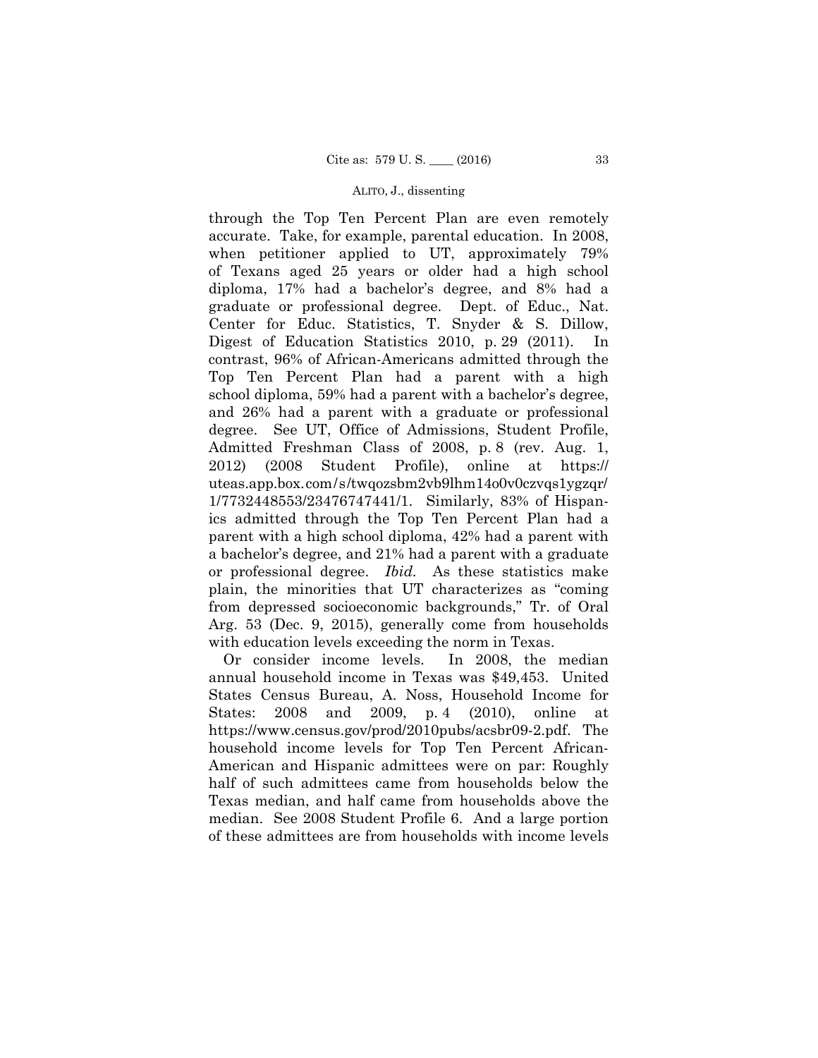through the Top Ten Percent Plan are even remotely accurate. Take, for example, parental education. In 2008, when petitioner applied to UT, approximately 79% of Texans aged 25 years or older had a high school diploma, 17% had a bachelor's degree, and 8% had a graduate or professional degree. Dept. of Educ., Nat. Center for Educ. Statistics, T. Snyder & S. Dillow, Digest of Education Statistics 2010, p. 29 (2011). In contrast, 96% of African-Americans admitted through the Top Ten Percent Plan had a parent with a high school diploma, 59% had a parent with a bachelor's degree, and 26% had a parent with a graduate or professional degree. See UT, Office of Admissions, Student Profile, Admitted Freshman Class of 2008, p. 8 (rev. Aug. 1, 2012) (2008 Student Profile), online at https://uteas.app.box.com/s/twqozsbm2vb9lhm14o0v0czvqs1ygzqr/1/7732448553/23476747441/1. Similarly, 83% of Hispanics admitted through the Top Ten Percent Plan had a parent with a high school diploma, 42% had a parent with a bachelor's degree, and 21% had a parent with a graduate or professional degree. *Ibid.* As these statistics make plain, the minorities that UT characterizes as "coming from depressed socioeconomic backgrounds," Tr. of Oral Arg. 53 (Dec. 9, 2015), generally come from households with education levels exceeding the norm in Texas.

Or consider income levels. In 2008, the median annual household income in Texas was $49,453. United States Census Bureau, A. Noss, Household Income for States: 2008 and 2009, p. 4 (2010), online at https://www.census.gov/prod/2010pubs/acsbr09-2.pdf. The household income levels for Top Ten Percent African-American and Hispanic admittees were on par: Roughly half of such admittees came from households below the Texas median, and half came from households above the median. See 2008 Student Profile 6. And a large portion of these admittees are from households with income levels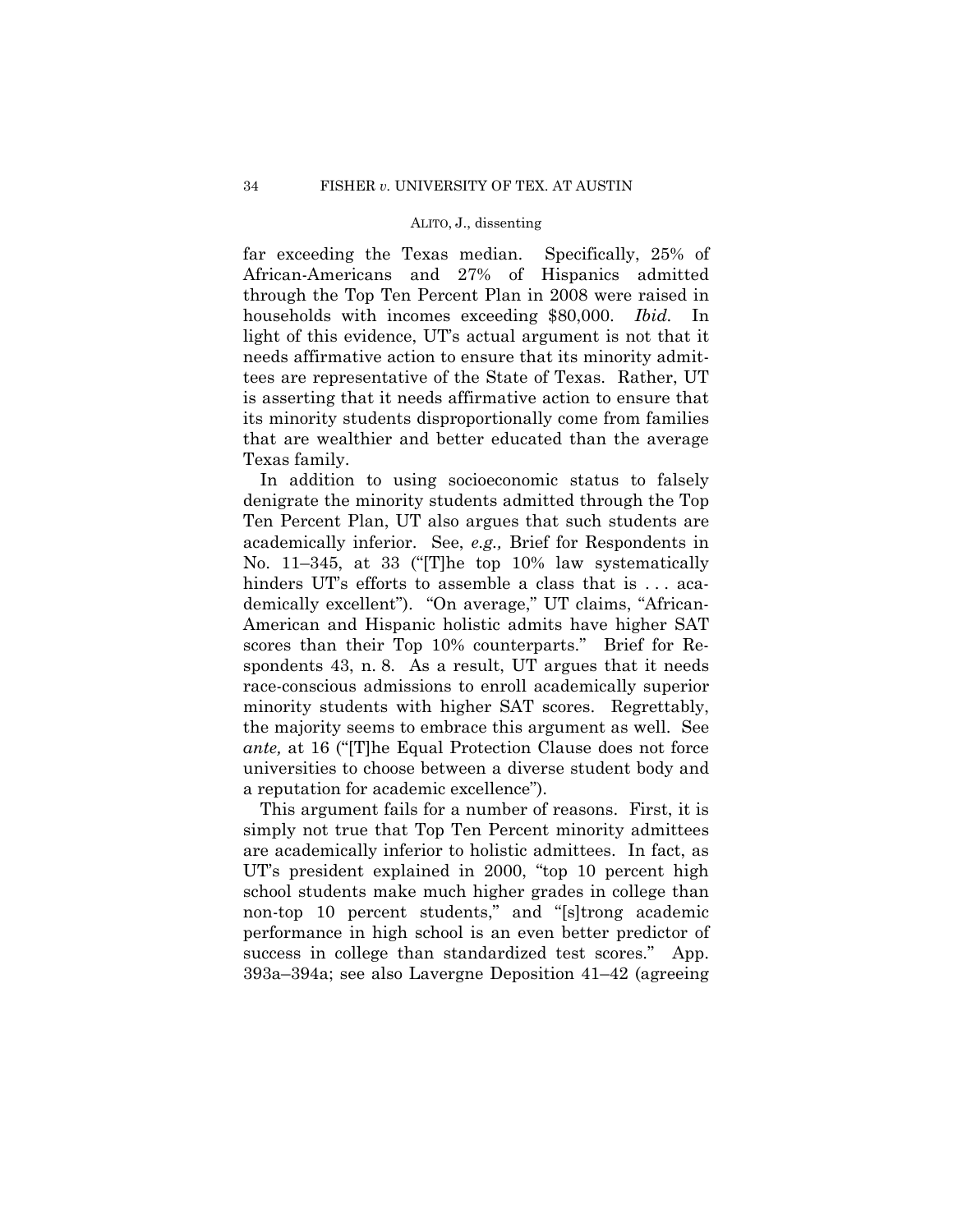far exceeding the Texas median. Specifically, 25% of African-Americans and 27% of Hispanics admitted through the Top Ten Percent Plan in 2008 were raised in households with incomes exceeding $80,000. *Ibid.* In light of this evidence, UT's actual argument is not that it needs affirmative action to ensure that its minority admittees are representative of the State of Texas. Rather, UT is asserting that it needs affirmative action to ensure that its minority students disproportionally come from families that are wealthier and better educated than the average Texas family.

In addition to using socioeconomic status to falsely denigrate the minority students admitted through the Top Ten Percent Plan, UT also argues that such students are academically inferior. See, *e.g.,* Brief for Respondents in No. 11–345, at 33 ("[T]he top 10% law systematically hinders UT's efforts to assemble a class that is . . . academically excellent"). "On average," UT claims, "African-American and Hispanic holistic admits have higher SAT scores than their Top 10% counterparts." Brief for Respondents 43, n. 8. As a result, UT argues that it needs race-conscious admissions to enroll academically superior minority students with higher SAT scores. Regrettably, the majority seems to embrace this argument as well. See *ante,* at 16 ("[T]he Equal Protection Clause does not force universities to choose between a diverse student body and a reputation for academic excellence").

This argument fails for a number of reasons. First, it is simply not true that Top Ten Percent minority admittees are academically inferior to holistic admittees. In fact, as UT's president explained in 2000, "top 10 percent high school students make much higher grades in college than non-top 10 percent students," and "[s]trong academic performance in high school is an even better predictor of success in college than standardized test scores." App. 393a–394a; see also Lavergne Deposition 41–42 (agreeing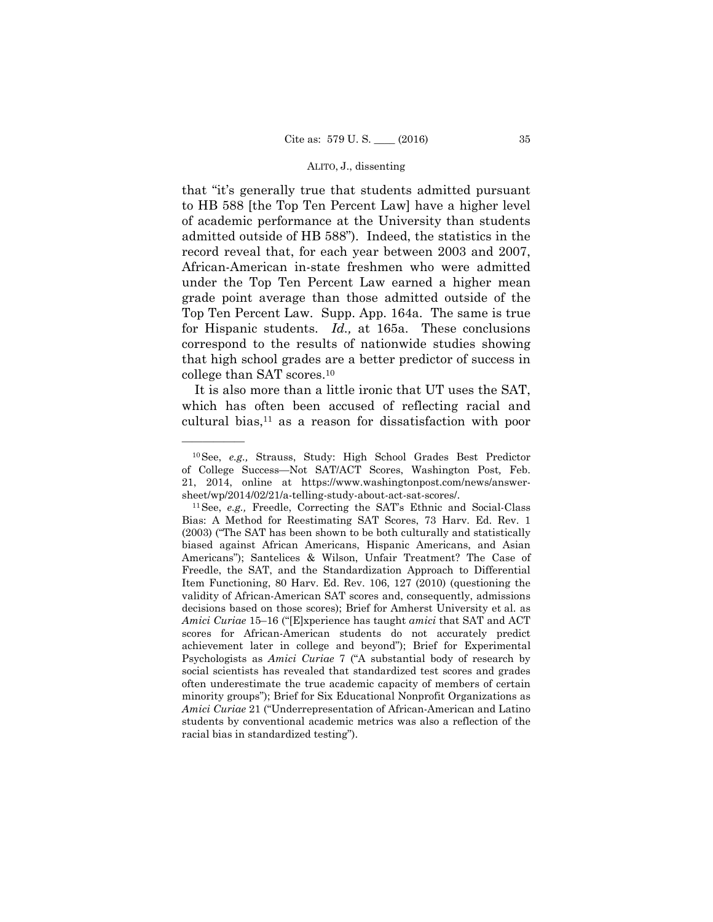that "it's generally true that students admitted pursuant to HB 588 [the Top Ten Percent Law] have a higher level of academic performance at the University than students admitted outside of HB 588"). Indeed, the statistics in the record reveal that, for each year between 2003 and 2007, African-American in-state freshmen who were admitted under the Top Ten Percent Law earned a higher mean grade point average than those admitted outside of the Top Ten Percent Law. Supp. App. 164a. The same is true for Hispanic students. *Id.,* at 165a. These conclusions correspond to the results of nationwide studies showing that high school grades are a better predictor of success in college than SAT scores.[10]

It is also more than a little ironic that UT uses the SAT, which has often been accused of reflecting racial and cultural bias,[11] as a reason for dissatisfaction with poor

---

[10] See, *e.g.,* Strauss, Study: High School Grades Best Predictor of College Success—Not SAT/ACT Scores, Washington Post, Feb. 21, 2014, online at https://www.washingtonpost.com/news/answer-sheet/wp/2014/02/21/a-telling-study-about-act-sat-scores/.

[11] See, *e.g.,* Freedle, Correcting the SAT's Ethnic and Social-Class Bias: A Method for Reestimating SAT Scores, 73 Harv. Ed. Rev. 1 (2003) ("The SAT has been shown to be both culturally and statistically biased against African Americans, Hispanic Americans, and Asian Americans"); Santelices & Wilson, Unfair Treatment? The Case of Freedle, the SAT, and the Standardization Approach to Differential Item Functioning, 80 Harv. Ed. Rev. 106, 127 (2010) (questioning the validity of African-American SAT scores and, consequently, admissions decisions based on those scores); Brief for Amherst University et al. as *Amici Curiae* 15–16 ("[E]xperience has taught *amici* that SAT and ACT scores for African-American students do not accurately predict achievement later in college and beyond"); Brief for Experimental Psychologists as *Amici Curiae* 7 ("A substantial body of research by social scientists has revealed that standardized test scores and grades often underestimate the true academic capacity of members of certain minority groups"); Brief for Six Educational Nonprofit Organizations as *Amici Curiae* 21 ("Underrepresentation of African-American and Latino students by conventional academic metrics was also a reflection of the racial bias in standardized testing").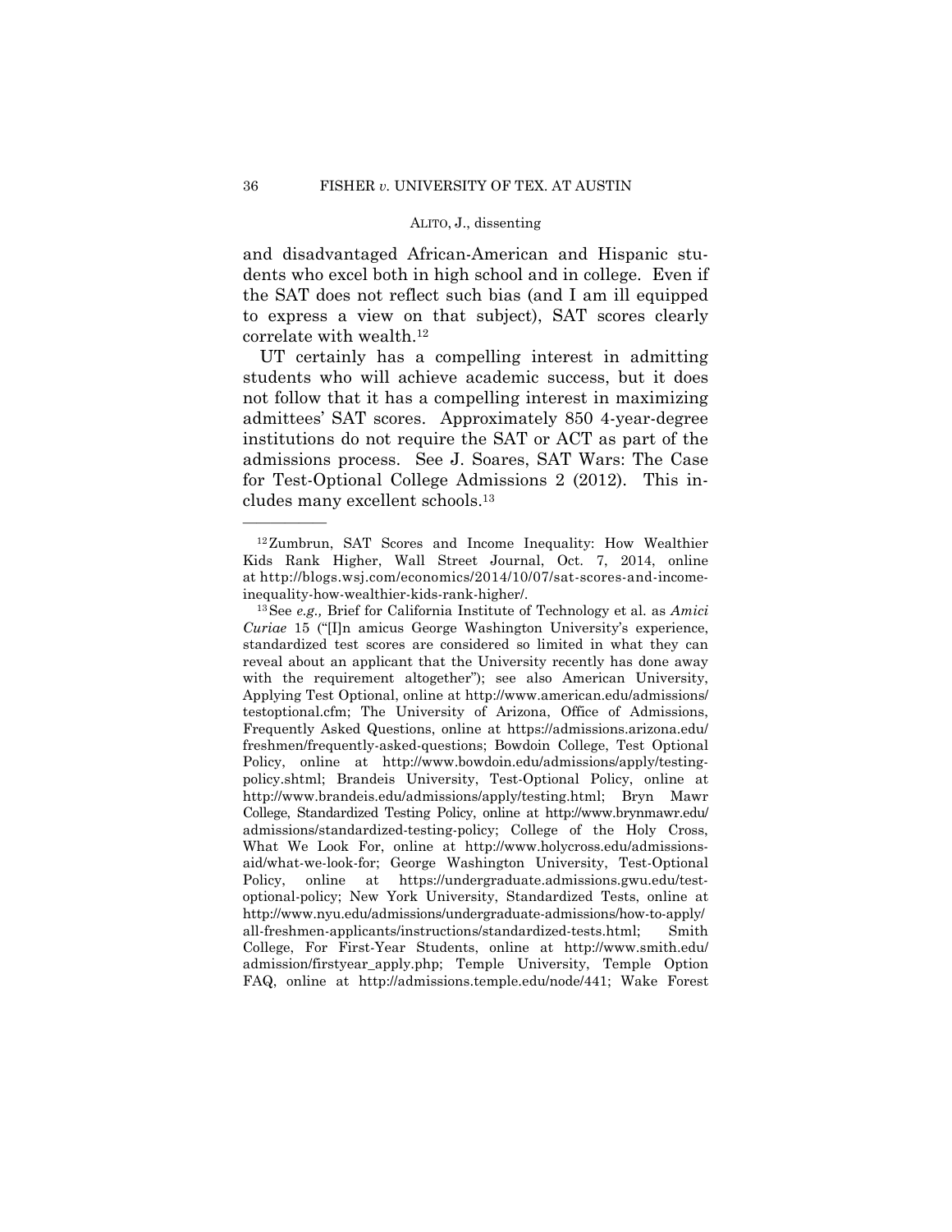and disadvantaged African-American and Hispanic students who excel both in high school and in college. Even if the SAT does not reflect such bias (and I am ill equipped to express a view on that subject), SAT scores clearly correlate with wealth.[12]

UT certainly has a compelling interest in admitting students who will achieve academic success, but it does not follow that it has a compelling interest in maximizing admittees' SAT scores. Approximately 850 4-year-degree institutions do not require the SAT or ACT as part of the admissions process. See J. Soares, SAT Wars: The Case for Test-Optional College Admissions 2 (2012). This includes many excellent schools.[13]

---

[12] Zumbrun, SAT Scores and Income Inequality: How Wealthier Kids Rank Higher, Wall Street Journal, Oct. 7, 2014, online at http://blogs.wsj.com/economics/2014/10/07/sat-scores-and-income-inequality-how-wealthier-kids-rank-higher/.

[13] See *e.g.,* Brief for California Institute of Technology et al. as *Amici Curiae* 15 ("[I]n amicus George Washington University's experience, standardized test scores are considered so limited in what they can reveal about an applicant that the University recently has done away with the requirement altogether"); see also American University, Applying Test Optional, online at http://www.american.edu/admissions/testoptional.cfm; The University of Arizona, Office of Admissions, Frequently Asked Questions, online at https://admissions.arizona.edu/freshmen/frequently-asked-questions; Bowdoin College, Test Optional Policy, online at http://www.bowdoin.edu/admissions/apply/testing-policy.shtml; Brandeis University, Test-Optional Policy, online at http://www.brandeis.edu/admissions/apply/testing.html; Bryn Mawr College, Standardized Testing Policy, online at http://www.brynmawr.edu/admissions/standardized-testing-policy; College of the Holy Cross, What We Look For, online at http://www.holycross.edu/admissions-aid/what-we-look-for; George Washington University, Test-Optional Policy, online at https://undergraduate.admissions.gwu.edu/test-optional-policy; New York University, Standardized Tests, online at http://www.nyu.edu/admissions/undergraduate-admissions/how-to-apply/all-freshmen-applicants/instructions/standardized-tests.html; Smith College, For First-Year Students, online at http://www.smith.edu/admission/firstyear_apply.php; Temple University, Temple Option FAQ, online at http://admissions.temple.edu/node/441; Wake Forest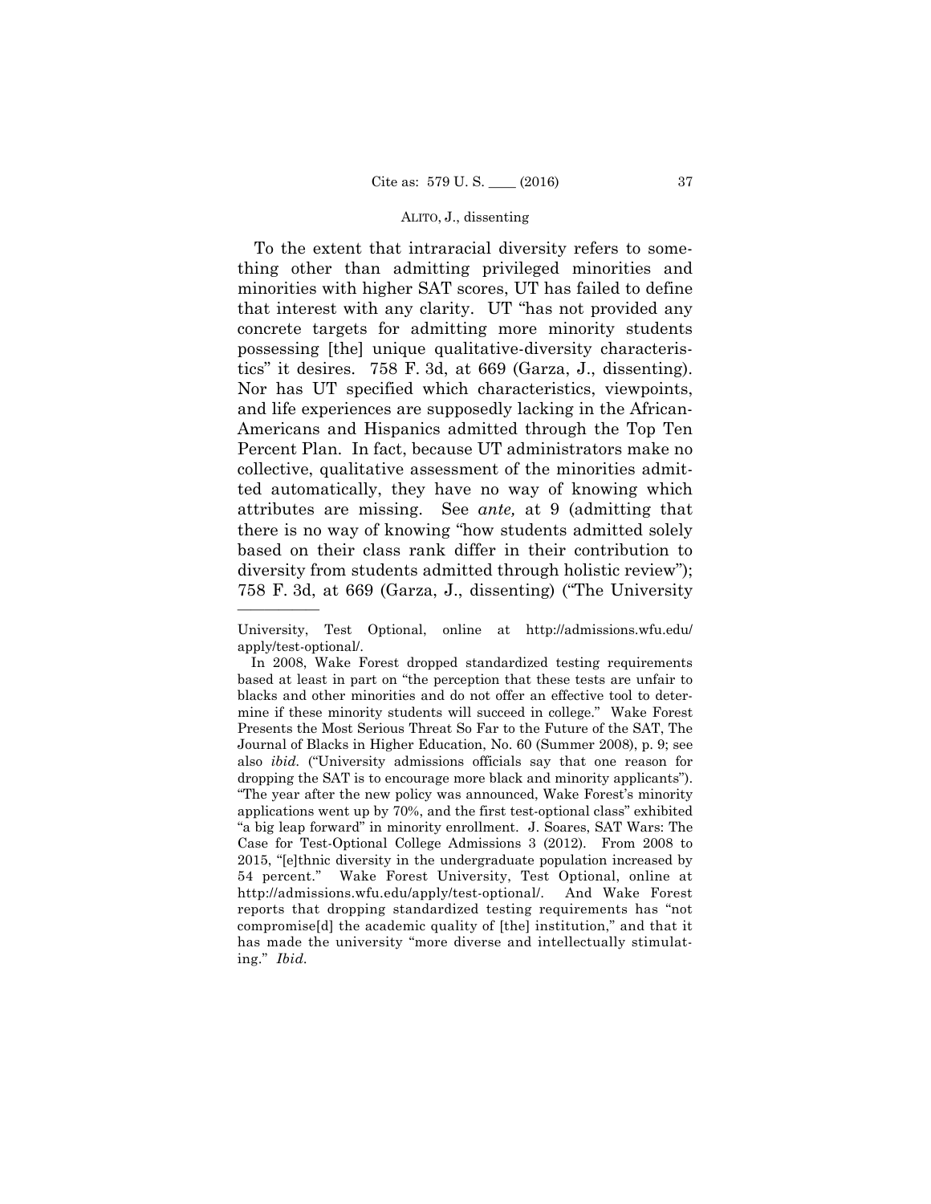To the extent that intraracial diversity refers to something other than admitting privileged minorities and minorities with higher SAT scores, UT has failed to define that interest with any clarity. UT "has not provided any concrete targets for admitting more minority students possessing [the] unique qualitative-diversity characteristics" it desires. 758 F. 3d, at 669 (Garza, J., dissenting). Nor has UT specified which characteristics, viewpoints, and life experiences are supposedly lacking in the African-Americans and Hispanics admitted through the Top Ten Percent Plan. In fact, because UT administrators make no collective, qualitative assessment of the minorities admitted automatically, they have no way of knowing which attributes are missing. See *ante,* at 9 (admitting that there is no way of knowing "how students admitted solely based on their class rank differ in their contribution to diversity from students admitted through holistic review"); 758 F. 3d, at 669 (Garza, J., dissenting) ("The University

---

University, Test Optional, online at http://admissions.wfu.edu/apply/test-optional/.

In 2008, Wake Forest dropped standardized testing requirements based at least in part on "the perception that these tests are unfair to blacks and other minorities and do not offer an effective tool to determine if these minority students will succeed in college." Wake Forest Presents the Most Serious Threat So Far to the Future of the SAT, The Journal of Blacks in Higher Education, No. 60 (Summer 2008), p. 9; see also *ibid.* ("University admissions officials say that one reason for dropping the SAT is to encourage more black and minority applicants"). "The year after the new policy was announced, Wake Forest's minority applications went up by 70%, and the first test-optional class" exhibited "a big leap forward" in minority enrollment. J. Soares, SAT Wars: The Case for Test-Optional College Admissions 3 (2012). From 2008 to 2015, "[e]thnic diversity in the undergraduate population increased by 54 percent." Wake Forest University, Test Optional, online at http://admissions.wfu.edu/apply/test-optional/. And Wake Forest reports that dropping standardized testing requirements has "not compromise[d] the academic quality of [the] institution," and that it has made the university "more diverse and intellectually stimulating." *Ibid.*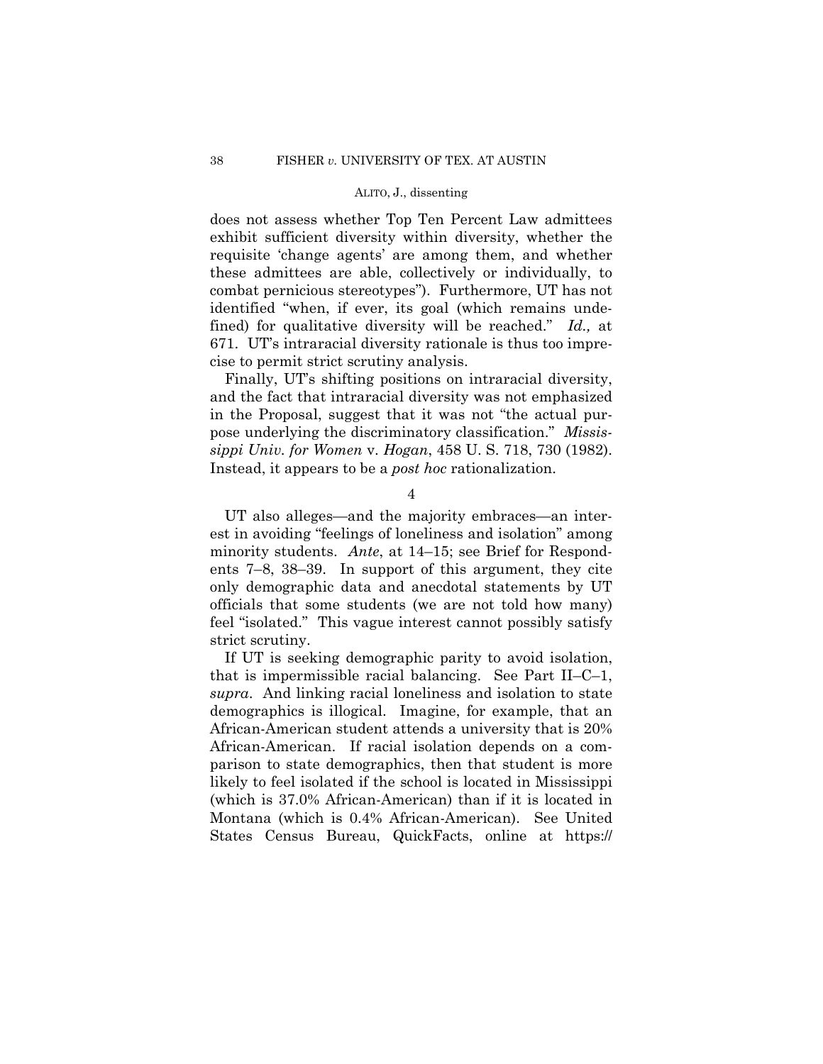does not assess whether Top Ten Percent Law admittees exhibit sufficient diversity within diversity, whether the requisite 'change agents' are among them, and whether these admittees are able, collectively or individually, to combat pernicious stereotypes"). Furthermore, UT has not identified "when, if ever, its goal (which remains undefined) for qualitative diversity will be reached." *Id.,* at 671. UT's intraracial diversity rationale is thus too imprecise to permit strict scrutiny analysis.

Finally, UT's shifting positions on intraracial diversity, and the fact that intraracial diversity was not emphasized in the Proposal, suggest that it was not "the actual purpose underlying the discriminatory classification." *Mississippi Univ. for Women* v. *Hogan*, 458 U. S. 718, 730 (1982). Instead, it appears to be a *post hoc* rationalization.

4

UT also alleges—and the majority embraces—an interest in avoiding "feelings of loneliness and isolation" among minority students. *Ante*, at 14–15; see Brief for Respondents 7–8, 38–39. In support of this argument, they cite only demographic data and anecdotal statements by UT officials that some students (we are not told how many) feel "isolated." This vague interest cannot possibly satisfy strict scrutiny.

If UT is seeking demographic parity to avoid isolation, that is impermissible racial balancing. See Part II–C–1, *supra*. And linking racial loneliness and isolation to state demographics is illogical. Imagine, for example, that an African-American student attends a university that is 20% African-American. If racial isolation depends on a comparison to state demographics, then that student is more likely to feel isolated if the school is located in Mississippi (which is 37.0% African-American) than if it is located in Montana (which is 0.4% African-American). See United States Census Bureau, QuickFacts, online at https://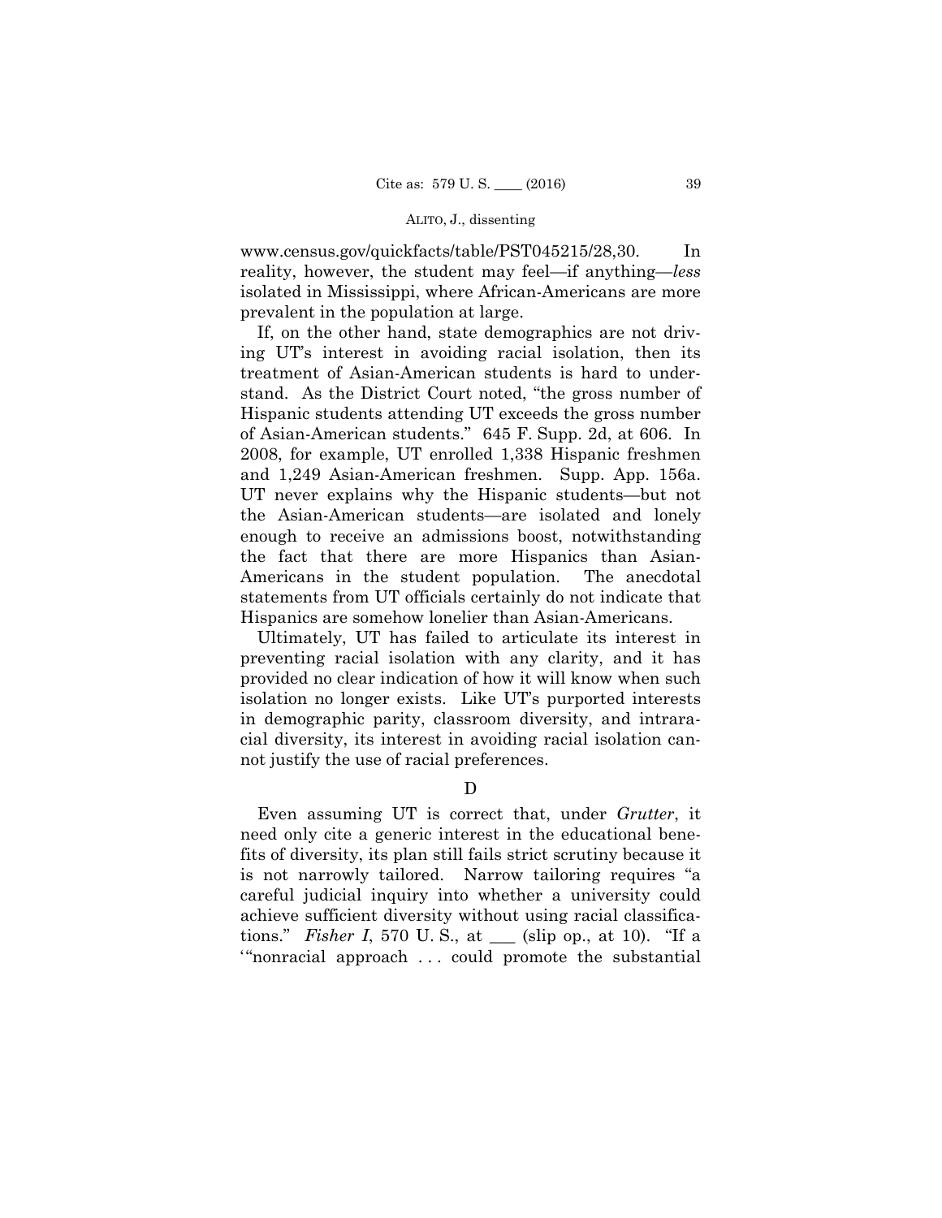www.census.gov/quickfacts/table/PST045215/28,30. In reality, however, the student may feel—if anything—*less* isolated in Mississippi, where African-Americans are more prevalent in the population at large.

If, on the other hand, state demographics are not driving UT's interest in avoiding racial isolation, then its treatment of Asian-American students is hard to understand. As the District Court noted, "the gross number of Hispanic students attending UT exceeds the gross number of Asian-American students." 645 F. Supp. 2d, at 606. In 2008, for example, UT enrolled 1,338 Hispanic freshmen and 1,249 Asian-American freshmen. Supp. App. 156a. UT never explains why the Hispanic students—but not the Asian-American students—are isolated and lonely enough to receive an admissions boost, notwithstanding the fact that there are more Hispanics than Asian-Americans in the student population. The anecdotal statements from UT officials certainly do not indicate that Hispanics are somehow lonelier than Asian-Americans.

Ultimately, UT has failed to articulate its interest in preventing racial isolation with any clarity, and it has provided no clear indication of how it will know when such isolation no longer exists. Like UT's purported interests in demographic parity, classroom diversity, and intraracial diversity, its interest in avoiding racial isolation cannot justify the use of racial preferences.

D

Even assuming UT is correct that, under *Grutter*, it need only cite a generic interest in the educational benefits of diversity, its plan still fails strict scrutiny because it is not narrowly tailored. Narrow tailoring requires "a careful judicial inquiry into whether a university could achieve sufficient diversity without using racial classifications." *Fisher I*, 570 U. S., at ___ (slip op., at 10). "If a '"nonracial approach . . . could promote the substantial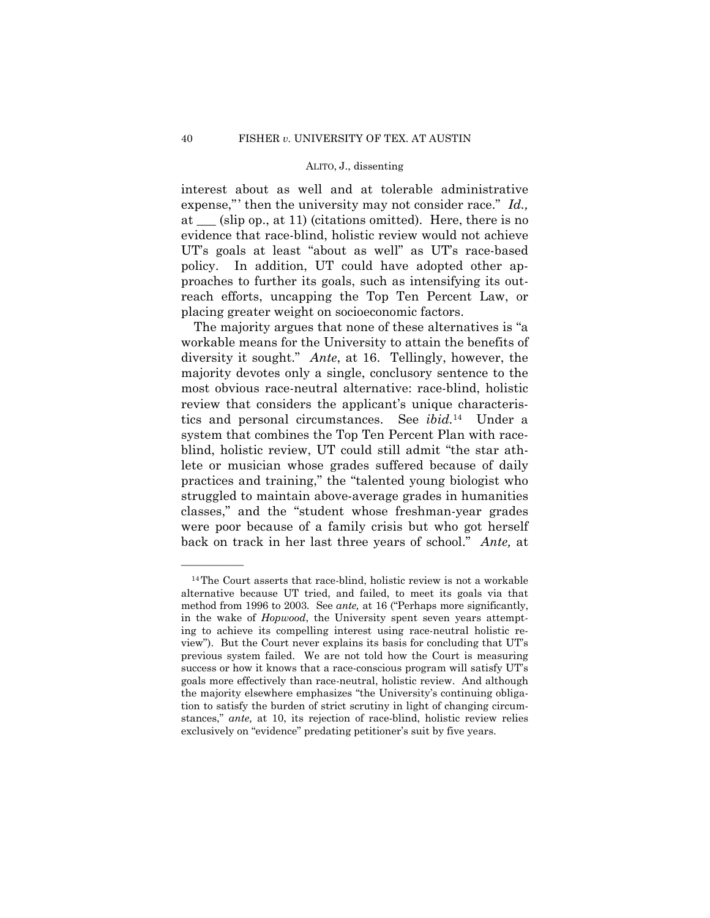interest about as well and at tolerable administrative expense,"' then the university may not consider race." *Id.,* at ___ (slip op., at 11) (citations omitted). Here, there is no evidence that race-blind, holistic review would not achieve UT's goals at least "about as well" as UT's race-based policy. In addition, UT could have adopted other approaches to further its goals, such as intensifying its outreach efforts, uncapping the Top Ten Percent Law, or placing greater weight on socioeconomic factors.

The majority argues that none of these alternatives is "a workable means for the University to attain the benefits of diversity it sought." *Ante*, at 16. Tellingly, however, the majority devotes only a single, conclusory sentence to the most obvious race-neutral alternative: race-blind, holistic review that considers the applicant's unique characteristics and personal circumstances. See *ibid.*[14] Under a system that combines the Top Ten Percent Plan with race-blind, holistic review, UT could still admit "the star athlete or musician whose grades suffered because of daily practices and training," the "talented young biologist who struggled to maintain above-average grades in humanities classes," and the "student whose freshman-year grades were poor because of a family crisis but who got herself back on track in her last three years of school." *Ante,* at

---

[14] The Court asserts that race-blind, holistic review is not a workable alternative because UT tried, and failed, to meet its goals via that method from 1996 to 2003. See *ante,* at 16 ("Perhaps more significantly, in the wake of *Hopwood*, the University spent seven years attempting to achieve its compelling interest using race-neutral holistic review"). But the Court never explains its basis for concluding that UT's previous system failed. We are not told how the Court is measuring success or how it knows that a race-conscious program will satisfy UT's goals more effectively than race-neutral, holistic review. And although the majority elsewhere emphasizes "the University's continuing obligation to satisfy the burden of strict scrutiny in light of changing circumstances," *ante,* at 10, its rejection of race-blind, holistic review relies exclusively on "evidence" predating petitioner's suit by five years.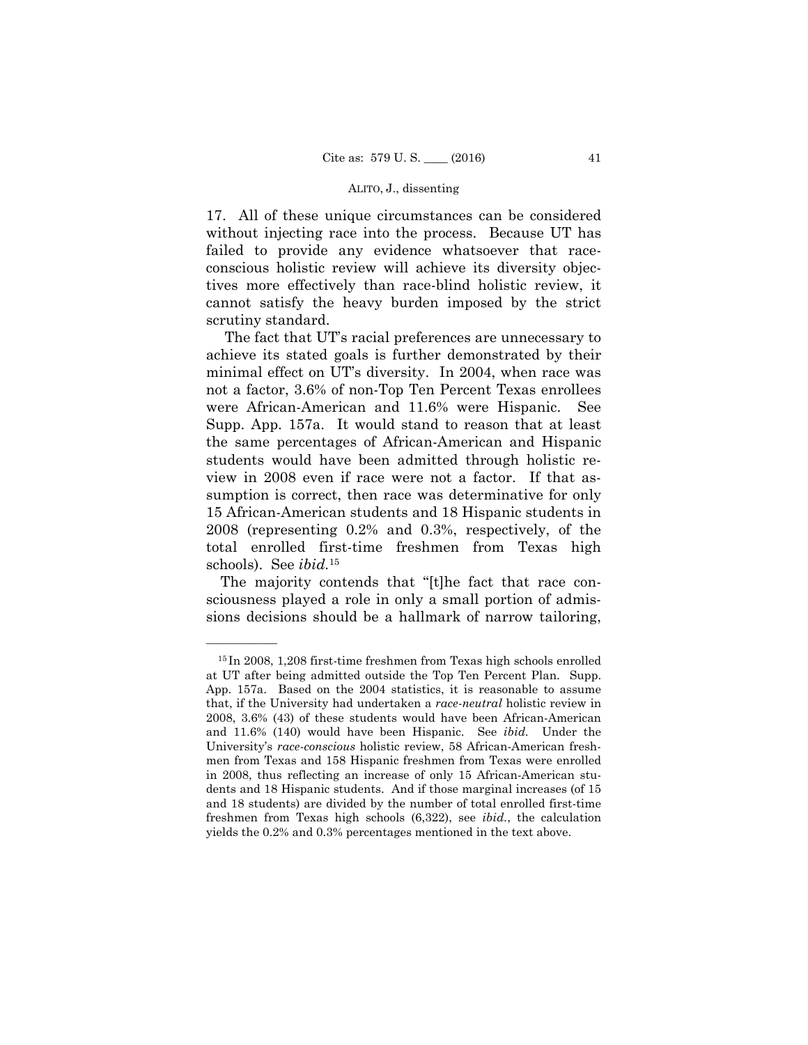17. All of these unique circumstances can be considered without injecting race into the process. Because UT has failed to provide any evidence whatsoever that race-conscious holistic review will achieve its diversity objectives more effectively than race-blind holistic review, it cannot satisfy the heavy burden imposed by the strict scrutiny standard.

The fact that UT's racial preferences are unnecessary to achieve its stated goals is further demonstrated by their minimal effect on UT's diversity. In 2004, when race was not a factor, 3.6% of non-Top Ten Percent Texas enrollees were African-American and 11.6% were Hispanic. See Supp. App. 157a. It would stand to reason that at least the same percentages of African-American and Hispanic students would have been admitted through holistic review in 2008 even if race were not a factor. If that assumption is correct, then race was determinative for only 15 African-American students and 18 Hispanic students in 2008 (representing 0.2% and 0.3%, respectively, of the total enrolled first-time freshmen from Texas high schools). See *ibid.*[15]

The majority contends that "[t]he fact that race consciousness played a role in only a small portion of admissions decisions should be a hallmark of narrow tailoring,

---

[15] In 2008, 1,208 first-time freshmen from Texas high schools enrolled at UT after being admitted outside the Top Ten Percent Plan. Supp. App. 157a. Based on the 2004 statistics, it is reasonable to assume that, if the University had undertaken a *race-neutral* holistic review in 2008, 3.6% (43) of these students would have been African-American and 11.6% (140) would have been Hispanic. See *ibid.* Under the University's *race-conscious* holistic review, 58 African-American freshmen from Texas and 158 Hispanic freshmen from Texas were enrolled in 2008, thus reflecting an increase of only 15 African-American students and 18 Hispanic students. And if those marginal increases (of 15 and 18 students) are divided by the number of total enrolled first-time freshmen from Texas high schools (6,322), see *ibid.*, the calculation yields the 0.2% and 0.3% percentages mentioned in the text above.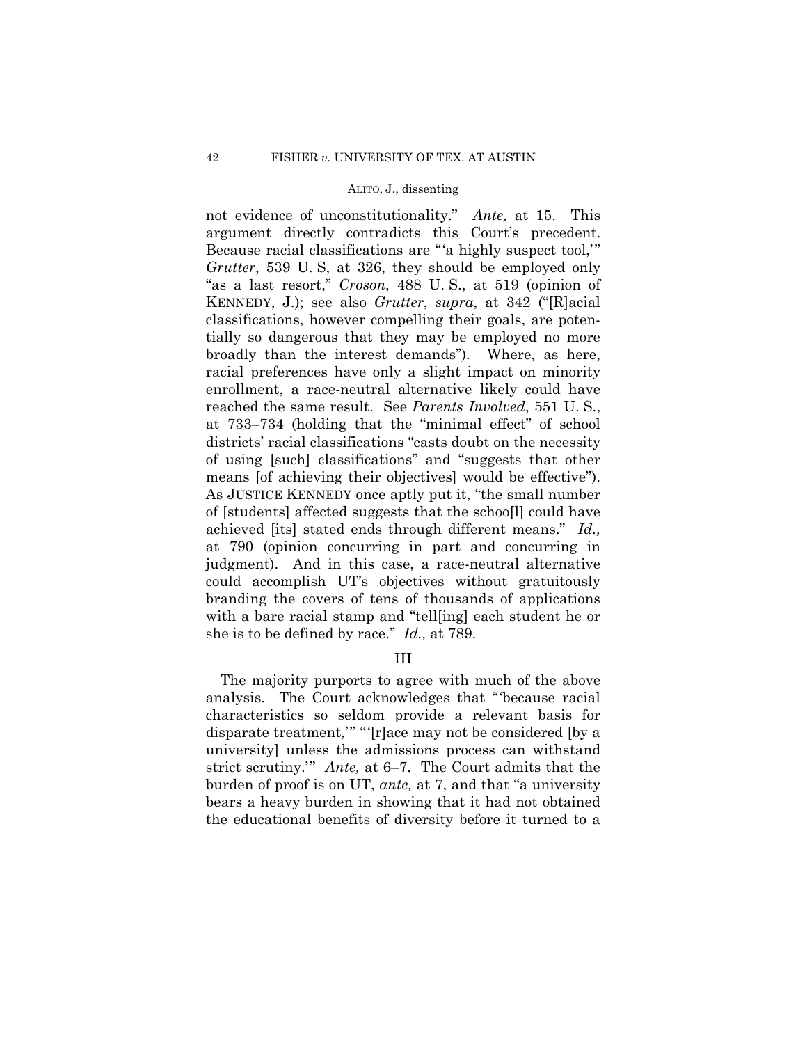not evidence of unconstitutionality." *Ante,* at 15. This argument directly contradicts this Court's precedent. Because racial classifications are "'a highly suspect tool,'" *Grutter*, 539 U. S, at 326, they should be employed only "as a last resort," *Croson*, 488 U. S., at 519 (opinion of KENNEDY, J.); see also *Grutter*, *supra*, at 342 ("[R]acial classifications, however compelling their goals, are potentially so dangerous that they may be employed no more broadly than the interest demands"). Where, as here, racial preferences have only a slight impact on minority enrollment, a race-neutral alternative likely could have reached the same result. See *Parents Involved*, 551 U. S., at 733–734 (holding that the "minimal effect" of school districts' racial classifications "casts doubt on the necessity of using [such] classifications" and "suggests that other means [of achieving their objectives] would be effective"). As JUSTICE KENNEDY once aptly put it, "the small number of [students] affected suggests that the schoo[l] could have achieved [its] stated ends through different means." *Id.,* at 790 (opinion concurring in part and concurring in judgment). And in this case, a race-neutral alternative could accomplish UT's objectives without gratuitously branding the covers of tens of thousands of applications with a bare racial stamp and "tell[ing] each student he or she is to be defined by race." *Id.,* at 789.

## III

The majority purports to agree with much of the above analysis. The Court acknowledges that "'because racial characteristics so seldom provide a relevant basis for disparate treatment,'" "'[r]ace may not be considered [by a university] unless the admissions process can withstand strict scrutiny.'" *Ante,* at 6–7. The Court admits that the burden of proof is on UT, *ante,* at 7, and that "a university bears a heavy burden in showing that it had not obtained the educational benefits of diversity before it turned to a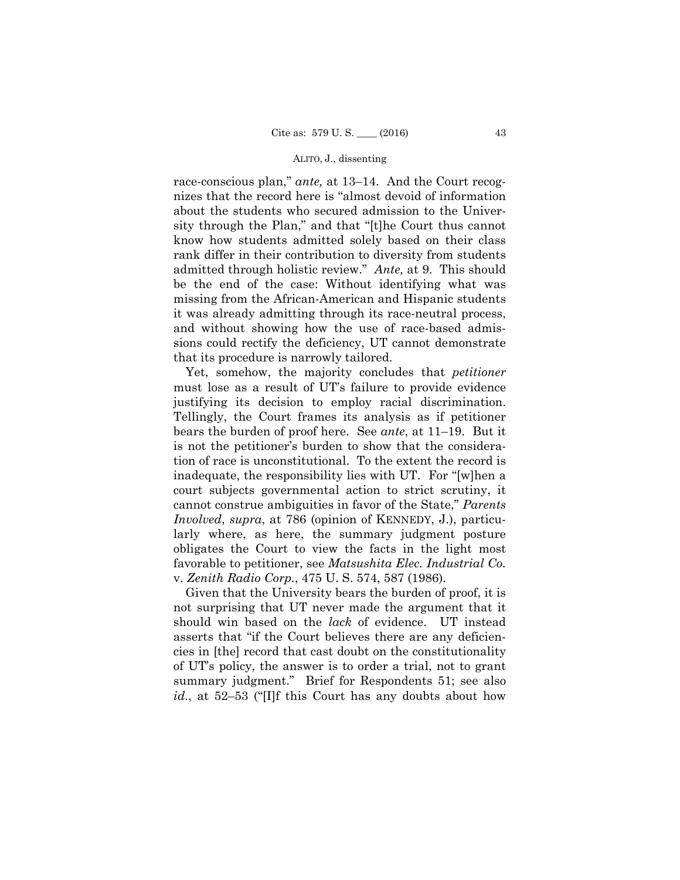race-conscious plan," *ante,* at 13–14. And the Court recognizes that the record here is "almost devoid of information about the students who secured admission to the University through the Plan," and that "[t]he Court thus cannot know how students admitted solely based on their class rank differ in their contribution to diversity from students admitted through holistic review." *Ante,* at 9. This should be the end of the case: Without identifying what was missing from the African-American and Hispanic students it was already admitting through its race-neutral process, and without showing how the use of race-based admissions could rectify the deficiency, UT cannot demonstrate that its procedure is narrowly tailored.

Yet, somehow, the majority concludes that *petitioner* must lose as a result of UT's failure to provide evidence justifying its decision to employ racial discrimination. Tellingly, the Court frames its analysis as if petitioner bears the burden of proof here. See *ante*, at 11–19. But it is not the petitioner's burden to show that the consideration of race is unconstitutional. To the extent the record is inadequate, the responsibility lies with UT. For "[w]hen a court subjects governmental action to strict scrutiny, it cannot construe ambiguities in favor of the State," *Parents Involved*, *supra*, at 786 (opinion of KENNEDY, J.), particularly where, as here, the summary judgment posture obligates the Court to view the facts in the light most favorable to petitioner, see *Matsushita Elec. Industrial Co.* v. *Zenith Radio Corp.*, 475 U. S. 574, 587 (1986).

Given that the University bears the burden of proof, it is not surprising that UT never made the argument that it should win based on the *lack* of evidence. UT instead asserts that "if the Court believes there are any deficiencies in [the] record that cast doubt on the constitutionality of UT's policy, the answer is to order a trial, not to grant summary judgment." Brief for Respondents 51; see also *id.*, at 52–53 ("[I]f this Court has any doubts about how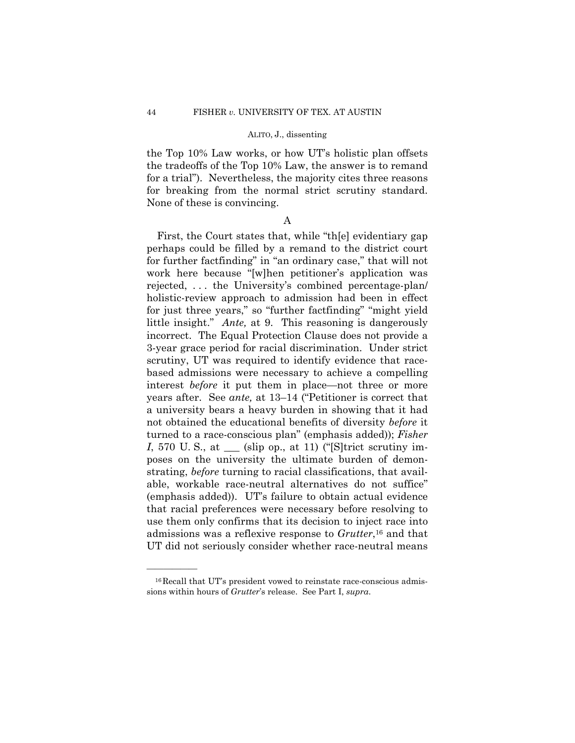the Top 10% Law works, or how UT's holistic plan offsets the tradeoffs of the Top 10% Law, the answer is to remand for a trial"). Nevertheless, the majority cites three reasons for breaking from the normal strict scrutiny standard. None of these is convincing.

### A

First, the Court states that, while "th[e] evidentiary gap perhaps could be filled by a remand to the district court for further factfinding" in "an ordinary case," that will not work here because "[w]hen petitioner's application was rejected, . . . the University's combined percentage-plan/holistic-review approach to admission had been in effect for just three years," so "further factfinding" "might yield little insight." *Ante,* at 9. This reasoning is dangerously incorrect. The Equal Protection Clause does not provide a 3-year grace period for racial discrimination. Under strict scrutiny, UT was required to identify evidence that race-based admissions were necessary to achieve a compelling interest *before* it put them in place—not three or more years after. See *ante,* at 13–14 ("Petitioner is correct that a university bears a heavy burden in showing that it had not obtained the educational benefits of diversity *before* it turned to a race-conscious plan" (emphasis added)); *Fisher I*, 570 U. S., at ___ (slip op., at 11) ("[S]trict scrutiny imposes on the university the ultimate burden of demonstrating, *before* turning to racial classifications, that available, workable race-neutral alternatives do not suffice" (emphasis added)). UT's failure to obtain actual evidence that racial preferences were necessary before resolving to use them only confirms that its decision to inject race into admissions was a reflexive response to *Grutter*,[16] and that UT did not seriously consider whether race-neutral means

[16] Recall that UT's president vowed to reinstate race-conscious admissions within hours of *Grutter*'s release. See Part I, *supra*.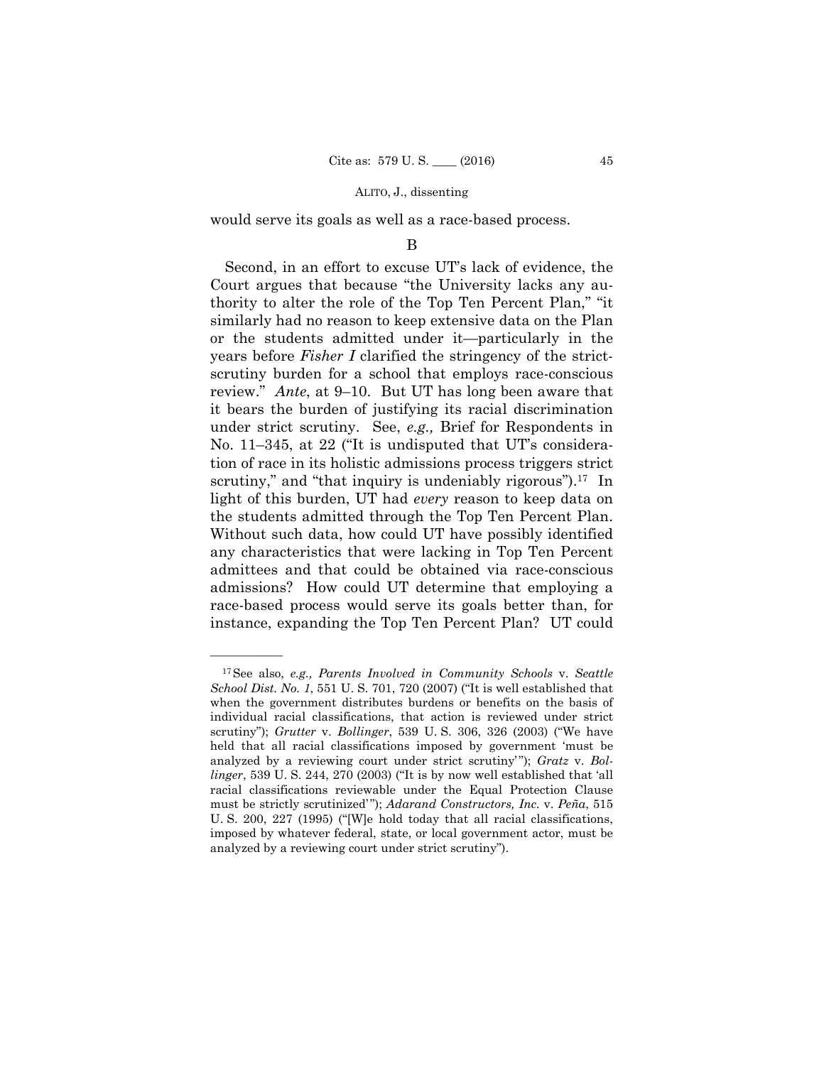would serve its goals as well as a race-based process.

### B

Second, in an effort to excuse UT's lack of evidence, the Court argues that because "the University lacks any authority to alter the role of the Top Ten Percent Plan," "it similarly had no reason to keep extensive data on the Plan or the students admitted under it—particularly in the years before *Fisher I* clarified the stringency of the strict-scrutiny burden for a school that employs race-conscious review." *Ante*, at 9–10. But UT has long been aware that it bears the burden of justifying its racial discrimination under strict scrutiny. See, *e.g.,* Brief for Respondents in No. 11–345, at 22 ("It is undisputed that UT's consideration of race in its holistic admissions process triggers strict scrutiny," and "that inquiry is undeniably rigorous").[17] In light of this burden, UT had *every* reason to keep data on the students admitted through the Top Ten Percent Plan. Without such data, how could UT have possibly identified any characteristics that were lacking in Top Ten Percent admittees and that could be obtained via race-conscious admissions? How could UT determine that employing a race-based process would serve its goals better than, for instance, expanding the Top Ten Percent Plan? UT could

---

[17] See also, *e.g., Parents Involved in Community Schools* v. *Seattle School Dist. No. 1*, 551 U. S. 701, 720 (2007) ("It is well established that when the government distributes burdens or benefits on the basis of individual racial classifications, that action is reviewed under strict scrutiny"); *Grutter* v. *Bollinger*, 539 U. S. 306, 326 (2003) ("We have held that all racial classifications imposed by government 'must be analyzed by a reviewing court under strict scrutiny'"); *Gratz* v. *Bollinger*, 539 U. S. 244, 270 (2003) ("It is by now well established that 'all racial classifications reviewable under the Equal Protection Clause must be strictly scrutinized'"); *Adarand Constructors, Inc.* v. *Peña*, 515 U. S. 200, 227 (1995) ("[W]e hold today that all racial classifications, imposed by whatever federal, state, or local government actor, must be analyzed by a reviewing court under strict scrutiny").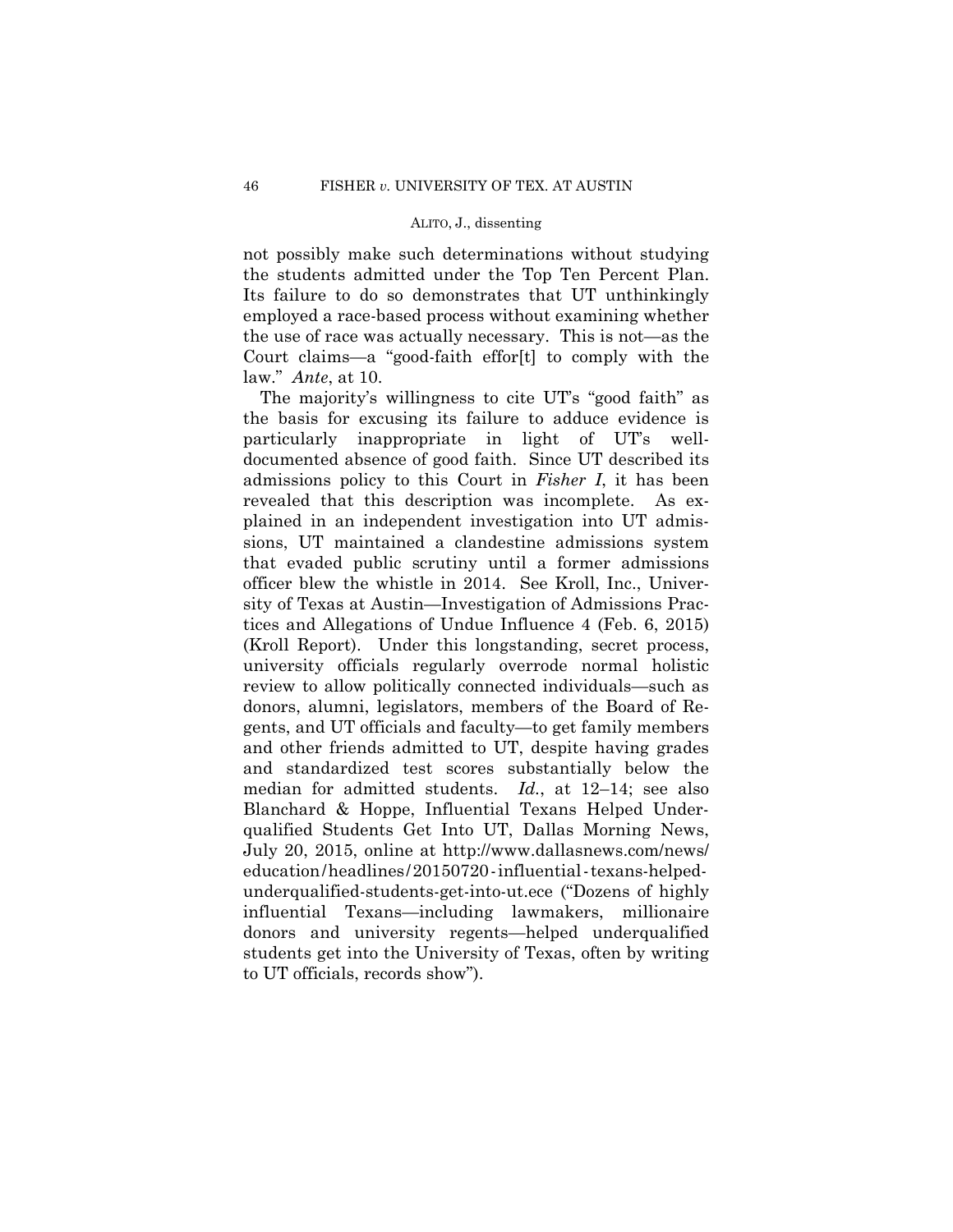not possibly make such determinations without studying the students admitted under the Top Ten Percent Plan. Its failure to do so demonstrates that UT unthinkingly employed a race-based process without examining whether the use of race was actually necessary. This is not—as the Court claims—a "good-faith effor[t] to comply with the law." *Ante*, at 10.

The majority's willingness to cite UT's "good faith" as the basis for excusing its failure to adduce evidence is particularly inappropriate in light of UT's well-documented absence of good faith. Since UT described its admissions policy to this Court in *Fisher I*, it has been revealed that this description was incomplete. As explained in an independent investigation into UT admissions, UT maintained a clandestine admissions system that evaded public scrutiny until a former admissions officer blew the whistle in 2014. See Kroll, Inc., University of Texas at Austin—Investigation of Admissions Practices and Allegations of Undue Influence 4 (Feb. 6, 2015) (Kroll Report). Under this longstanding, secret process, university officials regularly overrode normal holistic review to allow politically connected individuals—such as donors, alumni, legislators, members of the Board of Regents, and UT officials and faculty—to get family members and other friends admitted to UT, despite having grades and standardized test scores substantially below the median for admitted students. *Id.*, at 12–14; see also Blanchard & Hoppe, Influential Texans Helped Underqualified Students Get Into UT, Dallas Morning News, July 20, 2015, online at http://www.dallasnews.com/news/education/headlines/20150720-influential-texans-helped-underqualified-students-get-into-ut.ece ("Dozens of highly influential Texans—including lawmakers, millionaire donors and university regents—helped underqualified students get into the University of Texas, often by writing to UT officials, records show").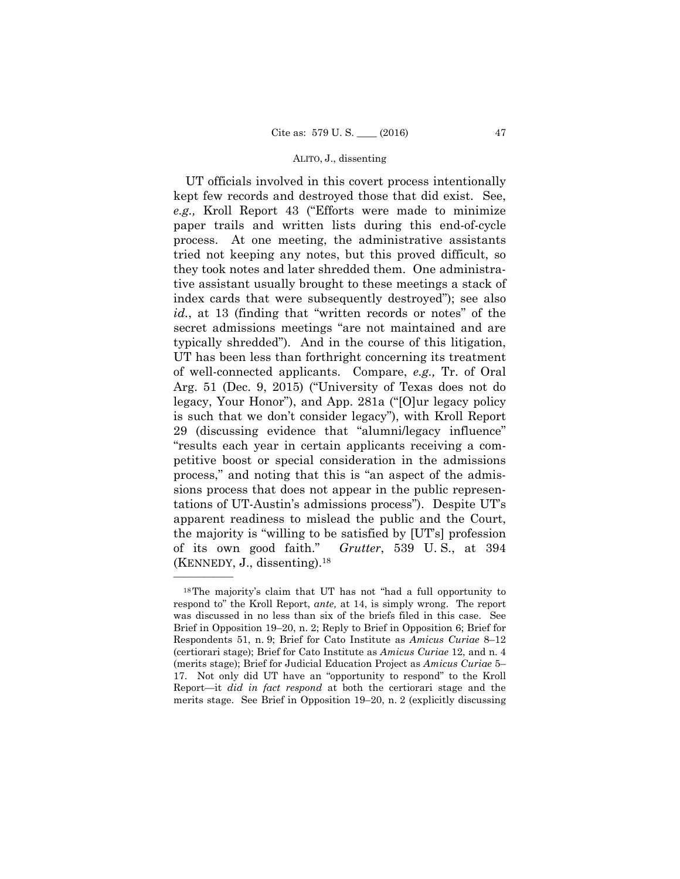UT officials involved in this covert process intentionally kept few records and destroyed those that did exist. See, *e.g.,* Kroll Report 43 ("Efforts were made to minimize paper trails and written lists during this end-of-cycle process. At one meeting, the administrative assistants tried not keeping any notes, but this proved difficult, so they took notes and later shredded them. One administrative assistant usually brought to these meetings a stack of index cards that were subsequently destroyed"); see also *id.*, at 13 (finding that "written records or notes" of the secret admissions meetings "are not maintained and are typically shredded"). And in the course of this litigation, UT has been less than forthright concerning its treatment of well-connected applicants. Compare, *e.g.,* Tr. of Oral Arg. 51 (Dec. 9, 2015) ("University of Texas does not do legacy, Your Honor"), and App. 281a ("[O]ur legacy policy is such that we don't consider legacy"), with Kroll Report 29 (discussing evidence that "alumni/legacy influence" "results each year in certain applicants receiving a competitive boost or special consideration in the admissions process," and noting that this is "an aspect of the admissions process that does not appear in the public representations of UT-Austin's admissions process"). Despite UT's apparent readiness to mislead the public and the Court, the majority is "willing to be satisfied by [UT's] profession of its own good faith." *Grutter*, 539 U. S., at 394 (KENNEDY, J., dissenting).[18]

---

[18] The majority's claim that UT has not "had a full opportunity to respond to" the Kroll Report, *ante,* at 14, is simply wrong. The report was discussed in no less than six of the briefs filed in this case. See Brief in Opposition 19–20, n. 2; Reply to Brief in Opposition 6; Brief for Respondents 51, n. 9; Brief for Cato Institute as *Amicus Curiae* 8–12 (certiorari stage); Brief for Cato Institute as *Amicus Curiae* 12, and n. 4 (merits stage); Brief for Judicial Education Project as *Amicus Curiae* 5–17. Not only did UT have an "opportunity to respond" to the Kroll Report—it *did in fact respond* at both the certiorari stage and the merits stage. See Brief in Opposition 19–20, n. 2 (explicitly discussing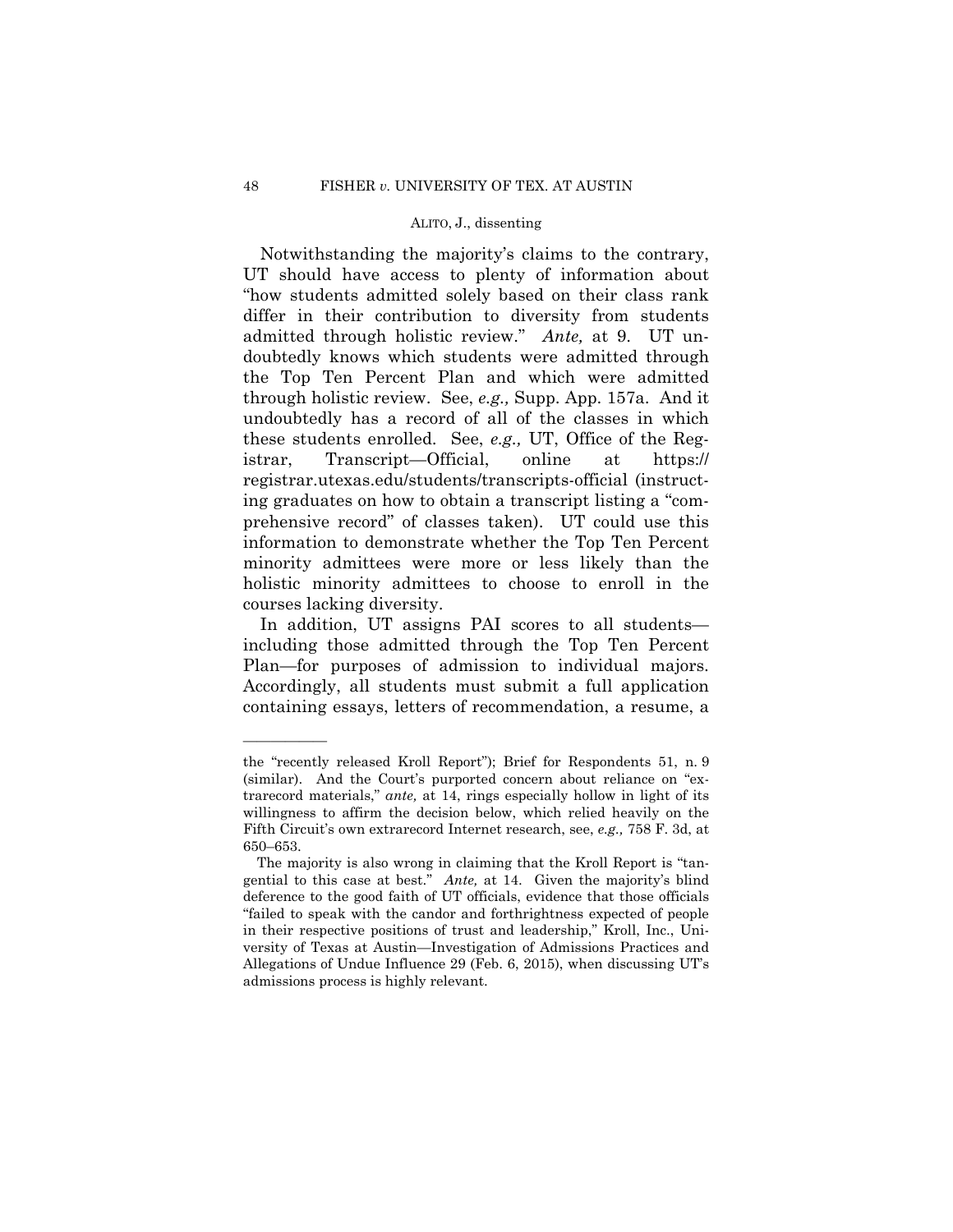Notwithstanding the majority's claims to the contrary, UT should have access to plenty of information about "how students admitted solely based on their class rank differ in their contribution to diversity from students admitted through holistic review." *Ante,* at 9. UT undoubtedly knows which students were admitted through the Top Ten Percent Plan and which were admitted through holistic review. See, *e.g.,* Supp. App. 157a. And it undoubtedly has a record of all of the classes in which these students enrolled. See, *e.g.,* UT, Office of the Registrar, Transcript—Official, online at https://registrar.utexas.edu/students/transcripts-official (instructing graduates on how to obtain a transcript listing a "comprehensive record" of classes taken). UT could use this information to demonstrate whether the Top Ten Percent minority admittees were more or less likely than the holistic minority admittees to choose to enroll in the courses lacking diversity.

In addition, UT assigns PAI scores to all students—including those admitted through the Top Ten Percent Plan—for purposes of admission to individual majors. Accordingly, all students must submit a full application containing essays, letters of recommendation, a resume, a

---

the "recently released Kroll Report"); Brief for Respondents 51, n. 9 (similar). And the Court's purported concern about reliance on "extrarecord materials," *ante,* at 14, rings especially hollow in light of its willingness to affirm the decision below, which relied heavily on the Fifth Circuit's own extrarecord Internet research, see, *e.g.,* 758 F. 3d, at 650–653.

The majority is also wrong in claiming that the Kroll Report is "tangential to this case at best." *Ante,* at 14. Given the majority's blind deference to the good faith of UT officials, evidence that those officials "failed to speak with the candor and forthrightness expected of people in their respective positions of trust and leadership," Kroll, Inc., University of Texas at Austin—Investigation of Admissions Practices and Allegations of Undue Influence 29 (Feb. 6, 2015), when discussing UT's admissions process is highly relevant.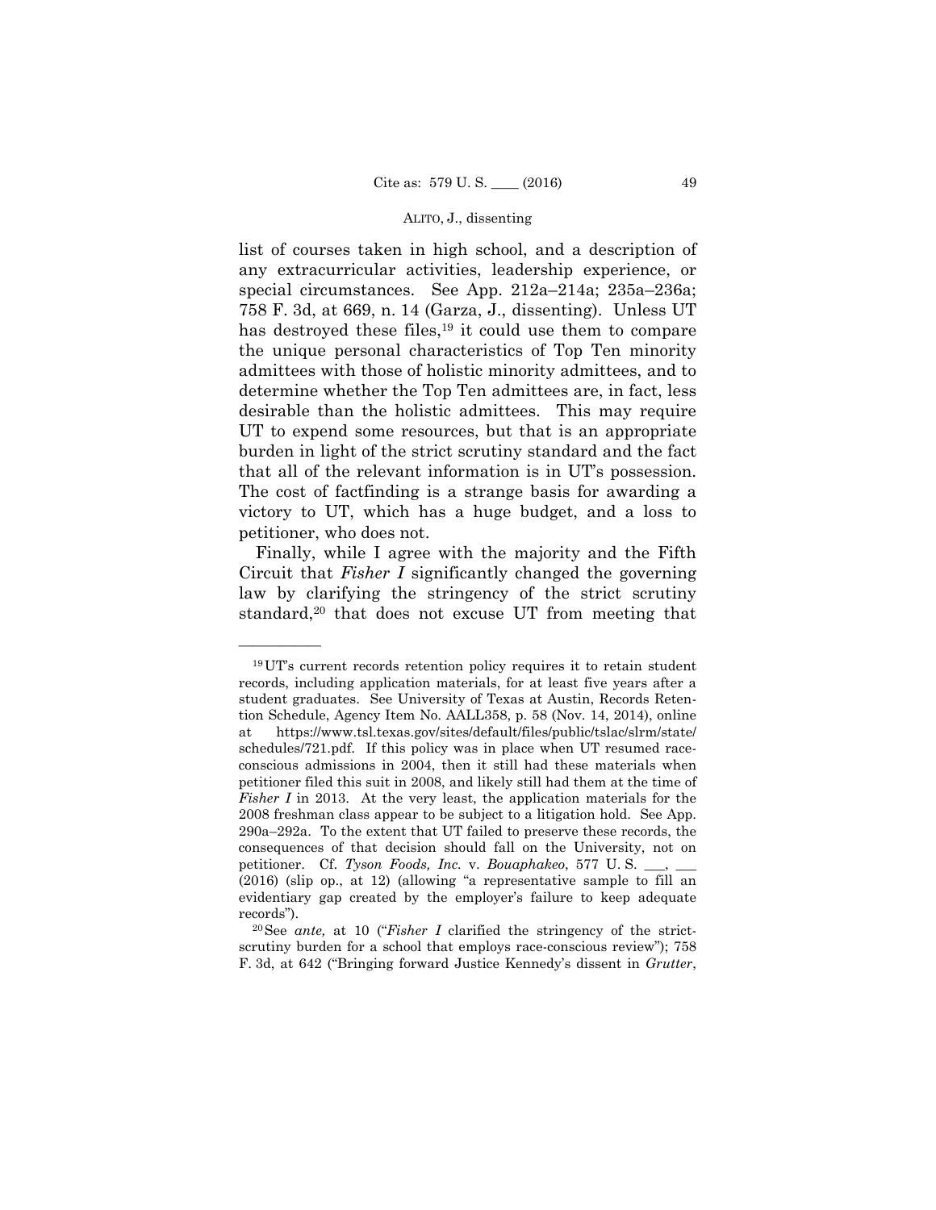list of courses taken in high school, and a description of any extracurricular activities, leadership experience, or special circumstances. See App. 212a–214a; 235a–236a; 758 F. 3d, at 669, n. 14 (Garza, J., dissenting). Unless UT has destroyed these files,[19] it could use them to compare the unique personal characteristics of Top Ten minority admittees with those of holistic minority admittees, and to determine whether the Top Ten admittees are, in fact, less desirable than the holistic admittees. This may require UT to expend some resources, but that is an appropriate burden in light of the strict scrutiny standard and the fact that all of the relevant information is in UT's possession. The cost of factfinding is a strange basis for awarding a victory to UT, which has a huge budget, and a loss to petitioner, who does not.

Finally, while I agree with the majority and the Fifth Circuit that *Fisher I* significantly changed the governing law by clarifying the stringency of the strict scrutiny standard,[20] that does not excuse UT from meeting that

---

[19] UT's current records retention policy requires it to retain student records, including application materials, for at least five years after a student graduates. See University of Texas at Austin, Records Retention Schedule, Agency Item No. AALL358, p. 58 (Nov. 14, 2014), online at https://www.tsl.texas.gov/sites/default/files/public/tslac/slrm/state/schedules/721.pdf. If this policy was in place when UT resumed race-conscious admissions in 2004, then it still had these materials when petitioner filed this suit in 2008, and likely still had them at the time of *Fisher I* in 2013. At the very least, the application materials for the 2008 freshman class appear to be subject to a litigation hold. See App. 290a–292a. To the extent that UT failed to preserve these records, the consequences of that decision should fall on the University, not on petitioner. Cf. *Tyson Foods, Inc.* v. *Bouaphakeo*, 577 U. S. ___, ___ (2016) (slip op., at 12) (allowing "a representative sample to fill an evidentiary gap created by the employer's failure to keep adequate records").

[20] See *ante,* at 10 ("*Fisher I* clarified the stringency of the strict-scrutiny burden for a school that employs race-conscious review"); 758 F. 3d, at 642 ("Bringing forward Justice Kennedy's dissent in *Grutter*,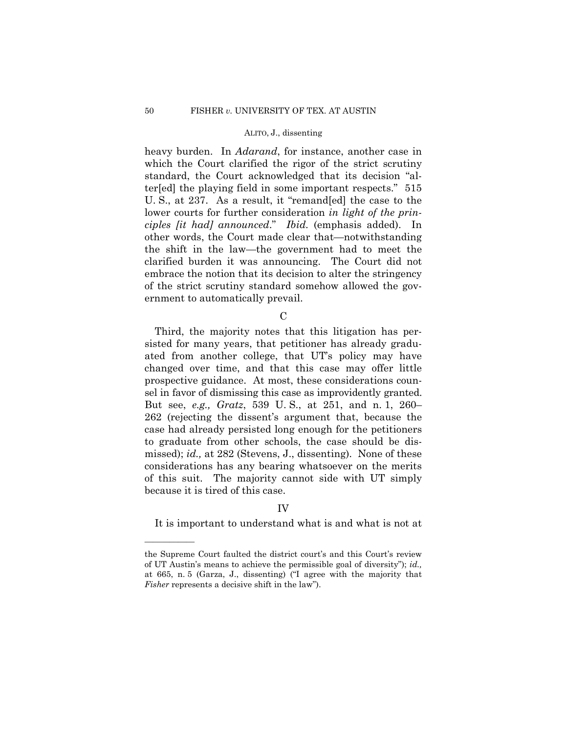heavy burden. In *Adarand*, for instance, another case in which the Court clarified the rigor of the strict scrutiny standard, the Court acknowledged that its decision "alter[ed] the playing field in some important respects." 515 U. S., at 237. As a result, it "remand[ed] the case to the lower courts for further consideration *in light of the principles [it had] announced*." *Ibid.* (emphasis added). In other words, the Court made clear that—notwithstanding the shift in the law—the government had to meet the clarified burden it was announcing. The Court did not embrace the notion that its decision to alter the stringency of the strict scrutiny standard somehow allowed the government to automatically prevail.

C

Third, the majority notes that this litigation has persisted for many years, that petitioner has already graduated from another college, that UT's policy may have changed over time, and that this case may offer little prospective guidance. At most, these considerations counsel in favor of dismissing this case as improvidently granted. But see, *e.g., Gratz*, 539 U. S., at 251, and n. 1, 260–262 (rejecting the dissent's argument that, because the case had already persisted long enough for the petitioners to graduate from other schools, the case should be dismissed); *id.,* at 282 (Stevens, J., dissenting). None of these considerations has any bearing whatsoever on the merits of this suit. The majority cannot side with UT simply because it is tired of this case.

IV

It is important to understand what is and what is not at

---

the Supreme Court faulted the district court's and this Court's review of UT Austin's means to achieve the permissible goal of diversity"); *id.,* at 665, n. 5 (Garza, J., dissenting) ("I agree with the majority that *Fisher* represents a decisive shift in the law").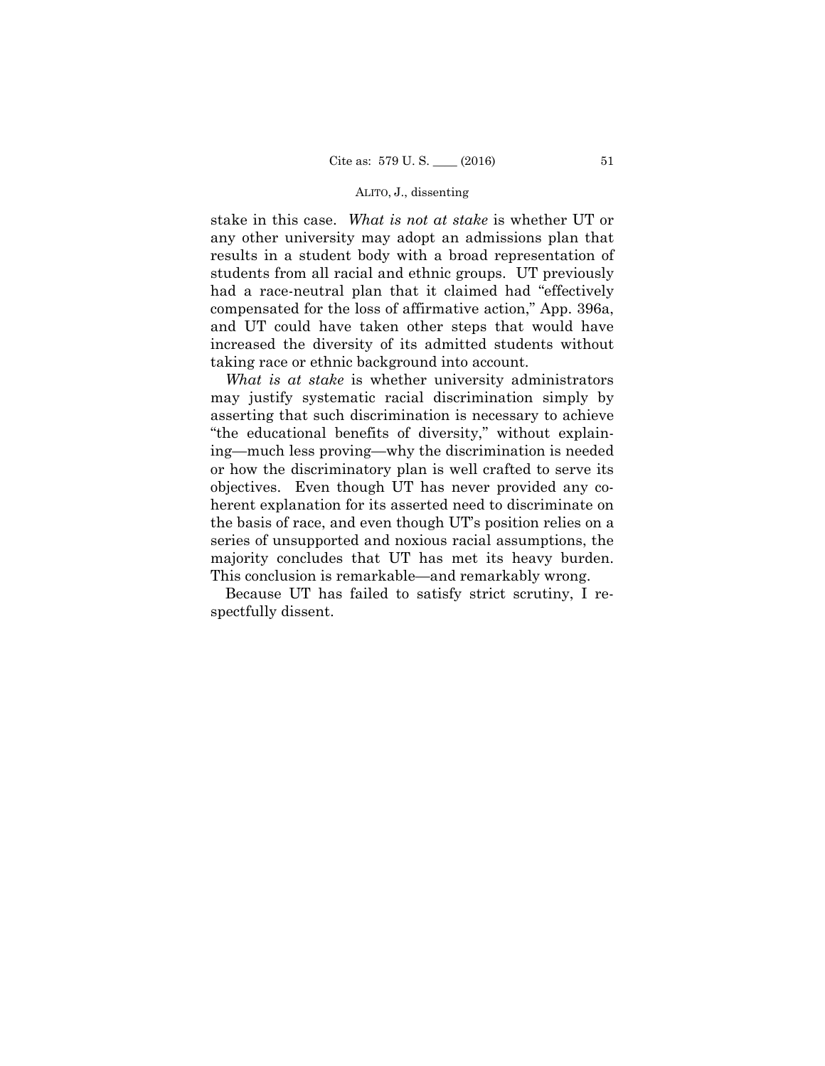stake in this case. *What is not at stake* is whether UT or any other university may adopt an admissions plan that results in a student body with a broad representation of students from all racial and ethnic groups. UT previously had a race-neutral plan that it claimed had "effectively compensated for the loss of affirmative action," App. 396a, and UT could have taken other steps that would have increased the diversity of its admitted students without taking race or ethnic background into account.

*What is at stake* is whether university administrators may justify systematic racial discrimination simply by asserting that such discrimination is necessary to achieve "the educational benefits of diversity," without explaining—much less proving—why the discrimination is needed or how the discriminatory plan is well crafted to serve its objectives. Even though UT has never provided any coherent explanation for its asserted need to discriminate on the basis of race, and even though UT's position relies on a series of unsupported and noxious racial assumptions, the majority concludes that UT has met its heavy burden. This conclusion is remarkable—and remarkably wrong.

Because UT has failed to satisfy strict scrutiny, I respectfully dissent.